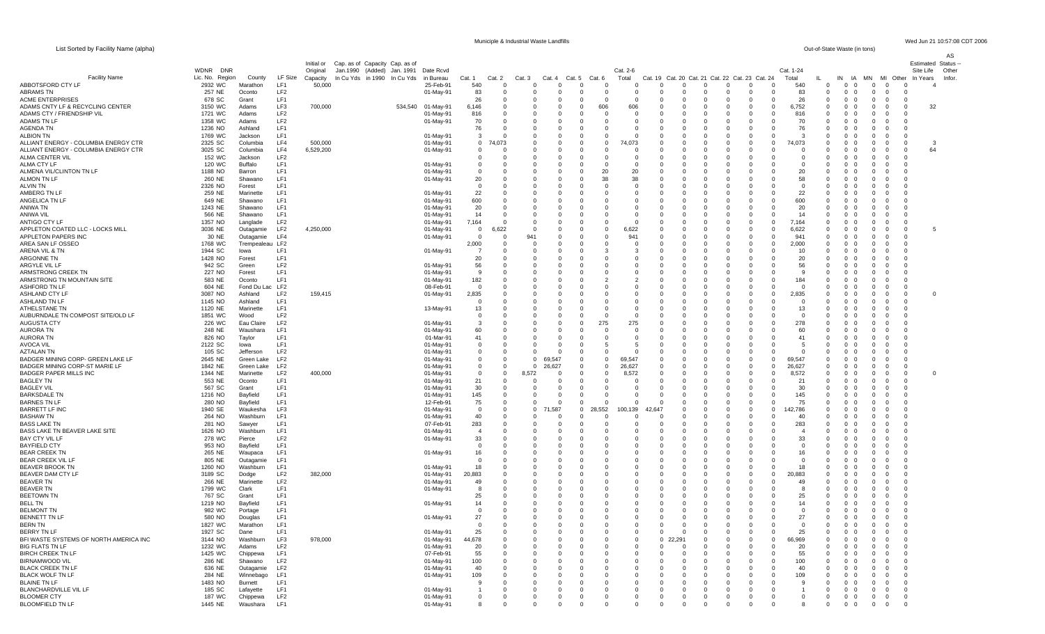# Municipal & Industrial Waste Landfills

List Sorted by Facility Name (alpha)

| Facility Name | WDNR Lic. No. | DNR Region | County | LF Size | Initial or Original Capacity | Cap. as of Jan.1990 In Cu Yds | Capacity (Added) in 1990 | Cap. as of Jan. 1991 In Cu Yds | Date Rcvd in Bureau | Cat. 1 | Cat. 2 | Cat. 3 | Cat. 4 | Cat. 5 | Cat. 6 | Cat. 2-6 Total | Cat. 19 | Cat. 20 | Cat. 21 | Cat. 22 | Cat. 23 | Cat. 24 | Cat. 1-24 Total | IL | IN | IA | MN | MI | Other | Estimated Site Life In Years | AS Status -- Other Infor. |
|---|---|---|---|---|---|---|---|---|---|---|---|---|---|---|---|---|---|---|---|---|---|---|---|---|---|---|---|---|---|---|---|
| ABBOTSFORD CTY LF | 2932 | WC | Marathon | LF1 | 50,000 | | | | 25-Feb-91 | 540 | 0 | 0 | 0 | 0 | 0 | 0 | 0 | 0 | 0 | 0 | 0 | 0 | 540 | 0 | 0 | 0 | 0 | 0 | 0 | 4 | |
| ABRAMS TN | 257 | NE | Oconto | LF2 | | | | | 01-May-91 | 83 | 0 | 0 | 0 | 0 | 0 | 0 | 0 | 0 | 0 | 0 | 0 | 0 | 83 | 0 | 0 | 0 | 0 | 0 | 0 | | |
| ACME ENTERPRISES | 678 | SC | Grant | LF1 | | | | | | 26 | 0 | 0 | 0 | 0 | 0 | 0 | 0 | 0 | 0 | 0 | 0 | 0 | 26 | 0 | 0 | 0 | 0 | 0 | 0 | | |
| ADAMS CNTY LF & RECYCLING CENTER | 3150 | WC | Adams | LF3 | 700,000 | | | 534,540 | 01-May-91 | 6,146 | 0 | 0 | 0 | 0 | 606 | 606 | 0 | 0 | 0 | 0 | 0 | 0 | 6,752 | 0 | 0 | 0 | 0 | 0 | 0 | 32 | |
| ADAMS CTY / FRIENDSHIP VIL | 1721 | WC | Adams | LF2 | | | | | 01-May-91 | 816 | 0 | 0 | 0 | 0 | 0 | 0 | 0 | 0 | 0 | 0 | 0 | 0 | 816 | 0 | 0 | 0 | 0 | 0 | 0 | | |
| ADAMS TN LF | 1358 | WC | Adams | LF2 | | | | | 01-May-91 | 70 | 0 | 0 | 0 | 0 | 0 | 0 | 0 | 0 | 0 | 0 | 0 | 0 | 70 | 0 | 0 | 0 | 0 | 0 | 0 | | |
| AGENDA TN | 1236 | NO | Ashland | LF1 | | | | | | 76 | 0 | 0 | 0 | 0 | 0 | 0 | 0 | 0 | 0 | 0 | 0 | 0 | 76 | 0 | 0 | 0 | 0 | 0 | 0 | | |
| ALBION TN | 1769 | WC | Jackson | LF1 | | | | | 01-May-91 | 3 | 0 | 0 | 0 | 0 | 0 | 0 | 0 | 0 | 0 | 0 | 0 | 0 | 3 | 0 | 0 | 0 | 0 | 0 | 0 | | |
| ALLIANT ENERGY - COLUMBIA ENERGY CTR | 2325 | SC | Columbia | LF4 | 500,000 | | | | 01-May-91 | 0 | 74,073 | 0 | 0 | 0 | 0 | 74,073 | 0 | 0 | 0 | 0 | 0 | 0 | 74,073 | 0 | 0 | 0 | 0 | 0 | 0 | 3 | |
| ALLIANT ENERGY - COLUMBIA ENERGY CTR | 3025 | SC | Columbia | LF4 | 6,529,200 | | | | 01-May-91 | 0 | 0 | 0 | 0 | 0 | 0 | 0 | 0 | 0 | 0 | 0 | 0 | 0 | 0 | 0 | 0 | 0 | 0 | 0 | 0 | 64 | |
| ALMA CENTER VIL | 152 | WC | Jackson | LF2 | | | | | | 0 | 0 | 0 | 0 | 0 | 0 | 0 | 0 | 0 | 0 | 0 | 0 | 0 | 0 | 0 | 0 | 0 | 0 | 0 | 0 | | |
| ALMA CTY LF | 120 | WC | Buffalo | LF1 | | | | | 01-May-91 | 0 | 0 | 0 | 0 | 0 | 0 | 0 | 0 | 0 | 0 | 0 | 0 | 0 | 0 | 0 | 0 | 0 | 0 | 0 | 0 | | |
| ALMENA VIL/CLINTON TN LF | 1188 | NO | Barron | LF1 | | | | | 01-May-91 | 0 | 0 | 0 | 0 | 0 | 20 | 20 | 0 | 0 | 0 | 0 | 0 | 0 | 20 | 0 | 0 | 0 | 0 | 0 | 0 | | |
| ALMON TN LF | 260 | NE | Shawano | LF1 | | | | | 01-May-91 | 20 | 0 | 0 | 0 | 0 | 38 | 38 | 0 | 0 | 0 | 0 | 0 | 0 | 58 | 0 | 0 | 0 | 0 | 0 | 0 | | |
| ALVIN TN | 2326 | NO | Forest | LF1 | | | | | | 0 | 0 | 0 | 0 | 0 | 0 | 0 | 0 | 0 | 0 | 0 | 0 | 0 | 0 | 0 | 0 | 0 | 0 | 0 | 0 | | |
| AMBERG TN LF | 259 | NE | Marinette | LF1 | | | | | 01-May-91 | 22 | 0 | 0 | 0 | 0 | 0 | 0 | 0 | 0 | 0 | 0 | 0 | 0 | 22 | 0 | 0 | 0 | 0 | 0 | 0 | | |
| ANGELICA TN LF | 649 | NE | Shawano | LF1 | | | | | 01-May-91 | 600 | 0 | 0 | 0 | 0 | 0 | 0 | 0 | 0 | 0 | 0 | 0 | 0 | 600 | 0 | 0 | 0 | 0 | 0 | 0 | | |
| ANIWA TN | 1243 | NE | Shawano | LF1 | | | | | 01-May-91 | 20 | 0 | 0 | 0 | 0 | 0 | 0 | 0 | 0 | 0 | 0 | 0 | 0 | 20 | 0 | 0 | 0 | 0 | 0 | 0 | | |
| ANIWA VIL | 566 | NE | Shawano | LF1 | | | | | 01-May-91 | 14 | 0 | 0 | 0 | 0 | 0 | 0 | 0 | 0 | 0 | 0 | 0 | 0 | 14 | 0 | 0 | 0 | 0 | 0 | 0 | | |
| ANTIGO CTY LF | 1357 | NO | Langlade | LF2 | | | | | 01-May-91 | 7,164 | 0 | 0 | 0 | 0 | 0 | 0 | 0 | 0 | 0 | 0 | 0 | 0 | 7,164 | 0 | 0 | 0 | 0 | 0 | 0 | | |
| APPLETON COATED LLC - LOCKS MILL | 3036 | NE | Outagamie | LF2 | 4,250,000 | | | | 01-May-91 | 0 | 6,622 | 0 | 0 | 0 | 0 | 6,622 | 0 | 0 | 0 | 0 | 0 | 0 | 6,622 | 0 | 0 | 0 | 0 | 0 | 0 | 5 | |
| APPLETON PAPERS INC | 30 | NE | Outagamie | LF4 | | | | | 01-May-91 | 0 | 0 | 941 | 0 | 0 | 0 | 941 | 0 | 0 | 0 | 0 | 0 | 0 | 941 | 0 | 0 | 0 | 0 | 0 | 0 | | |
| AREA SAN LF OSSEO | 1768 | WC | Trempealeau | LF2 | | | | | | 2,000 | 0 | 0 | 0 | 0 | 0 | 0 | 0 | 0 | 0 | 0 | 0 | 0 | 2,000 | 0 | 0 | 0 | 0 | 0 | 0 | | |
| ARENA VIL & TN | 1944 | SC | Iowa | LF1 | | | | | 01-May-91 | 7 | 0 | 0 | 0 | 0 | 3 | 3 | 0 | 0 | 0 | 0 | 0 | 0 | 10 | 0 | 0 | 0 | 0 | 0 | 0 | | |
| ARGONNE TN | 1428 | NO | Forest | LF1 | | | | | | 20 | 0 | 0 | 0 | 0 | 0 | 0 | 0 | 0 | 0 | 0 | 0 | 0 | 20 | 0 | 0 | 0 | 0 | 0 | 0 | | |
| ARGYLE VIL LF | 942 | SC | Green | LF2 | | | | | 01-May-91 | 56 | 0 | 0 | 0 | 0 | 0 | 0 | 0 | 0 | 0 | 0 | 0 | 0 | 56 | 0 | 0 | 0 | 0 | 0 | 0 | | |
| ARMSTRONG CREEK TN | 227 | NO | Forest | LF1 | | | | | 01-May-91 | 9 | 0 | 0 | 0 | 0 | 0 | 0 | 0 | 0 | 0 | 0 | 0 | 0 | 9 | 0 | 0 | 0 | 0 | 0 | 0 | | |
| ARMSTRONG TN MOUNTAIN SITE | 583 | NE | Oconto | LF1 | | | | | 01-May-91 | 182 | 0 | 0 | 0 | 0 | 2 | 2 | 0 | 0 | 0 | 0 | 0 | 0 | 184 | 0 | 0 | 0 | 0 | 0 | 0 | | |
| ASHFORD TN LF | 604 | NE | Fond Du Lac | LF2 | | | | | 08-Feb-91 | 0 | 0 | 0 | 0 | 0 | 0 | 0 | 0 | 0 | 0 | 0 | 0 | 0 | 0 | 0 | 0 | 0 | 0 | 0 | 0 | | |
| ASHLAND CTY LF | 3087 | NO | Ashland | LF2 | 159,415 | | | | 01-May-91 | 2,835 | 0 | 0 | 0 | 0 | 0 | 0 | 0 | 0 | 0 | 0 | 0 | 0 | 2,835 | 0 | 0 | 0 | 0 | 0 | 0 | 0 | |
| ASHLAND TN LF | 1145 | NO | Ashland | LF1 | | | | | | 0 | 0 | 0 | 0 | 0 | 0 | 0 | 0 | 0 | 0 | 0 | 0 | 0 | 0 | 0 | 0 | 0 | 0 | 0 | 0 | | |
| ATHELSTANE TN | 1120 | NE | Marinette | LF1 | | | | | 13-May-91 | 13 | 0 | 0 | 0 | 0 | 0 | 0 | 0 | 0 | 0 | 0 | 0 | 0 | 13 | 0 | 0 | 0 | 0 | 0 | 0 | | |
| AUBURNDALE TN COMPOST SITE/OLD LF | 1851 | WC | Wood | LF2 | | | | | | 0 | 0 | 0 | 0 | 0 | 0 | 0 | 0 | 0 | 0 | 0 | 0 | 0 | 0 | 0 | 0 | 0 | 0 | 0 | 0 | | |
| AUGUSTA CTY | 226 | WC | Eau Claire | LF2 | | | | | 01-May-91 | 3 | 0 | 0 | 0 | 0 | 275 | 275 | 0 | 0 | 0 | 0 | 0 | 0 | 278 | 0 | 0 | 0 | 0 | 0 | 0 | | |
| AURORA TN | 248 | NE | Waushara | LF1 | | | | | 01-May-91 | 60 | 0 | 0 | 0 | 0 | 0 | 0 | 0 | 0 | 0 | 0 | 0 | 0 | 60 | 0 | 0 | 0 | 0 | 0 | 0 | | |
| AURORA TN | 826 | NO | Taylor | LF1 | | | | | 01-Mar-91 | 41 | 0 | 0 | 0 | 0 | 0 | 0 | 0 | 0 | 0 | 0 | 0 | 0 | 41 | 0 | 0 | 0 | 0 | 0 | 0 | | |
| AVOCA VIL | 2122 | SC | Iowa | LF1 | | | | | 01-May-91 | 0 | 0 | 0 | 0 | 0 | 5 | 5 | 0 | 0 | 0 | 0 | 0 | 0 | 5 | 0 | 0 | 0 | 0 | 0 | 0 | | |
| AZTALAN TN | 105 | SC | Jefferson | LF2 | | | | | 01-May-91 | 0 | 0 | 0 | 0 | 0 | 0 | 0 | 0 | 0 | 0 | 0 | 0 | 0 | 0 | 0 | 0 | 0 | 0 | 0 | 0 | | |
| BADGER MINING CORP- GREEN LAKE LF | 2645 | NE | Green Lake | LF2 | | | | | 01-May-91 | 0 | 0 | 0 | 69,547 | 0 | 0 | 69,547 | 0 | 0 | 0 | 0 | 0 | 0 | 69,547 | 0 | 0 | 0 | 0 | 0 | 0 | | |
| BADGER MINING CORP-ST MARIE LF | 1842 | NE | Green Lake | LF2 | | | | | 01-May-91 | 0 | 0 | 0 | 26,627 | 0 | 0 | 26,627 | 0 | 0 | 0 | 0 | 0 | 0 | 26,627 | 0 | 0 | 0 | 0 | 0 | 0 | | |
| BADGER PAPER MILLS INC | 1344 | NE | Marinette | LF2 | 400,000 | | | | 01-May-91 | 0 | 0 | 8,572 | 0 | 0 | 0 | 8,572 | 0 | 0 | 0 | 0 | 0 | 0 | 8,572 | 0 | 0 | 0 | 0 | 0 | 0 | 0 | |
| BAGLEY TN | 553 | NE | Oconto | LF1 | | | | | 01-May-91 | 21 | 0 | 0 | 0 | 0 | 0 | 0 | 0 | 0 | 0 | 0 | 0 | 0 | 21 | 0 | 0 | 0 | 0 | 0 | 0 | | |
| BAGLEY VIL | 567 | SC | Grant | LF1 | | | | | 01-May-91 | 30 | 0 | 0 | 0 | 0 | 0 | 0 | 0 | 0 | 0 | 0 | 0 | 0 | 30 | 0 | 0 | 0 | 0 | 0 | 0 | | |
| BARKSDALE TN | 1216 | NO | Bayfield | LF1 | | | | | 01-May-91 | 145 | 0 | 0 | 0 | 0 | 0 | 0 | 0 | 0 | 0 | 0 | 0 | 0 | 145 | 0 | 0 | 0 | 0 | 0 | 0 | | |
| BARNES TN LF | 280 | NO | Bayfield | LF1 | | | | | 12-Feb-91 | 75 | 0 | 0 | 0 | 0 | 0 | 0 | 0 | 0 | 0 | 0 | 0 | 0 | 75 | 0 | 0 | 0 | 0 | 0 | 0 | | |
| BARRETT LF INC | 1940 | SE | Waukesha | LF3 | | | | | 01-May-91 | 0 | 0 | 0 | 71,587 | 0 | 28,552 | 100,139 | 42,647 | 0 | 0 | 0 | 0 | 0 | 142,786 | 0 | 0 | 0 | 0 | 0 | 0 | | |
| BASHAW TN | 264 | NO | Washburn | LF1 | | | | | 01-May-91 | 40 | 0 | 0 | 0 | 0 | 0 | 0 | 0 | 0 | 0 | 0 | 0 | 0 | 40 | 0 | 0 | 0 | 0 | 0 | 0 | | |
| BASS LAKE TN | 281 | NO | Sawyer | LF1 | | | | | 07-Feb-91 | 283 | 0 | 0 | 0 | 0 | 0 | 0 | 0 | 0 | 0 | 0 | 0 | 0 | 283 | 0 | 0 | 0 | 0 | 0 | 0 | | |
| BASS LAKE TN BEAVER LAKE SITE | 1626 | NO | Washburn | LF1 | | | | | 01-May-91 | 4 | 0 | 0 | 0 | 0 | 0 | 0 | 0 | 0 | 0 | 0 | 0 | 0 | 4 | 0 | 0 | 0 | 0 | 0 | 0 | | |
| BAY CTY VIL LF | 278 | WC | Pierce | LF2 | | | | | 01-May-91 | 33 | 0 | 0 | 0 | 0 | 0 | 0 | 0 | 0 | 0 | 0 | 0 | 0 | 33 | 0 | 0 | 0 | 0 | 0 | 0 | | |
| BAYFIELD CTY | 953 | NO | Bayfield | LF1 | | | | | | 0 | 0 | 0 | 0 | 0 | 0 | 0 | 0 | 0 | 0 | 0 | 0 | 0 | 0 | 0 | 0 | 0 | 0 | 0 | 0 | | |
| BEAR CREEK TN | 265 | NE | Waupaca | LF1 | | | | | 01-May-91 | 16 | 0 | 0 | 0 | 0 | 0 | 0 | 0 | 0 | 0 | 0 | 0 | 0 | 16 | 0 | 0 | 0 | 0 | 0 | 0 | | |
| BEAR CREEK VIL LF | 805 | NE | Outagamie | LF1 | | | | | | 0 | 0 | 0 | 0 | 0 | 0 | 0 | 0 | 0 | 0 | 0 | 0 | 0 | 0 | 0 | 0 | 0 | 0 | 0 | 0 | | |
| BEAVER BROOK TN | 1260 | NO | Washburn | LF1 | | | | | 01-May-91 | 18 | 0 | 0 | 0 | 0 | 0 | 0 | 0 | 0 | 0 | 0 | 0 | 0 | 18 | 0 | 0 | 0 | 0 | 0 | 0 | | |
| BEAVER DAM CTY LF | 3189 | SC | Dodge | LF2 | 382,000 | | | | 01-May-91 | 20,883 | 0 | 0 | 0 | 0 | 0 | 0 | 0 | 0 | 0 | 0 | 0 | 0 | 20,883 | 0 | 0 | 0 | 0 | 0 | 0 | | |
| BEAVER TN | 266 | NE | Marinette | LF2 | | | | | 01-May-91 | 49 | 0 | 0 | 0 | 0 | 0 | 0 | 0 | 0 | 0 | 0 | 0 | 0 | 49 | 0 | 0 | 0 | 0 | 0 | 0 | | |
| BEAVER TN | 1799 | WC | Clark | LF1 | | | | | 01-May-91 | 8 | 0 | 0 | 0 | 0 | 0 | 0 | 0 | 0 | 0 | 0 | 0 | 0 | 8 | 0 | 0 | 0 | 0 | 0 | 0 | | |
| BEETOWN TN | 767 | SC | Grant | LF1 | | | | | | 25 | 0 | 0 | 0 | 0 | 0 | 0 | 0 | 0 | 0 | 0 | 0 | 0 | 25 | 0 | 0 | 0 | 0 | 0 | 0 | | |
| BELL TN | 1219 | NO | Bayfield | LF1 | | | | | 01-May-91 | 14 | 0 | 0 | 0 | 0 | 0 | 0 | 0 | 0 | 0 | 0 | 0 | 0 | 14 | 0 | 0 | 0 | 0 | 0 | 0 | | |
| BELMONT TN | 982 | WC | Portage | LF1 | | | | | | 0 | 0 | 0 | 0 | 0 | 0 | 0 | 0 | 0 | 0 | 0 | 0 | 0 | 0 | 0 | 0 | 0 | 0 | 0 | 0 | | |
| BENNETT TN LF | 580 | NO | Douglas | LF1 | | | | | 01-May-91 | 27 | 0 | 0 | 0 | 0 | 0 | 0 | 0 | 0 | 0 | 0 | 0 | 0 | 27 | 0 | 0 | 0 | 0 | 0 | 0 | | |
| BERN TN | 1827 | WC | Marathon | LF1 | | | | | | 0 | 0 | 0 | 0 | 0 | 0 | 0 | 0 | 0 | 0 | 0 | 0 | 0 | 0 | 0 | 0 | 0 | 0 | 0 | 0 | | |
| BERRY TN LF | 1927 | SC | Dane | LF1 | | | | | 01-May-91 | 25 | 0 | 0 | 0 | 0 | 0 | 0 | 0 | 0 | 0 | 0 | 0 | 0 | 25 | 0 | 0 | 0 | 0 | 0 | 0 | | |
| BFI WASTE SYSTEMS OF NORTH AMERICA INC | 3144 | NO | Washburn | LF3 | 978,000 | | | | 01-May-91 | 44,678 | 0 | 0 | 0 | 0 | 0 | 0 | 0 | 22,291 | 0 | 0 | 0 | 0 | 66,969 | 0 | 0 | 0 | 0 | 0 | 0 | | |
| BIG FLATS TN LF | 1232 | WC | Adams | LF2 | | | | | 01-May-91 | 20 | 0 | 0 | 0 | 0 | 0 | 0 | 0 | 0 | 0 | 0 | 0 | 0 | 20 | 0 | 0 | 0 | 0 | 0 | 0 | | |
| BIRCH CREEK TN LF | 1425 | WC | Chippewa | LF1 | | | | | 07-Feb-91 | 55 | 0 | 0 | 0 | 0 | 0 | 0 | 0 | 0 | 0 | 0 | 0 | 0 | 55 | 0 | 0 | 0 | 0 | 0 | 0 | | |
| BIRNAMWOOD VIL | 286 | NE | Shawano | LF2 | | | | | 01-May-91 | 100 | 0 | 0 | 0 | 0 | 0 | 0 | 0 | 0 | 0 | 0 | 0 | 0 | 100 | 0 | 0 | 0 | 0 | 0 | 0 | | |
| BLACK CREEK TN LF | 636 | NE | Outagamie | LF2 | | | | | 01-May-91 | 40 | 0 | 0 | 0 | 0 | 0 | 0 | 0 | 0 | 0 | 0 | 0 | 0 | 40 | 0 | 0 | 0 | 0 | 0 | 0 | | |
| BLACK WOLF TN LF | 284 | NE | Winnebago | LF1 | | | | | 01-May-91 | 109 | 0 | 0 | 0 | 0 | 0 | 0 | 0 | 0 | 0 | 0 | 0 | 0 | 109 | 0 | 0 | 0 | 0 | 0 | 0 | | |
| BLAINE TN LF | 1483 | NO | Burnett | LF1 | | | | | | 9 | 0 | 0 | 0 | 0 | 0 | 0 | 0 | 0 | 0 | 0 | 0 | 0 | 9 | 0 | 0 | 0 | 0 | 0 | 0 | | |
| BLANCHARDVILLE VIL LF | 185 | SC | Lafayette | LF1 | | | | | 01-May-91 | 1 | 0 | 0 | 0 | 0 | 0 | 0 | 0 | 0 | 0 | 0 | 0 | 0 | 1 | 0 | 0 | 0 | 0 | 0 | 0 | | |
| BLOOMER CTY | 187 | WC | Chippewa | LF2 | | | | | 01-May-91 | 0 | 0 | 0 | 0 | 0 | 0 | 0 | 0 | 0 | 0 | 0 | 0 | 0 | 0 | 0 | 0 | 0 | 0 | 0 | 0 | | |
| BLOOMFIELD TN LF | 1445 | NE | Waushara | LF1 | | | | | 01-May-91 | 8 | 0 | 0 | 0 | 0 | 0 | 0 | 0 | 0 | 0 | 0 | 0 | 0 | 8 | 0 | 0 | 0 | 0 | 0 | 0 | | |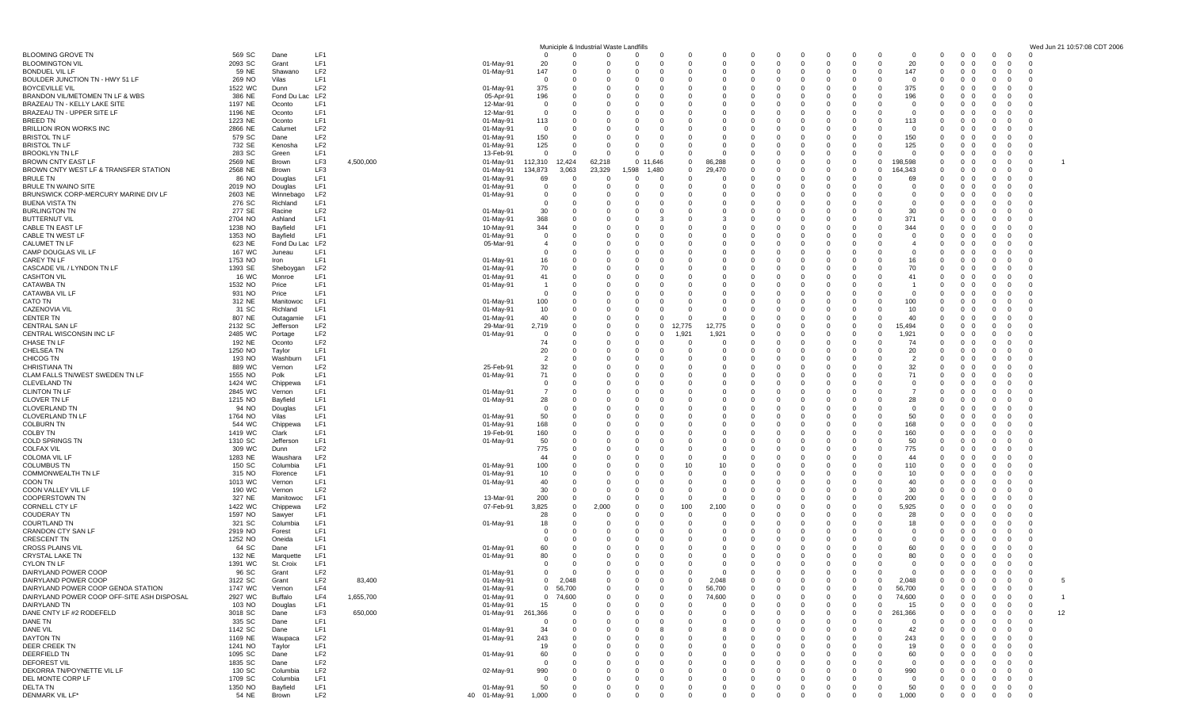Municipile & Industrial Waste Landfills

| | | | | | | | | | | | | | | | | | | | | | | | | | | | | | | |
|---|---|---|---|---|---|---|---|---|---|---|---|---|---|---|---|---|---|---|---|---|---|---|---|---|---|---|---|---|---|---|
| BLOOMING GROVE TN | 569 | SC | Dane | LF1 | | | | 0 | 0 | 0 | 0 | 0 | 0 | 0 | 0 | 0 | 0 | 0 | 0 | 0 | 0 | 0 | 0 | 0 | 0 | 0 | 0 | 0 | 0 | |
| BLOOMINGTON VIL | 2093 | SC | Grant | LF1 | | | 01-May-91 | 20 | 0 | 0 | 0 | 0 | 0 | 0 | 0 | 0 | 0 | 0 | 0 | 0 | 0 | 0 | 20 | 0 | 0 | 0 | 0 | 0 | 0 | |
| BONDUEL VIL LF | 59 | NE | Shawano | LF2 | | | 01-May-91 | 147 | 0 | 0 | 0 | 0 | 0 | 0 | 0 | 0 | 0 | 0 | 0 | 0 | 0 | 0 | 147 | 0 | 0 | 0 | 0 | 0 | 0 | |
| BOULDER JUNCTION TN - HWY 51 LF | 269 | NO | Vilas | LF1 | | | | 0 | 0 | 0 | 0 | 0 | 0 | 0 | 0 | 0 | 0 | 0 | 0 | 0 | 0 | 0 | 0 | 0 | 0 | 0 | 0 | 0 | 0 | |
| BOYCEVILLE VIL | 1522 | WC | Dunn | LF2 | | | 01-May-91 | 375 | 0 | 0 | 0 | 0 | 0 | 0 | 0 | 0 | 0 | 0 | 0 | 0 | 0 | 0 | 375 | 0 | 0 | 0 | 0 | 0 | 0 | |
| BRANDON VIL/METOMEN TN LF & WBS | 386 | NE | Fond Du Lac | LF2 | | | 05-Apr-91 | 196 | 0 | 0 | 0 | 0 | 0 | 0 | 0 | 0 | 0 | 0 | 0 | 0 | 0 | 0 | 196 | 0 | 0 | 0 | 0 | 0 | 0 | |
| BRAZEAU TN - KELLY LAKE SITE | 1197 | NE | Oconto | LF1 | | | 12-Mar-91 | 0 | 0 | 0 | 0 | 0 | 0 | 0 | 0 | 0 | 0 | 0 | 0 | 0 | 0 | 0 | 0 | 0 | 0 | 0 | 0 | 0 | 0 | |
| BRAZEAU TN - UPPER SITE LF | 1196 | NE | Oconto | LF1 | | | 12-Mar-91 | 0 | 0 | 0 | 0 | 0 | 0 | 0 | 0 | 0 | 0 | 0 | 0 | 0 | 0 | 0 | 0 | 0 | 0 | 0 | 0 | 0 | 0 | |
| BREED TN | 1223 | NE | Oconto | LF1 | | | 01-May-91 | 113 | 0 | 0 | 0 | 0 | 0 | 0 | 0 | 0 | 0 | 0 | 0 | 0 | 0 | 0 | 113 | 0 | 0 | 0 | 0 | 0 | 0 | |
| BRILLION IRON WORKS INC | 2866 | NE | Calumet | LF2 | | | 01-May-91 | 0 | 0 | 0 | 0 | 0 | 0 | 0 | 0 | 0 | 0 | 0 | 0 | 0 | 0 | 0 | 0 | 0 | 0 | 0 | 0 | 0 | 0 | |
| BRISTOL TN LF | 579 | SC | Dane | LF2 | | | 01-May-91 | 150 | 0 | 0 | 0 | 0 | 0 | 0 | 0 | 0 | 0 | 0 | 0 | 0 | 0 | 0 | 150 | 0 | 0 | 0 | 0 | 0 | 0 | |
| BRISTOL TN LF | 732 | SE | Kenosha | LF2 | | | 01-May-91 | 125 | 0 | 0 | 0 | 0 | 0 | 0 | 0 | 0 | 0 | 0 | 0 | 0 | 0 | 0 | 125 | 0 | 0 | 0 | 0 | 0 | 0 | |
| BROOKLYN TN LF | 283 | SC | Green | LF1 | | | 13-Feb-91 | 0 | 0 | 0 | 0 | 0 | 0 | 0 | 0 | 0 | 0 | 0 | 0 | 0 | 0 | 0 | 0 | 0 | 0 | 0 | 0 | 0 | 0 | |
| BROWN CNTY EAST LF | 2569 | NE | Brown | LF3 | 4,500,000 | | 01-May-91 | 112,310 | 12,424 | 62,218 | 0 | 11,646 | 0 | 86,288 | 0 | 0 | 0 | 0 | 0 | 0 | 0 | 0 | 198,598 | 0 | 0 | 0 | 0 | 0 | 0 | 1 |
| BROWN CNTY WEST LF & TRANSFER STATION | 2568 | NE | Brown | LF3 | | | 01-May-91 | 134,873 | 3,063 | 23,329 | 1,598 | 1,480 | 0 | 29,470 | 0 | 0 | 0 | 0 | 0 | 0 | 0 | 0 | 164,343 | 0 | 0 | 0 | 0 | 0 | 0 | |
| BRULE TN | 86 | NO | Douglas | LF1 | | | 01-May-91 | 69 | 0 | 0 | 0 | 0 | 0 | 0 | 0 | 0 | 0 | 0 | 0 | 0 | 0 | 0 | 69 | 0 | 0 | 0 | 0 | 0 | 0 | |
| BRULE TN WAINO SITE | 2019 | NO | Douglas | LF1 | | | 01-May-91 | 0 | 0 | 0 | 0 | 0 | 0 | 0 | 0 | 0 | 0 | 0 | 0 | 0 | 0 | 0 | 0 | 0 | 0 | 0 | 0 | 0 | 0 | |
| BRUNSWICK CORP-MERCURY MARINE DIV LF | 2603 | NE | Winnebago | LF2 | | | 01-May-91 | 0 | 0 | 0 | 0 | 0 | 0 | 0 | 0 | 0 | 0 | 0 | 0 | 0 | 0 | 0 | 0 | 0 | 0 | 0 | 0 | 0 | 0 | |
| BUENA VISTA TN | 276 | SC | Richland | LF1 | | | | 0 | 0 | 0 | 0 | 0 | 0 | 0 | 0 | 0 | 0 | 0 | 0 | 0 | 0 | 0 | 0 | 0 | 0 | 0 | 0 | 0 | 0 | |
| BURLINGTON TN | 277 | SE | Racine | LF2 | | | 01-May-91 | 30 | 0 | 0 | 0 | 0 | 0 | 0 | 0 | 0 | 0 | 0 | 0 | 0 | 0 | 0 | 30 | 0 | 0 | 0 | 0 | 0 | 0 | |
| BUTTERNUT VIL | 2704 | NO | Ashland | LF1 | | | 01-May-91 | 368 | 0 | 0 | 0 | 3 | 0 | 3 | 0 | 0 | 0 | 0 | 0 | 0 | 0 | 0 | 371 | 0 | 0 | 0 | 0 | 0 | 0 | |
| CABLE TN EAST LF | 1238 | NO | Bayfield | LF1 | | | 10-May-91 | 344 | 0 | 0 | 0 | 0 | 0 | 0 | 0 | 0 | 0 | 0 | 0 | 0 | 0 | 0 | 344 | 0 | 0 | 0 | 0 | 0 | 0 | |
| CABLE TN WEST LF | 1353 | NO | Bayfield | LF1 | | | 01-May-91 | 0 | 0 | 0 | 0 | 0 | 0 | 0 | 0 | 0 | 0 | 0 | 0 | 0 | 0 | 0 | 0 | 0 | 0 | 0 | 0 | 0 | 0 | |
| CALUMET TN LF | 623 | NE | Fond Du Lac | LF2 | | | 05-Mar-91 | 4 | 0 | 0 | 0 | 0 | 0 | 0 | 0 | 0 | 0 | 0 | 0 | 0 | 0 | 0 | 4 | 0 | 0 | 0 | 0 | 0 | 0 | |
| CAMP DOUGLAS VIL LF | 167 | WC | Juneau | LF1 | | | | 0 | 0 | 0 | 0 | 0 | 0 | 0 | 0 | 0 | 0 | 0 | 0 | 0 | 0 | 0 | 0 | 0 | 0 | 0 | 0 | 0 | 0 | |
| CAREY TN LF | 1753 | NO | Iron | LF1 | | | 01-May-91 | 16 | 0 | 0 | 0 | 0 | 0 | 0 | 0 | 0 | 0 | 0 | 0 | 0 | 0 | 0 | 16 | 0 | 0 | 0 | 0 | 0 | 0 | |
| CASCADE VIL / LYNDON TN LF | 1393 | SE | Sheboygan | LF2 | | | 01-May-91 | 70 | 0 | 0 | 0 | 0 | 0 | 0 | 0 | 0 | 0 | 0 | 0 | 0 | 0 | 0 | 70 | 0 | 0 | 0 | 0 | 0 | 0 | |
| CASHTON VIL | 16 | WC | Monroe | LF1 | | | 01-May-91 | 41 | 0 | 0 | 0 | 0 | 0 | 0 | 0 | 0 | 0 | 0 | 0 | 0 | 0 | 0 | 41 | 0 | 0 | 0 | 0 | 0 | 0 | |
| CATAWBA TN | 1532 | NO | Price | LF1 | | | 01-May-91 | 1 | 0 | 0 | 0 | 0 | 0 | 0 | 0 | 0 | 0 | 0 | 0 | 0 | 0 | 0 | 1 | 0 | 0 | 0 | 0 | 0 | 0 | |
| CATAWBA VIL LF | 931 | NO | Price | LF1 | | | | 0 | 0 | 0 | 0 | 0 | 0 | 0 | 0 | 0 | 0 | 0 | 0 | 0 | 0 | 0 | 0 | 0 | 0 | 0 | 0 | 0 | 0 | |
| CATO TN | 312 | NE | Manitowoc | LF1 | | | 01-May-91 | 100 | 0 | 0 | 0 | 0 | 0 | 0 | 0 | 0 | 0 | 0 | 0 | 0 | 0 | 0 | 100 | 0 | 0 | 0 | 0 | 0 | 0 | |
| CAZENOVIA VIL | 31 | SC | Richland | LF1 | | | 01-May-91 | 10 | 0 | 0 | 0 | 0 | 0 | 0 | 0 | 0 | 0 | 0 | 0 | 0 | 0 | 0 | 10 | 0 | 0 | 0 | 0 | 0 | 0 | |
| CENTER TN | 807 | NE | Outagamie | LF1 | | | 01-May-91 | 40 | 0 | 0 | 0 | 0 | 0 | 0 | 0 | 0 | 0 | 0 | 0 | 0 | 0 | 0 | 40 | 0 | 0 | 0 | 0 | 0 | 0 | |
| CENTRAL SAN LF | 2132 | SC | Jefferson | LF2 | | | 29-Mar-91 | 2,719 | 0 | 0 | 0 | 0 | 12,775 | 12,775 | 0 | 0 | 0 | 0 | 0 | 0 | 0 | 0 | 15,494 | 0 | 0 | 0 | 0 | 0 | 0 | |
| CENTRAL WISCONSIN INC LF | 2485 | WC | Portage | LF2 | | | 01-May-91 | 0 | 0 | 0 | 0 | 0 | 1,921 | 1,921 | 0 | 0 | 0 | 0 | 0 | 0 | 0 | 0 | 1,921 | 0 | 0 | 0 | 0 | 0 | 0 | |
| CHASE TN LF | 192 | NE | Oconto | LF2 | | | | 74 | 0 | 0 | 0 | 0 | 0 | 0 | 0 | 0 | 0 | 0 | 0 | 0 | 0 | 0 | 74 | 0 | 0 | 0 | 0 | 0 | 0 | |
| CHELSEA TN | 1250 | NO | Taylor | LF1 | | | | 20 | 0 | 0 | 0 | 0 | 0 | 0 | 0 | 0 | 0 | 0 | 0 | 0 | 0 | 0 | 20 | 0 | 0 | 0 | 0 | 0 | 0 | |
| CHICOG TN | 193 | NO | Washburn | LF1 | | | | 2 | 0 | 0 | 0 | 0 | 0 | 0 | 0 | 0 | 0 | 0 | 0 | 0 | 0 | 0 | 2 | 0 | 0 | 0 | 0 | 0 | 0 | |
| CHRISTIANA TN | 889 | WC | Vernon | LF2 | | | 25-Feb-91 | 32 | 0 | 0 | 0 | 0 | 0 | 0 | 0 | 0 | 0 | 0 | 0 | 0 | 0 | 0 | 32 | 0 | 0 | 0 | 0 | 0 | 0 | |
| CLAM FALLS TN/WEST SWEDEN TN LF | 1555 | NO | Polk | LF1 | | | 01-May-91 | 71 | 0 | 0 | 0 | 0 | 0 | 0 | 0 | 0 | 0 | 0 | 0 | 0 | 0 | 0 | 71 | 0 | 0 | 0 | 0 | 0 | 0 | |
| CLEVELAND TN | 1424 | WC | Chippewa | LF1 | | | | 0 | 0 | 0 | 0 | 0 | 0 | 0 | 0 | 0 | 0 | 0 | 0 | 0 | 0 | 0 | 0 | 0 | 0 | 0 | 0 | 0 | 0 | |
| CLINTON TN LF | 2845 | WC | Vernon | LF1 | | | 01-May-91 | 7 | 0 | 0 | 0 | 0 | 0 | 0 | 0 | 0 | 0 | 0 | 0 | 0 | 0 | 0 | 7 | 0 | 0 | 0 | 0 | 0 | 0 | |
| CLOVER TN LF | 1215 | NO | Bayfield | LF1 | | | 01-May-91 | 28 | 0 | 0 | 0 | 0 | 0 | 0 | 0 | 0 | 0 | 0 | 0 | 0 | 0 | 0 | 28 | 0 | 0 | 0 | 0 | 0 | 0 | |
| CLOVERLAND TN | 94 | NO | Douglas | LF1 | | | | 0 | 0 | 0 | 0 | 0 | 0 | 0 | 0 | 0 | 0 | 0 | 0 | 0 | 0 | 0 | 0 | 0 | 0 | 0 | 0 | 0 | 0 | |
| CLOVERLAND TN LF | 1764 | NO | Vilas | LF1 | | | 01-May-91 | 50 | 0 | 0 | 0 | 0 | 0 | 0 | 0 | 0 | 0 | 0 | 0 | 0 | 0 | 0 | 50 | 0 | 0 | 0 | 0 | 0 | 0 | |
| COLBURN TN | 544 | WC | Chippewa | LF1 | | | 01-May-91 | 168 | 0 | 0 | 0 | 0 | 0 | 0 | 0 | 0 | 0 | 0 | 0 | 0 | 0 | 0 | 168 | 0 | 0 | 0 | 0 | 0 | 0 | |
| COLBY TN | 1419 | WC | Clark | LF1 | | | 19-Feb-91 | 160 | 0 | 0 | 0 | 0 | 0 | 0 | 0 | 0 | 0 | 0 | 0 | 0 | 0 | 0 | 160 | 0 | 0 | 0 | 0 | 0 | 0 | |
| COLD SPRINGS TN | 1310 | SC | Jefferson | LF1 | | | 01-May-91 | 50 | 0 | 0 | 0 | 0 | 0 | 0 | 0 | 0 | 0 | 0 | 0 | 0 | 0 | 0 | 50 | 0 | 0 | 0 | 0 | 0 | 0 | |
| COLFAX VIL | 309 | WC | Dunn | LF2 | | | | 775 | 0 | 0 | 0 | 0 | 0 | 0 | 0 | 0 | 0 | 0 | 0 | 0 | 0 | 0 | 775 | 0 | 0 | 0 | 0 | 0 | 0 | |
| COLOMA VIL LF | 1283 | NE | Waushara | LF2 | | | | 44 | 0 | 0 | 0 | 0 | 0 | 0 | 0 | 0 | 0 | 0 | 0 | 0 | 0 | 0 | 44 | 0 | 0 | 0 | 0 | 0 | 0 | |
| COLUMBUS TN | 150 | SC | Columbia | LF1 | | | 01-May-91 | 100 | 0 | 0 | 0 | 0 | 10 | 10 | 0 | 0 | 0 | 0 | 0 | 0 | 0 | 0 | 110 | 0 | 0 | 0 | 0 | 0 | 0 | |
| COMMONWEALTH TN LF | 315 | NO | Florence | LF1 | | | 01-May-91 | 10 | 0 | 0 | 0 | 0 | 0 | 0 | 0 | 0 | 0 | 0 | 0 | 0 | 0 | 0 | 10 | 0 | 0 | 0 | 0 | 0 | 0 | |
| COON TN | 1013 | WC | Vernon | LF1 | | | 01-May-91 | 40 | 0 | 0 | 0 | 0 | 0 | 0 | 0 | 0 | 0 | 0 | 0 | 0 | 0 | 0 | 40 | 0 | 0 | 0 | 0 | 0 | 0 | |
| COON VALLEY VIL LF | 190 | WC | Vernon | LF2 | | | | 30 | 0 | 0 | 0 | 0 | 0 | 0 | 0 | 0 | 0 | 0 | 0 | 0 | 0 | 0 | 30 | 0 | 0 | 0 | 0 | 0 | 0 | |
| COOPERSTOWN TN | 327 | NE | Manitowoc | LF1 | | | 13-Mar-91 | 200 | 0 | 0 | 0 | 0 | 0 | 0 | 0 | 0 | 0 | 0 | 0 | 0 | 0 | 0 | 200 | 0 | 0 | 0 | 0 | 0 | 0 | |
| CORNELL CTY LF | 1422 | WC | Chippewa | LF2 | | | 07-Feb-91 | 3,825 | 0 | 2,000 | 0 | 0 | 100 | 2,100 | 0 | 0 | 0 | 0 | 0 | 0 | 0 | 0 | 5,925 | 0 | 0 | 0 | 0 | 0 | 0 | |
| COUDERAY TN | 1597 | NO | Sawyer | LF1 | | | | 28 | 0 | 0 | 0 | 0 | 0 | 0 | 0 | 0 | 0 | 0 | 0 | 0 | 0 | 0 | 28 | 0 | 0 | 0 | 0 | 0 | 0 | |
| COURTLAND TN | 321 | SC | Columbia | LF1 | | | 01-May-91 | 18 | 0 | 0 | 0 | 0 | 0 | 0 | 0 | 0 | 0 | 0 | 0 | 0 | 0 | 0 | 18 | 0 | 0 | 0 | 0 | 0 | 0 | |
| CRANDON CTY SAN LF | 2919 | NO | Forest | LF1 | | | | 0 | 0 | 0 | 0 | 0 | 0 | 0 | 0 | 0 | 0 | 0 | 0 | 0 | 0 | 0 | 0 | 0 | 0 | 0 | 0 | 0 | 0 | |
| CRESCENT TN | 1252 | NO | Oneida | LF1 | | | | 0 | 0 | 0 | 0 | 0 | 0 | 0 | 0 | 0 | 0 | 0 | 0 | 0 | 0 | 0 | 0 | 0 | 0 | 0 | 0 | 0 | 0 | |
| CROSS PLAINS VIL | 64 | SC | Dane | LF1 | | | 01-May-91 | 60 | 0 | 0 | 0 | 0 | 0 | 0 | 0 | 0 | 0 | 0 | 0 | 0 | 0 | 0 | 60 | 0 | 0 | 0 | 0 | 0 | 0 | |
| CRYSTAL LAKE TN | 132 | NE | Marquette | LF1 | | | 01-May-91 | 80 | 0 | 0 | 0 | 0 | 0 | 0 | 0 | 0 | 0 | 0 | 0 | 0 | 0 | 0 | 80 | 0 | 0 | 0 | 0 | 0 | 0 | |
| CYLON TN LF | 1391 | WC | St. Croix | LF1 | | | | 0 | 0 | 0 | 0 | 0 | 0 | 0 | 0 | 0 | 0 | 0 | 0 | 0 | 0 | 0 | 0 | 0 | 0 | 0 | 0 | 0 | 0 | |
| DAIRYLAND POWER COOP | 96 | SC | Grant | LF2 | | | 01-May-91 | 0 | 0 | 0 | 0 | 0 | 0 | 0 | 0 | 0 | 0 | 0 | 0 | 0 | 0 | 0 | 0 | 0 | 0 | 0 | 0 | 0 | 0 | |
| DAIRYLAND POWER COOP | 3122 | SC | Grant | LF2 | 83,400 | | 01-May-91 | 0 | 2,048 | 0 | 0 | 0 | 0 | 2,048 | 0 | 0 | 0 | 0 | 0 | 0 | 0 | 0 | 2,048 | 0 | 0 | 0 | 0 | 0 | 0 | 5 |
| DAIRYLAND POWER COOP GENOA STATION | 1747 | WC | Vernon | LF4 | | | 01-May-91 | 0 | 56,700 | 0 | 0 | 0 | 0 | 56,700 | 0 | 0 | 0 | 0 | 0 | 0 | 0 | 0 | 56,700 | 0 | 0 | 0 | 0 | 0 | 0 | |
| DAIRYLAND POWER COOP OFF-SITE ASH DISPOSAL | 2927 | WC | Buffalo | LF4 | 1,655,700 | | 01-May-91 | 0 | 74,600 | 0 | 0 | 0 | 0 | 74,600 | 0 | 0 | 0 | 0 | 0 | 0 | 0 | 0 | 74,600 | 0 | 0 | 0 | 0 | 0 | 0 | 1 |
| DAIRYLAND TN | 103 | NO | Douglas | LF1 | | | 01-May-91 | 15 | 0 | 0 | 0 | 0 | 0 | 0 | 0 | 0 | 0 | 0 | 0 | 0 | 0 | 0 | 15 | 0 | 0 | 0 | 0 | 0 | 0 | |
| DANE CNTY LF #2 RODEFELD | 3018 | SC | Dane | LF3 | 650,000 | | 01-May-91 | 261,366 | 0 | 0 | 0 | 0 | 0 | 0 | 0 | 0 | 0 | 0 | 0 | 0 | 0 | 0 | 261,366 | 0 | 0 | 0 | 0 | 0 | 0 | 12 |
| DANE TN | 335 | SC | Dane | LF1 | | | | 0 | 0 | 0 | 0 | 0 | 0 | 0 | 0 | 0 | 0 | 0 | 0 | 0 | 0 | 0 | 0 | 0 | 0 | 0 | 0 | 0 | 0 | |
| DANE VIL | 1142 | SC | Dane | LF1 | | | 01-May-91 | 34 | 0 | 0 | 0 | 8 | 0 | 8 | 0 | 0 | 0 | 0 | 0 | 0 | 0 | 0 | 42 | 0 | 0 | 0 | 0 | 0 | 0 | |
| DAYTON TN | 1169 | NE | Waupaca | LF2 | | | 01-May-91 | 243 | 0 | 0 | 0 | 0 | 0 | 0 | 0 | 0 | 0 | 0 | 0 | 0 | 0 | 0 | 243 | 0 | 0 | 0 | 0 | 0 | 0 | |
| DEER CREEK TN | 1241 | NO | Taylor | LF1 | | | | 19 | 0 | 0 | 0 | 0 | 0 | 0 | 0 | 0 | 0 | 0 | 0 | 0 | 0 | 0 | 19 | 0 | 0 | 0 | 0 | 0 | 0 | |
| DEERFIELD TN | 1095 | SC | Dane | LF2 | | | 01-May-91 | 60 | 0 | 0 | 0 | 0 | 0 | 0 | 0 | 0 | 0 | 0 | 0 | 0 | 0 | 0 | 60 | 0 | 0 | 0 | 0 | 0 | 0 | |
| DEFOREST VIL | 1835 | SC | Dane | LF2 | | | | 0 | 0 | 0 | 0 | 0 | 0 | 0 | 0 | 0 | 0 | 0 | 0 | 0 | 0 | 0 | 0 | 0 | 0 | 0 | 0 | 0 | 0 | |
| DEKORRA TN/POYNETTE VIL LF | 130 | SC | Columbia | LF2 | | | 02-May-91 | 990 | 0 | 0 | 0 | 0 | 0 | 0 | 0 | 0 | 0 | 0 | 0 | 0 | 0 | 0 | 990 | 0 | 0 | 0 | 0 | 0 | 0 | |
| DEL MONTE CORP LF | 1709 | SC | Columbia | LF1 | | | | 0 | 0 | 0 | 0 | 0 | 0 | 0 | 0 | 0 | 0 | 0 | 0 | 0 | 0 | 0 | 0 | 0 | 0 | 0 | 0 | 0 | 0 | |
| DELTA TN | 1350 | NO | Bayfield | LF1 | | | 01-May-91 | 50 | 0 | 0 | 0 | 0 | 0 | 0 | 0 | 0 | 0 | 0 | 0 | 0 | 0 | 0 | 50 | 0 | 0 | 0 | 0 | 0 | 0 | |
| DENMARK VIL LF* | 54 | NE | Brown | LF2 | | 40 | 01-May-91 | 1,000 | 0 | 0 | 0 | 0 | 0 | 0 | 0 | 0 | 0 | 0 | 0 | 0 | 0 | 0 | 1,000 | 0 | 0 | 0 | 0 | 0 | 0 | |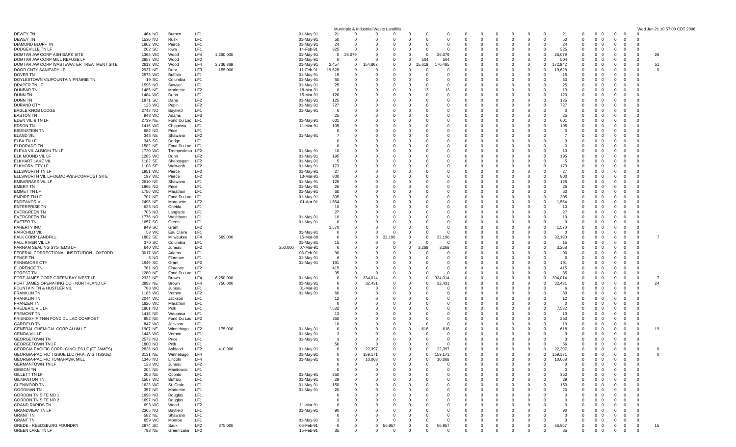# Municipile & Industrial Waste Landfills

| | | | | | | | | | | | | | | | | | | | | | | | | | | | | | | |
|---|---|---|---|---|---|---|---|---|---|---|---|---|---|---|---|---|---|---|---|---|---|---|---|---|---|---|---|---|---|---|
| DEWEY TN | 464 NO | Burnett | LF1 | | | 01-May-91 | 21 | 0 | 0 | 0 | 0 | 0 | 0 | 0 | 0 | 0 | 0 | 0 | 0 | 0 | 21 | 0 | 0 | 0 | 0 | 0 | 0 | 0 | |
| DEWEY TN | 1530 NO | Rusk | LF1 | | | 01-May-91 | 50 | 0 | 0 | 0 | 0 | 0 | 0 | 0 | 0 | 0 | 0 | 0 | 0 | 0 | 50 | 0 | 0 | 0 | 0 | 0 | 0 | 0 | |
| DIAMOND BLUFF TN | 1802 WC | Pierce | LF1 | | | 01-May-91 | 24 | 0 | 0 | 0 | 0 | 0 | 0 | 0 | 0 | 0 | 0 | 0 | 0 | 0 | 24 | 0 | 0 | 0 | 0 | 0 | 0 | 0 | |
| DODGEVILLE TN LF | 202 SC | Iowa | LF1 | | | 14-Feb-91 | 325 | 0 | 0 | 0 | 0 | 0 | 0 | 0 | 0 | 0 | 0 | 0 | 0 | 0 | 325 | 0 | 0 | 0 | 0 | 0 | 0 | 0 | |
| DOMTAR AW CORP ASH BARK SITE | 1365 WC | Wood | LF4 | 1,260,000 | | 01-May-91 | 0 | 26,079 | 0 | 0 | 0 | 0 | 26,079 | 0 | 0 | 0 | 0 | 0 | 0 | 0 | 26,079 | 0 | 0 | 0 | 0 | 0 | 0 | 0 | 26 |
| DOMTAR AW CORP MILL REFUSE LF | 2857 WC | Wood | LF2 | | | 01-May-91 | 0 | 0 | 0 | 0 | 0 | 504 | 504 | 0 | 0 | 0 | 0 | 0 | 0 | 0 | 504 | 0 | 0 | 0 | 0 | 0 | 0 | 0 | |
| DOMTAR AW CORP WASTEWATER TREATMENT SITE | 2613 WC | Wood | LF4 | 2,736,369 | | 01-May-91 | 2,457 | 0 | 154,867 | 0 | 0 | 15,618 | 170,485 | 0 | 0 | 0 | 0 | 0 | 0 | 0 | 172,942 | 0 | 0 | 0 | 0 | 0 | 0 | 0 | 51 |
| DOOR CNTY SANITARY LF | 2937 NE | Door | LF3 | 155,000 | | 11-Feb-91 | 19,628 | 0 | 0 | 0 | 0 | 0 | 0 | 0 | 0 | 0 | 0 | 0 | 0 | 0 | 19,628 | 0 | 0 | 0 | 0 | 0 | 0 | 0 | 0 |
| DOVER TN | 2572 WC | Buffalo | LF1 | | | 01-May-91 | 15 | 0 | 0 | 0 | 0 | 0 | 0 | 0 | 0 | 0 | 0 | 0 | 0 | 0 | 15 | 0 | 0 | 0 | 0 | 0 | 0 | 0 | |
| DOYLESTOWN VIL/FOUNTAIN PRAIRIE TN | 19 SC | Columbia | LF1 | | | 01-May-91 | 50 | 0 | 0 | 0 | 0 | 0 | 0 | 0 | 0 | 0 | 0 | 0 | 0 | 0 | 50 | 0 | 0 | 0 | 0 | 0 | 0 | 0 | |
| DRAPER TN LF | 1596 NO | Sawyer | LF1 | | | 01-May-91 | 25 | 0 | 0 | 0 | 0 | 0 | 0 | 0 | 0 | 0 | 0 | 0 | 0 | 0 | 25 | 0 | 0 | 0 | 0 | 0 | 0 | 0 | |
| DUNBAR TN | 1485 NE | Marinette | LF2 | | | 18-Mar-91 | 0 | 0 | 0 | 0 | 0 | 13 | 13 | 0 | 0 | 0 | 0 | 0 | 0 | 0 | 13 | 0 | 0 | 0 | 0 | 0 | 0 | 0 | |
| DUNN TN | 1484 WC | Dunn | LF1 | | | 15-Mar-91 | 120 | 0 | 0 | 0 | 0 | 0 | 0 | 0 | 0 | 0 | 0 | 0 | 0 | 0 | 120 | 0 | 0 | 0 | 0 | 0 | 0 | 0 | |
| DUNN TN | 1871 SC | Dane | LF2 | | | 01-May-91 | 125 | 0 | 0 | 0 | 0 | 0 | 0 | 0 | 0 | 0 | 0 | 0 | 0 | 0 | 125 | 0 | 0 | 0 | 0 | 0 | 0 | 0 | |
| DURAND CTY | 126 WC | Pepin | LF2 | | | 01-May-91 | 727 | 0 | 0 | 0 | 0 | 0 | 0 | 0 | 0 | 0 | 0 | 0 | 0 | 0 | 727 | 0 | 0 | 0 | 0 | 0 | 0 | 0 | |
| EAGLE KNOB LODGE | 2743 NO | Bayfield | LF1 | | | 01-May-91 | 0 | 0 | 0 | 0 | 0 | 0 | 0 | 0 | 0 | 0 | 0 | 0 | 0 | 0 | 0 | 0 | 0 | 0 | 0 | 0 | 0 | 0 | |
| EASTON TN | 948 WC | Adams | LF3 | | | | 25 | 0 | 0 | 0 | 0 | 0 | 0 | 0 | 0 | 0 | 0 | 0 | 0 | 0 | 25 | 0 | 0 | 0 | 0 | 0 | 0 | 0 | |
| EDEN VIL & TN LF | 2739 NE | Fond Du Lac | LF1 | | | 01-May-91 | 601 | 0 | 0 | 0 | 0 | 0 | 0 | 0 | 0 | 0 | 0 | 0 | 0 | 0 | 601 | 0 | 0 | 0 | 0 | 0 | 0 | 0 | |
| EDSON TN | 1416 WC | Chippewa | LF1 | | | 11-Mar-91 | 105 | 0 | 0 | 0 | 0 | 0 | 0 | 0 | 0 | 0 | 0 | 0 | 0 | 0 | 105 | 0 | 0 | 0 | 0 | 0 | 0 | 0 | |
| EISENSTEIN TN | 682 NO | Price | LF1 | | | | 0 | 0 | 0 | 0 | 0 | 0 | 0 | 0 | 0 | 0 | 0 | 0 | 0 | 0 | 0 | 0 | 0 | 0 | 0 | 0 | 0 | 0 | |
| ELAND VIL | 343 NE | Shawano | LF2 | | | 01-May-91 | 7 | 0 | 0 | 0 | 0 | 0 | 0 | 0 | 0 | 0 | 0 | 0 | 0 | 0 | 7 | 0 | 0 | 0 | 0 | 0 | 0 | 0 | |
| ELBA TN LF | 346 SC | Dodge | LF1 | | | | 0 | 0 | 0 | 0 | 0 | 0 | 0 | 0 | 0 | 0 | 0 | 0 | 0 | 0 | 0 | 0 | 0 | 0 | 0 | 0 | 0 | 0 | |
| ELDORADO TN | 1582 NE | Fond Du Lac | LF1 | | | | 0 | 0 | 0 | 0 | 0 | 0 | 0 | 0 | 0 | 0 | 0 | 0 | 0 | 0 | 0 | 0 | 0 | 0 | 0 | 0 | 0 | 0 | |
| ELEVA VIL ALBIOIN TN LF | 1720 WC | Trempealeau | LF2 | | | 01-May-91 | 10 | 0 | 0 | 0 | 0 | 0 | 0 | 0 | 0 | 0 | 0 | 0 | 0 | 0 | 10 | 0 | 0 | 0 | 0 | 0 | 0 | 0 | |
| ELK MOUND VIL LF | 1285 WC | Dunn | LF2 | | | 01-May-91 | 195 | 0 | 0 | 0 | 0 | 0 | 0 | 0 | 0 | 0 | 0 | 0 | 0 | 0 | 195 | 0 | 0 | 0 | 0 | 0 | 0 | 0 | |
| ELKHART LAKE VIL | 1182 SE | Sheboygan | LF2 | | | 01-May-91 | 5 | 0 | 0 | 0 | 0 | 0 | 0 | 0 | 0 | 0 | 0 | 0 | 0 | 0 | 5 | 0 | 0 | 0 | 0 | 0 | 0 | 0 | |
| ELKHORN CTY LF | 1108 SE | Walworth | LF2 | | | 01-May-91 | 173 | 0 | 0 | 0 | 0 | 0 | 0 | 0 | 0 | 0 | 0 | 0 | 0 | 0 | 173 | 0 | 0 | 0 | 0 | 0 | 0 | 0 | |
| ELLSWORTH TN LF | 1951 WC | Pierce | LF2 | | | 01-May-91 | 27 | 0 | 0 | 0 | 0 | 0 | 0 | 0 | 0 | 0 | 0 | 0 | 0 | 0 | 27 | 0 | 0 | 0 | 0 | 0 | 0 | 0 | |
| ELLSWORTH VIL LF-DEMO-WBS-COMPOST SITE | 197 WC | Pierce | LF2 | | | 13-Mar-91 | 800 | 0 | 0 | 0 | 0 | 0 | 0 | 0 | 0 | 0 | 0 | 0 | 0 | 0 | 800 | 0 | 0 | 0 | 0 | 0 | 0 | 0 | |
| EMBARRASS VIL LF | 2610 NE | Shawano | LF1 | | | 01-May-91 | 125 | 0 | 0 | 0 | 0 | 0 | 0 | 0 | 0 | 0 | 0 | 0 | 0 | 0 | 125 | 0 | 0 | 0 | 0 | 0 | 0 | 0 | |
| EMERY TN | 1865 NO | Price | LF1 | | | 01-May-91 | 26 | 0 | 0 | 0 | 0 | 0 | 0 | 0 | 0 | 0 | 0 | 0 | 0 | 0 | 26 | 0 | 0 | 0 | 0 | 0 | 0 | 0 | |
| EMMET TN LF | 1756 WC | Marathon | LF1 | | | 01-May-91 | 60 | 0 | 0 | 0 | 0 | 0 | 0 | 0 | 0 | 0 | 0 | 0 | 0 | 0 | 60 | 0 | 0 | 0 | 0 | 0 | 0 | 0 | |
| EMPIRE TN LF | 701 NE | Fond Du Lac | LF1 | | | 01-May-91 | 305 | 0 | 0 | 0 | 0 | 0 | 0 | 0 | 0 | 0 | 0 | 0 | 0 | 0 | 305 | 0 | 0 | 0 | 0 | 0 | 0 | 0 | |
| ENDEAVOR VIL | 2496 NE | Marquette | LF2 | | | 01-Apr-91 | 1,554 | 0 | 0 | 0 | 0 | 0 | 0 | 0 | 0 | 0 | 0 | 0 | 0 | 0 | 1,554 | 0 | 0 | 0 | 0 | 0 | 0 | 0 | |
| ENTERPRISE TN | 625 NO | Oneida | LF1 | | | | 10 | 0 | 0 | 0 | 0 | 0 | 0 | 0 | 0 | 0 | 0 | 0 | 0 | 0 | 10 | 0 | 0 | 0 | 0 | 0 | 0 | 0 | |
| EVERGREEN TN | 706 NO | Langlade | LF1 | | | | 27 | 0 | 0 | 0 | 0 | 0 | 0 | 0 | 0 | 0 | 0 | 0 | 0 | 0 | 27 | 0 | 0 | 0 | 0 | 0 | 0 | 0 | |
| EVERGREEN TN | 1776 NO | Washburn | LF1 | | | 01-May-91 | 10 | 0 | 0 | 0 | 0 | 0 | 0 | 0 | 0 | 0 | 0 | 0 | 0 | 0 | 10 | 0 | 0 | 0 | 0 | 0 | 0 | 0 | |
| EXETER TN | 1657 SC | Green | LF1 | | | 01-May-91 | 0 | 0 | 0 | 0 | 0 | 0 | 0 | 0 | 0 | 0 | 0 | 0 | 0 | 0 | 0 | 0 | 0 | 0 | 0 | 0 | 0 | 0 | |
| FAHERTY INC | 949 SC | Grant | LF2 | | | | 1,570 | 0 | 0 | 0 | 0 | 0 | 0 | 0 | 0 | 0 | 0 | 0 | 0 | 0 | 1,570 | 0 | 0 | 0 | 0 | 0 | 0 | 0 | |
| FAIRCHILD VIL | 58 WC | Eau Claire | LF1 | | | 01-May-91 | 0 | 0 | 0 | 0 | 0 | 0 | 0 | 0 | 0 | 0 | 0 | 0 | 0 | 0 | 0 | 0 | 0 | 0 | 0 | 0 | 0 | 0 | |
| FALK CORP LANDFILL | 1882 SE | Milwaukee | LF4 | 569,000 | | 15-Mar-00 | 0 | 0 | 0 | 32,190 | 0 | 0 | 32,190 | 0 | 0 | 0 | 0 | 0 | 0 | 0 | 32,190 | 0 | 0 | 0 | 0 | 0 | 0 | 0 | 7 |
| FALL RIVER VIL LF | 370 SC | Columbia | LF1 | | | 01-May-91 | 15 | 0 | 0 | 0 | 0 | 0 | 0 | 0 | 0 | 0 | 0 | 0 | 0 | 0 | 15 | 0 | 0 | 0 | 0 | 0 | 0 | 0 | |
| FARNAM SEALING SYSTEMS LF | 640 WC | Juneau | LF2 | | 250,000 | 07-Mar-91 | 0 | 0 | 0 | 0 | 0 | 3,268 | 3,268 | 0 | 0 | 0 | 0 | 0 | 0 | 0 | 3,268 | 0 | 0 | 0 | 0 | 0 | 0 | 0 | |
| FEDERAL CORRECTIONAL INSTITUTION - OXFORD | 3017 WC | Adams | LF1 | | | 08-Feb-91 | 90 | 0 | 0 | 0 | 0 | 0 | 0 | 0 | 0 | 0 | 0 | 0 | 0 | 0 | 90 | 0 | 0 | 0 | 0 | 0 | 0 | 0 | |
| FENCE TN | 5 NO | Florence | LF1 | | | 01-May-91 | 6 | 0 | 0 | 0 | 0 | 0 | 0 | 0 | 0 | 0 | 0 | 0 | 0 | 0 | 6 | 0 | 0 | 0 | 0 | 0 | 0 | 0 | |
| FENNIMORE CTY | 1949 SC | Grant | LF2 | | | 01-May-91 | 191 | 0 | 0 | 0 | 0 | 0 | 0 | 0 | 0 | 0 | 0 | 0 | 0 | 0 | 191 | 0 | 0 | 0 | 0 | 0 | 0 | 0 | |
| FLORENCE TN | 761 NO | Florence | LF2 | | | | 415 | 0 | 0 | 0 | 0 | 0 | 0 | 0 | 0 | 0 | 0 | 0 | 0 | 0 | 415 | 0 | 0 | 0 | 0 | 0 | 0 | 0 | |
| FOREST TN | 1280 NE | Fond Du Lac | LF1 | | | | 35 | 0 | 0 | 0 | 0 | 0 | 0 | 0 | 0 | 0 | 0 | 0 | 0 | 0 | 35 | 0 | 0 | 0 | 0 | 0 | 0 | 0 | |
| FORT JAMES CORP GREEN BAY WEST LF | 2332 NE | Brown | LF4 | 6,250,000 | | 01-May-91 | 0 | 0 | 334,014 | 0 | 0 | 0 | 334,014 | 0 | 0 | 0 | 0 | 0 | 0 | 0 | 334,014 | 0 | 0 | 0 | 0 | 0 | 0 | 0 | 7 |
| FORT JAMES OPERATING CO - NORTHLAND LF | 2893 NE | Brown | LF4 | 750,000 | | 01-May-91 | 0 | 0 | 32,431 | 0 | 0 | 0 | 32,431 | 0 | 0 | 0 | 0 | 0 | 0 | 0 | 32,431 | 0 | 0 | 0 | 0 | 0 | 0 | 0 | 24 |
| FOUNTAIN TN & HUSTLER VIL | 788 WC | Juneau | LF1 | | | 01-Mar-91 | 6 | 0 | 0 | 0 | 0 | 0 | 0 | 0 | 0 | 0 | 0 | 0 | 0 | 0 | 6 | 0 | 0 | 0 | 0 | 0 | 0 | 0 | |
| FRANKLIN TN | 1185 WC | Vernon | LF2 | | | 01-May-91 | 60 | 0 | 0 | 0 | 0 | 0 | 0 | 0 | 0 | 0 | 0 | 0 | 0 | 0 | 60 | 0 | 0 | 0 | 0 | 0 | 0 | 0 | |
| FRANKLIN TN | 2044 WC | Jackson | LF1 | | | | 12 | 0 | 0 | 0 | 0 | 0 | 0 | 0 | 0 | 0 | 0 | 0 | 0 | 0 | 12 | 0 | 0 | 0 | 0 | 0 | 0 | 0 | |
| FRANZEN TN | 1826 WC | Marathon | LF1 | | | | 0 | 0 | 0 | 0 | 0 | 0 | 0 | 0 | 0 | 0 | 0 | 0 | 0 | 0 | 0 | 0 | 0 | 0 | 0 | 0 | 0 | 0 | |
| FREDERIC VIL LF | 1801 NO | Polk | LF1 | | | | 7,532 | 0 | 0 | 0 | 0 | 0 | 0 | 0 | 0 | 0 | 0 | 0 | 0 | 0 | 7,532 | 0 | 0 | 0 | 0 | 0 | 0 | 0 | |
| FREMONT TN | 1415 NE | Waupaca | LF1 | | | | 13 | 0 | 0 | 0 | 0 | 0 | 0 | 0 | 0 | 0 | 0 | 0 | 0 | 0 | 13 | 0 | 0 | 0 | 0 | 0 | 0 | 0 | |
| FRIENDSHIP TN/N FOND DU LAC COMPOST | 852 NE | Fond Du Lac | LF2 | | | | 250 | 0 | 0 | 0 | 0 | 0 | 0 | 0 | 0 | 0 | 0 | 0 | 0 | 0 | 250 | 0 | 0 | 0 | 0 | 0 | 0 | 0 | |
| GARFIELD TN | 847 WC | Jackson | LF1 | | | | 10 | 0 | 0 | 0 | 0 | 0 | 0 | 0 | 0 | 0 | 0 | 0 | 0 | 0 | 10 | 0 | 0 | 0 | 0 | 0 | 0 | 0 | |
| GENERAL CHEMICAL CORP ALUM LF | 1907 NE | Winnebago | LF2 | 175,000 | | 01-May-91 | 0 | 0 | 0 | 0 | 0 | 618 | 618 | 0 | 0 | 0 | 0 | 0 | 0 | 0 | 618 | 0 | 0 | 0 | 0 | 0 | 0 | 0 | 19 |
| GENOA VIL LF | 1443 WC | Vernon | LF1 | | | 01-May-91 | 3 | 0 | 0 | 0 | 0 | 0 | 0 | 0 | 0 | 0 | 0 | 0 | 0 | 0 | 3 | 0 | 0 | 0 | 0 | 0 | 0 | 0 | |
| GEORGETOWN TN | 2573 NO | Price | LF1 | | | 01-May-91 | 3 | 0 | 0 | 0 | 0 | 0 | 0 | 0 | 0 | 0 | 0 | 0 | 0 | 0 | 3 | 0 | 0 | 0 | 0 | 0 | 0 | 0 | |
| GEORGETOWN TN LF | 1800 NO | Polk | LF1 | | | | 56 | 0 | 0 | 0 | 0 | 0 | 0 | 0 | 0 | 0 | 0 | 0 | 0 | 0 | 56 | 0 | 0 | 0 | 0 | 0 | 0 | 0 | |
| GEORGIA PACIFIC CORP- GINGLES LF (FT JAMES) | 2826 NO | Ashland | LF2 | 410,000 | | 01-May-91 | 0 | 0 | 22,397 | 0 | 0 | 0 | 22,397 | 0 | 0 | 0 | 0 | 0 | 0 | 0 | 22,397 | 0 | 0 | 0 | 0 | 0 | 0 | 0 | 0 |
| GEORGIA-PACIFIC TISSUE LLC (FKA: WIS TISSUE) | 3131 NE | Winnebago | LF4 | | | 01-May-91 | 0 | 0 | 159,171 | 0 | 0 | 0 | 159,171 | 0 | 0 | 0 | 0 | 0 | 0 | 0 | 159,171 | 0 | 0 | 0 | 0 | 0 | 0 | 0 | 0 |
| GEORGIA-PACIFIC TOMAHAWK MILL | 1346 NO | Lincoln | LF4 | | | 01-May-91 | 0 | 0 | 10,068 | 0 | 0 | 0 | 10,068 | 0 | 0 | 0 | 0 | 0 | 0 | 0 | 10,068 | 0 | 0 | 0 | 0 | 0 | 0 | 0 | |
| GERMANTOWN TN LF | 128 WC | Juneau | LF2 | | | | 0 | 0 | 0 | 0 | 0 | 0 | 0 | 0 | 0 | 0 | 0 | 0 | 0 | 0 | 0 | 0 | 0 | 0 | 0 | 0 | 0 | 0 | |
| GIBSON TN | 204 NE | Manitowoc | LF1 | | | | 0 | 0 | 0 | 0 | 0 | 0 | 0 | 0 | 0 | 0 | 0 | 0 | 0 | 0 | 0 | 0 | 0 | 0 | 0 | 0 | 0 | 0 | |
| GILLETT TN LF | 206 NE | Oconto | LF1 | | | 01-May-91 | 350 | 0 | 0 | 0 | 0 | 0 | 0 | 0 | 0 | 0 | 0 | 0 | 0 | 0 | 350 | 0 | 0 | 0 | 0 | 0 | 0 | 0 | |
| GILMANTON TN | 1507 WC | Buffalo | LF1 | | | 01-May-91 | 29 | 0 | 0 | 0 | 0 | 0 | 0 | 0 | 0 | 0 | 0 | 0 | 0 | 0 | 29 | 0 | 0 | 0 | 0 | 0 | 0 | 0 | |
| GLENWOOD TN | 1623 WC | St. Croix | LF1 | | | 01-May-91 | 150 | 0 | 0 | 0 | 0 | 0 | 0 | 0 | 0 | 0 | 0 | 0 | 0 | 0 | 150 | 0 | 0 | 0 | 0 | 0 | 0 | 0 | |
| GOODMAN TN | 357 NE | Marinette | LF1 | | | 01-May-91 | 20 | 0 | 0 | 0 | 0 | 0 | 0 | 0 | 0 | 0 | 0 | 0 | 0 | 0 | 20 | 0 | 0 | 0 | 0 | 0 | 0 | 0 | |
| GORDON TN SITE NO 1 | 1698 NO | Douglas | LF1 | | | | 0 | 0 | 0 | 0 | 0 | 0 | 0 | 0 | 0 | 0 | 0 | 0 | 0 | 0 | 0 | 0 | 0 | 0 | 0 | 0 | 0 | 0 | |
| GORDON TN SITE NO 2 | 1697 NO | Douglas | LF1 | | | | 0 | 0 | 0 | 0 | 0 | 0 | 0 | 0 | 0 | 0 | 0 | 0 | 0 | 0 | 0 | 0 | 0 | 0 | 0 | 0 | 0 | 0 | |
| GRAND RAPIDS TN | 693 WC | Wood | LF2 | | | 11-Mar-91 | 0 | 0 | 0 | 0 | 0 | 0 | 0 | 0 | 0 | 0 | 0 | 0 | 0 | 0 | 0 | 0 | 0 | 0 | 0 | 0 | 0 | 0 | |
| GRANDVIEW TN LF | 2365 NO | Bayfield | LF1 | | | 01-May-91 | 90 | 0 | 0 | 0 | 0 | 0 | 0 | 0 | 0 | 0 | 0 | 0 | 0 | 0 | 90 | 0 | 0 | 0 | 0 | 0 | 0 | 0 | |
| GRANT TN | 582 NE | Shawano | LF1 | | | | 0 | 0 | 0 | 0 | 0 | 0 | 0 | 0 | 0 | 0 | 0 | 0 | 0 | 0 | 0 | 0 | 0 | 0 | 0 | 0 | 0 | 0 | |
| GRANT TN | 659 WC | Monroe | LF1 | | | 01-May-91 | 3 | 0 | 0 | 0 | 0 | 0 | 0 | 0 | 0 | 0 | 0 | 0 | 0 | 0 | 3 | 0 | 0 | 0 | 0 | 0 | 0 | 0 | |
| GREDE - REEDSBURG FOUNDRY | 2974 SC | Sauk | LF2 | 375,000 | | 06-Feb-91 | 0 | 0 | 0 | 56,957 | 0 | 0 | 56,957 | 0 | 0 | 0 | 0 | 0 | 0 | 0 | 56,957 | 0 | 0 | 0 | 0 | 0 | 0 | 0 | 15 |
| GREEN LAKE TN LF | 793 NE | Green Lake | LF2 | | | 15-Feb-91 | 35 | 0 | 0 | 0 | 0 | 0 | 0 | 0 | 0 | 0 | 0 | 0 | 0 | 0 | 35 | 0 | 0 | 0 | 0 | 0 | 0 | 0 | |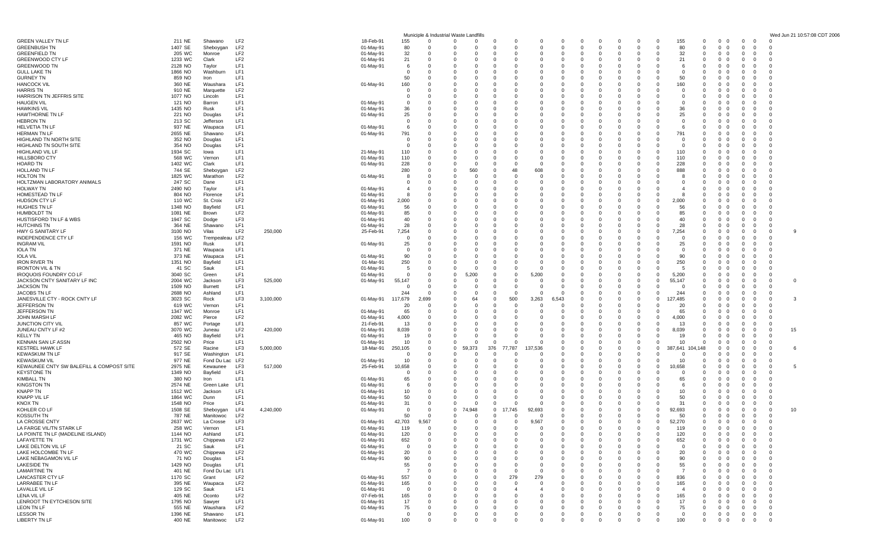| | | | | | | | Municipile & Industrial Waste Landfills | | | | | | | | | | | | | | | | | | | | | |
|---|---|---|---|---|---|---|---|---|---|---|---|---|---|---|---|---|---|---|---|---|---|---|---|---|---|---|---|---|
| GREEN VALLEY TN LF | 211 | NE | Shawano | LF2 | | 18-Feb-91 | 155 | 0 | 0 | 0 | 0 | 0 | 0 | 0 | 0 | 0 | 0 | 0 | 0 | 0 | 155 | 0 | 0 | 0 | 0 | 0 | 0 | |
| GREENBUSH TN | 1407 | SE | Sheboygan | LF2 | | 01-May-91 | 80 | 0 | 0 | 0 | 0 | 0 | 0 | 0 | 0 | 0 | 0 | 0 | 0 | 0 | 80 | 0 | 0 | 0 | 0 | 0 | 0 | |
| GREENFIELD TN | 205 | WC | Monroe | LF2 | | 01-May-91 | 32 | 0 | 0 | 0 | 0 | 0 | 0 | 0 | 0 | 0 | 0 | 0 | 0 | 0 | 32 | 0 | 0 | 0 | 0 | 0 | 0 | |
| GREENWOOD CTY LF | 1233 | WC | Clark | LF2 | | 01-May-91 | 21 | 0 | 0 | 0 | 0 | 0 | 0 | 0 | 0 | 0 | 0 | 0 | 0 | 0 | 21 | 0 | 0 | 0 | 0 | 0 | 0 | |
| GREENWOOD TN | 2128 | NO | Taylor | LF1 | | 01-May-91 | 6 | 0 | 0 | 0 | 0 | 0 | 0 | 0 | 0 | 0 | 0 | 0 | 0 | 0 | 6 | 0 | 0 | 0 | 0 | 0 | 0 | |
| GULL LAKE TN | 1866 | NO | Washburn | LF1 | | | 0 | 0 | 0 | 0 | 0 | 0 | 0 | 0 | 0 | 0 | 0 | 0 | 0 | 0 | 0 | 0 | 0 | 0 | 0 | 0 | 0 | |
| GURNEY TN | 859 | NO | Iron | LF1 | | | 50 | 0 | 0 | 0 | 0 | 0 | 0 | 0 | 0 | 0 | 0 | 0 | 0 | 0 | 50 | 0 | 0 | 0 | 0 | 0 | 0 | |
| HANCOCK VIL | 360 | NE | Waushara | LF1 | | 01-May-91 | 160 | 0 | 0 | 0 | 0 | 0 | 0 | 0 | 0 | 0 | 0 | 0 | 0 | 0 | 160 | 0 | 0 | 0 | 0 | 0 | 0 | |
| HARRIS TN | 910 | NE | Marquette | LF2 | | | 0 | 0 | 0 | 0 | 0 | 0 | 0 | 0 | 0 | 0 | 0 | 0 | 0 | 0 | 0 | 0 | 0 | 0 | 0 | 0 | 0 | |
| HARRISON TN JEFFRIS SITE | 1077 | NO | Lincoln | LF1 | | | 0 | 0 | 0 | 0 | 0 | 0 | 0 | 0 | 0 | 0 | 0 | 0 | 0 | 0 | 0 | 0 | 0 | 0 | 0 | 0 | 0 | |
| HAUGEN VIL | 121 | NO | Barron | LF1 | | 01-May-91 | 0 | 0 | 0 | 0 | 0 | 0 | 0 | 0 | 0 | 0 | 0 | 0 | 0 | 0 | 0 | 0 | 0 | 0 | 0 | 0 | 0 | |
| HAWKINS VIL | 1435 | NO | Rusk | LF1 | | 01-May-91 | 36 | 0 | 0 | 0 | 0 | 0 | 0 | 0 | 0 | 0 | 0 | 0 | 0 | 0 | 36 | 0 | 0 | 0 | 0 | 0 | 0 | |
| HAWTHORNE TN LF | 221 | NO | Douglas | LF1 | | 01-May-91 | 25 | 0 | 0 | 0 | 0 | 0 | 0 | 0 | 0 | 0 | 0 | 0 | 0 | 0 | 25 | 0 | 0 | 0 | 0 | 0 | 0 | |
| HEBRON TN | 213 | SC | Jefferson | LF1 | | | 0 | 0 | 0 | 0 | 0 | 0 | 0 | 0 | 0 | 0 | 0 | 0 | 0 | 0 | 0 | 0 | 0 | 0 | 0 | 0 | 0 | |
| HELVETIA TN LF | 937 | NE | Waupaca | LF1 | | 01-May-91 | 6 | 0 | 0 | 0 | 0 | 0 | 0 | 0 | 0 | 0 | 0 | 0 | 0 | 0 | 6 | 0 | 0 | 0 | 0 | 0 | 0 | |
| HERMAN TN LF | 2655 | NE | Shawano | LF1 | | 01-May-91 | 791 | 0 | 0 | 0 | 0 | 0 | 0 | 0 | 0 | 0 | 0 | 0 | 0 | 0 | 791 | 0 | 0 | 0 | 0 | 0 | 0 | |
| HIGHLAND TN NORTH SITE | 352 | NO | Douglas | LF1 | | | 0 | 0 | 0 | 0 | 0 | 0 | 0 | 0 | 0 | 0 | 0 | 0 | 0 | 0 | 0 | 0 | 0 | 0 | 0 | 0 | 0 | |
| HIGHLAND TN SOUTH SITE | 354 | NO | Douglas | LF1 | | | 0 | 0 | 0 | 0 | 0 | 0 | 0 | 0 | 0 | 0 | 0 | 0 | 0 | 0 | 0 | 0 | 0 | 0 | 0 | 0 | 0 | |
| HIGHLAND VIL LF | 1934 | SC | Iowa | LF1 | | 21-May-91 | 110 | 0 | 0 | 0 | 0 | 0 | 0 | 0 | 0 | 0 | 0 | 0 | 0 | 0 | 110 | 0 | 0 | 0 | 0 | 0 | 0 | |
| HILLSBORO CTY | 568 | WC | Vernon | LF1 | | 01-May-91 | 110 | 0 | 0 | 0 | 0 | 0 | 0 | 0 | 0 | 0 | 0 | 0 | 0 | 0 | 110 | 0 | 0 | 0 | 0 | 0 | 0 | |
| HOARD TN | 1402 | WC | Clark | LF1 | | 01-May-91 | 228 | 0 | 0 | 0 | 0 | 0 | 0 | 0 | 0 | 0 | 0 | 0 | 0 | 0 | 228 | 0 | 0 | 0 | 0 | 0 | 0 | |
| HOLLAND TN LF | 744 | SE | Sheboygan | LF2 | | | 280 | 0 | 0 | 560 | 0 | 48 | 608 | 0 | 0 | 0 | 0 | 0 | 0 | 0 | 888 | 0 | 0 | 0 | 0 | 0 | 0 | |
| HOLTON TN | 1825 | WC | Marathon | LF2 | | 01-May-91 | 8 | 0 | 0 | 0 | 0 | 0 | 0 | 0 | 0 | 0 | 0 | 0 | 0 | 0 | 8 | 0 | 0 | 0 | 0 | 0 | 0 | |
| HOLTZMAN LABORATORY ANIMALS | 247 | SC | Dane | LF1 | | | 0 | 0 | 0 | 0 | 0 | 0 | 0 | 0 | 0 | 0 | 0 | 0 | 0 | 0 | 0 | 0 | 0 | 0 | 0 | 0 | 0 | |
| HOLWAY TN | 2490 | NO | Taylor | LF1 | | 01-May-91 | 4 | 0 | 0 | 0 | 0 | 0 | 0 | 0 | 0 | 0 | 0 | 0 | 0 | 0 | 4 | 0 | 0 | 0 | 0 | 0 | 0 | |
| HOMESTEAD TN LF | 804 | NO | Florence | LF1 | | 01-May-91 | 8 | 0 | 0 | 0 | 0 | 0 | 0 | 0 | 0 | 0 | 0 | 0 | 0 | 0 | 8 | 0 | 0 | 0 | 0 | 0 | 0 | |
| HUDSON CTY LF | 110 | WC | St. Croix | LF2 | | 01-May-91 | 2,000 | 0 | 0 | 0 | 0 | 0 | 0 | 0 | 0 | 0 | 0 | 0 | 0 | 0 | 2,000 | 0 | 0 | 0 | 0 | 0 | 0 | |
| HUGHES TN LF | 1348 | NO | Bayfield | LF1 | | 01-May-91 | 56 | 0 | 0 | 0 | 0 | 0 | 0 | 0 | 0 | 0 | 0 | 0 | 0 | 0 | 56 | 0 | 0 | 0 | 0 | 0 | 0 | |
| HUMBOLDT TN | 1081 | NE | Brown | LF2 | | 01-May-91 | 85 | 0 | 0 | 0 | 0 | 0 | 0 | 0 | 0 | 0 | 0 | 0 | 0 | 0 | 85 | 0 | 0 | 0 | 0 | 0 | 0 | |
| HUSTISFORD TN LF & WBS | 1947 | SC | Dodge | LF3 | | 01-May-91 | 40 | 0 | 0 | 0 | 0 | 0 | 0 | 0 | 0 | 0 | 0 | 0 | 0 | 0 | 40 | 0 | 0 | 0 | 0 | 0 | 0 | |
| HUTCHINS TN | 364 | NE | Shawano | LF1 | | 01-May-91 | 28 | 0 | 0 | 0 | 0 | 0 | 0 | 0 | 0 | 0 | 0 | 0 | 0 | 0 | 28 | 0 | 0 | 0 | 0 | 0 | 0 | |
| HWY G SANITARY LF | 3100 | NO | Vilas | LF2 | 250,000 | 25-Feb-91 | 7,254 | 0 | 0 | 0 | 0 | 0 | 0 | 0 | 0 | 0 | 0 | 0 | 0 | 0 | 7,254 | 0 | 0 | 0 | 0 | 0 | 0 | 9 |
| INDEPENDENCE CTY LF | 156 | WC | Trempealeau | LF2 | | | 0 | 0 | 0 | 0 | 0 | 0 | 0 | 0 | 0 | 0 | 0 | 0 | 0 | 0 | 0 | 0 | 0 | 0 | 0 | 0 | 0 | |
| INGRAM VIL | 1591 | NO | Rusk | LF1 | | 01-May-91 | 25 | 0 | 0 | 0 | 0 | 0 | 0 | 0 | 0 | 0 | 0 | 0 | 0 | 0 | 25 | 0 | 0 | 0 | 0 | 0 | 0 | |
| IOLA TN | 371 | NE | Waupaca | LF1 | | | 0 | 0 | 0 | 0 | 0 | 0 | 0 | 0 | 0 | 0 | 0 | 0 | 0 | 0 | 0 | 0 | 0 | 0 | 0 | 0 | 0 | |
| IOLA VIL | 373 | NE | Waupaca | LF1 | | 01-May-91 | 90 | 0 | 0 | 0 | 0 | 0 | 0 | 0 | 0 | 0 | 0 | 0 | 0 | 0 | 90 | 0 | 0 | 0 | 0 | 0 | 0 | |
| IRON RIVER TN | 1351 | NO | Bayfield | LF1 | | 01-Mar-91 | 250 | 0 | 0 | 0 | 0 | 0 | 0 | 0 | 0 | 0 | 0 | 0 | 0 | 0 | 250 | 0 | 0 | 0 | 0 | 0 | 0 | |
| IRONTON VIL & TN | 41 | SC | Sauk | LF1 | | 01-May-91 | 5 | 0 | 0 | 0 | 0 | 0 | 0 | 0 | 0 | 0 | 0 | 0 | 0 | 0 | 5 | 0 | 0 | 0 | 0 | 0 | 0 | |
| IROQUOIS FOUNDRY CO LF | 3040 | SC | Green | LF1 | | 01-May-91 | 0 | 0 | 0 | 5,200 | 0 | 0 | 5,200 | 0 | 0 | 0 | 0 | 0 | 0 | 0 | 5,200 | 0 | 0 | 0 | 0 | 0 | 0 | |
| JACKSON CNTY SANITARY LF INC | 2004 | WC | Jackson | LF3 | 525,000 | 01-May-91 | 55,147 | 0 | 0 | 0 | 0 | 0 | 0 | 0 | 0 | 0 | 0 | 0 | 0 | 0 | 55,147 | 0 | 0 | 0 | 0 | 0 | 0 | 0 |
| JACKSON TN | 1509 | NO | Burnett | LF1 | | | 0 | 0 | 0 | 0 | 0 | 0 | 0 | 0 | 0 | 0 | 0 | 0 | 0 | 0 | 0 | 0 | 0 | 0 | 0 | 0 | 0 | |
| JACOBS TN LF | 2688 | NO | Ashland | LF1 | | | 244 | 0 | 0 | 0 | 0 | 0 | 0 | 0 | 0 | 0 | 0 | 0 | 0 | 0 | 244 | 0 | 0 | 0 | 0 | 0 | 0 | |
| JANESVILLE CTY - ROCK CNTY LF | 3023 | SC | Rock | LF3 | 3,100,000 | 01-May-91 | 117,679 | 2,699 | 0 | 64 | 0 | 500 | 3,263 | 6,543 | 0 | 0 | 0 | 0 | 0 | 0 | 127,485 | 0 | 0 | 0 | 0 | 0 | 0 | 3 |
| JEFFERSON TN | 619 | WC | Vernon | LF1 | | | 20 | 0 | 0 | 0 | 0 | 0 | 0 | 0 | 0 | 0 | 0 | 0 | 0 | 0 | 20 | 0 | 0 | 0 | 0 | 0 | 0 | |
| JEFFERSON TN | 1347 | WC | Monroe | LF1 | | 01-May-91 | 65 | 0 | 0 | 0 | 0 | 0 | 0 | 0 | 0 | 0 | 0 | 0 | 0 | 0 | 65 | 0 | 0 | 0 | 0 | 0 | 0 | |
| JOHN MARSH LF | 2082 | WC | Pierce | LF2 | | 01-May-91 | 4,000 | 0 | 0 | 0 | 0 | 0 | 0 | 0 | 0 | 0 | 0 | 0 | 0 | 0 | 4,000 | 0 | 0 | 0 | 0 | 0 | 0 | |
| JUNCTION CITY VIL | 857 | WC | Portage | LF1 | | 21-Feb-91 | 13 | 0 | 0 | 0 | 0 | 0 | 0 | 0 | 0 | 0 | 0 | 0 | 0 | 0 | 13 | 0 | 0 | 0 | 0 | 0 | 0 | |
| JUNEAU CNTY LF #2 | 3070 | WC | Juneau | LF2 | 420,000 | 01-May-91 | 8,039 | 0 | 0 | 0 | 0 | 0 | 0 | 0 | 0 | 0 | 0 | 0 | 0 | 0 | 8,039 | 0 | 0 | 0 | 0 | 0 | 0 | 15 |
| KELLY TN | 465 | NO | Bayfield | LF1 | | 01-May-91 | 19 | 0 | 0 | 0 | 0 | 0 | 0 | 0 | 0 | 0 | 0 | 0 | 0 | 0 | 19 | 0 | 0 | 0 | 0 | 0 | 0 | |
| KENNAN SAN LF ASSN | 2502 | NO | Price | LF1 | | 01-May-91 | 10 | 0 | 0 | 0 | 0 | 0 | 0 | 0 | 0 | 0 | 0 | 0 | 0 | 0 | 10 | 0 | 0 | 0 | 0 | 0 | 0 | |
| KESTREL HAWK LF | 572 | SE | Racine | LF3 | 5,000,000 | 18-Mar-91 | 250,105 | 0 | 0 | 59,373 | 376 | 77,787 | 137,536 | 0 | 0 | 0 | 0 | 0 | 0 | 0 | 387,641 | 104,148 | 0 | 0 | 0 | 0 | 0 | 6 |
| KEWASKUM TN LF | 917 | SE | Washington | LF1 | | | 0 | 0 | 0 | 0 | 0 | 0 | 0 | 0 | 0 | 0 | 0 | 0 | 0 | 0 | 0 | 0 | 0 | 0 | 0 | 0 | 0 | |
| KEWASKUM VIL | 977 | NE | Fond Du Lac | LF2 | | 01-May-91 | 10 | 0 | 0 | 0 | 0 | 0 | 0 | 0 | 0 | 0 | 0 | 0 | 0 | 0 | 10 | 0 | 0 | 0 | 0 | 0 | 0 | |
| KEWAUNEE CNTY SW BALEFILL & COMPOST SITE | 2975 | NE | Kewaunee | LF3 | 517,000 | 25-Feb-91 | 10,658 | 0 | 0 | 0 | 0 | 0 | 0 | 0 | 0 | 0 | 0 | 0 | 0 | 0 | 10,658 | 0 | 0 | 0 | 0 | 0 | 0 | 5 |
| KEYSTONE TN | 1349 | NO | Bayfield | LF1 | | | 0 | 0 | 0 | 0 | 0 | 0 | 0 | 0 | 0 | 0 | 0 | 0 | 0 | 0 | 0 | 0 | 0 | 0 | 0 | 0 | 0 | |
| KIMBALL TN | 380 | NO | Iron | LF1 | | 01-May-91 | 65 | 0 | 0 | 0 | 0 | 0 | 0 | 0 | 0 | 0 | 0 | 0 | 0 | 0 | 65 | 0 | 0 | 0 | 0 | 0 | 0 | |
| KINGSTON TN | 2574 | NE | Green Lake | LF1 | | 01-May-91 | 6 | 0 | 0 | 0 | 0 | 0 | 0 | 0 | 0 | 0 | 0 | 0 | 0 | 0 | 6 | 0 | 0 | 0 | 0 | 0 | 0 | |
| KNAPP TN | 1512 | WC | Jackson | LF1 | | 01-May-91 | 10 | 0 | 0 | 0 | 0 | 0 | 0 | 0 | 0 | 0 | 0 | 0 | 0 | 0 | 10 | 0 | 0 | 0 | 0 | 0 | 0 | |
| KNAPP VIL LF | 1864 | WC | Dunn | LF1 | | 01-May-91 | 50 | 0 | 0 | 0 | 0 | 0 | 0 | 0 | 0 | 0 | 0 | 0 | 0 | 0 | 50 | 0 | 0 | 0 | 0 | 0 | 0 | |
| KNOX TN | 1548 | NO | Price | LF1 | | 01-May-91 | 31 | 0 | 0 | 0 | 0 | 0 | 0 | 0 | 0 | 0 | 0 | 0 | 0 | 0 | 31 | 0 | 0 | 0 | 0 | 0 | 0 | |
| KOHLER CO LF | 1508 | SE | Sheboygan | LF4 | 4,240,000 | 01-May-91 | 0 | 0 | 0 | 74,948 | 0 | 17,745 | 92,693 | 0 | 0 | 0 | 0 | 0 | 0 | 0 | 92,693 | 0 | 0 | 0 | 0 | 0 | 0 | 10 |
| KOSSUTH TN | 787 | NE | Manitowoc | LF2 | | | 50 | 0 | 0 | 0 | 0 | 0 | 0 | 0 | 0 | 0 | 0 | 0 | 0 | 0 | 50 | 0 | 0 | 0 | 0 | 0 | 0 | |
| LA CROSSE CNTY | 2637 | WC | La Crosse | LF3 | | 01-May-91 | 42,703 | 9,567 | 0 | 0 | 0 | 0 | 9,567 | 0 | 0 | 0 | 0 | 0 | 0 | 0 | 52,270 | 0 | 0 | 0 | 0 | 0 | 0 | |
| LA FARGE VIL/TN STARK LF | 258 | WC | Vernon | LF1 | | 01-May-91 | 119 | 0 | 0 | 0 | 0 | 0 | 0 | 0 | 0 | 0 | 0 | 0 | 0 | 0 | 119 | 0 | 0 | 0 | 0 | 0 | 0 | |
| LA POINTE TN LF (MADELINE ISLAND) | 1144 | NO | Ashland | LF1 | | 01-May-91 | 120 | 0 | 0 | 0 | 0 | 0 | 0 | 0 | 0 | 0 | 0 | 0 | 0 | 0 | 120 | 0 | 0 | 0 | 0 | 0 | 0 | |
| LAFAYETTE TN | 1731 | WC | Chippewa | LF2 | | 01-May-91 | 652 | 0 | 0 | 0 | 0 | 0 | 0 | 0 | 0 | 0 | 0 | 0 | 0 | 0 | 652 | 0 | 0 | 0 | 0 | 0 | 0 | |
| LAKE DELTON VIL LF | 21 | SC | Sauk | LF1 | | 01-May-91 | 0 | 0 | 0 | 0 | 0 | 0 | 0 | 0 | 0 | 0 | 0 | 0 | 0 | 0 | 0 | 0 | 0 | 0 | 0 | 0 | 0 | |
| LAKE HOLCOMBE TN LF | 470 | WC | Chippewa | LF2 | | 01-May-91 | 20 | 0 | 0 | 0 | 0 | 0 | 0 | 0 | 0 | 0 | 0 | 0 | 0 | 0 | 20 | 0 | 0 | 0 | 0 | 0 | 0 | |
| LAKE NEBAGAMON VIL LF | 71 | NO | Douglas | LF1 | | 01-May-91 | 90 | 0 | 0 | 0 | 0 | 0 | 0 | 0 | 0 | 0 | 0 | 0 | 0 | 0 | 90 | 0 | 0 | 0 | 0 | 0 | 0 | |
| LAKESIDE TN | 1429 | NO | Douglas | LF1 | | | 55 | 0 | 0 | 0 | 0 | 0 | 0 | 0 | 0 | 0 | 0 | 0 | 0 | 0 | 55 | 0 | 0 | 0 | 0 | 0 | 0 | |
| LAMARTINE TN | 401 | NE | Fond Du Lac | LF1 | | | 7 | 0 | 0 | 0 | 0 | 0 | 0 | 0 | 0 | 0 | 0 | 0 | 0 | 0 | 7 | 0 | 0 | 0 | 0 | 0 | 0 | |
| LANCASTER CTY LF | 1170 | SC | Grant | LF2 | | 01-May-91 | 557 | 0 | 0 | 0 | 0 | 279 | 279 | 0 | 0 | 0 | 0 | 0 | 0 | 0 | 836 | 0 | 0 | 0 | 0 | 0 | 0 | |
| LARRABEE TN LF | 395 | NE | Waupaca | LF2 | | 01-May-91 | 165 | 0 | 0 | 0 | 0 | 0 | 0 | 0 | 0 | 0 | 0 | 0 | 0 | 0 | 165 | 0 | 0 | 0 | 0 | 0 | 0 | |
| LAVALLE VIL LF | 129 | SC | Sauk | LF1 | | 01-May-91 | 0 | 0 | 0 | 0 | 0 | 4 | 4 | 0 | 0 | 0 | 0 | 0 | 0 | 0 | 4 | 0 | 0 | 0 | 0 | 0 | 0 | |
| LENA VIL LF | 405 | NE | Oconto | LF2 | | 07-Feb-91 | 165 | 0 | 0 | 0 | 0 | 0 | 0 | 0 | 0 | 0 | 0 | 0 | 0 | 0 | 165 | 0 | 0 | 0 | 0 | 0 | 0 | |
| LENROOT TN EYTCHESON SITE | 1795 | NO | Sawyer | LF1 | | 01-May-91 | 17 | 0 | 0 | 0 | 0 | 0 | 0 | 0 | 0 | 0 | 0 | 0 | 0 | 0 | 17 | 0 | 0 | 0 | 0 | 0 | 0 | |
| LEON TN LF | 555 | NE | Waushara | LF2 | | 01-May-91 | 75 | 0 | 0 | 0 | 0 | 0 | 0 | 0 | 0 | 0 | 0 | 0 | 0 | 0 | 75 | 0 | 0 | 0 | 0 | 0 | 0 | |
| LESSOR TN | 1396 | NE | Shawano | LF1 | | | 0 | 0 | 0 | 0 | 0 | 0 | 0 | 0 | 0 | 0 | 0 | 0 | 0 | 0 | 0 | 0 | 0 | 0 | 0 | 0 | 0 | |
| LIBERTY TN LF | 400 | NE | Manitowoc | LF2 | | 01-May-91 | 100 | 0 | 0 | 0 | 0 | 0 | 0 | 0 | 0 | 0 | 0 | 0 | 0 | 0 | 100 | 0 | 0 | 0 | 0 | 0 | 0 | |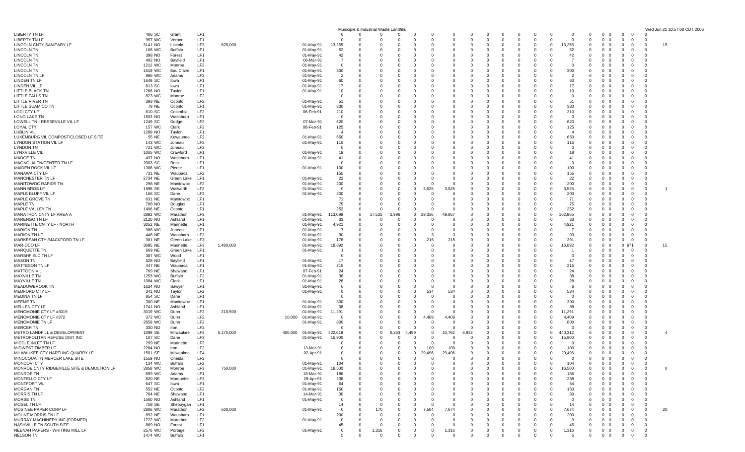# Municiple & Industrial Waste Landfills

| | | | | | | | | | | | | | | | | | | | | | | | | | | | | | |
|---|---|---|---|---|---|---|---|---|---|---|---|---|---|---|---|---|---|---|---|---|---|---|---|---|---|---|---|---|---|
| LIBERTY TN LF | 406 | SC | Grant | LF1 | | | | 0 | 0 | 0 | 0 | 0 | 0 | 0 | 0 | 0 | 0 | 0 | 0 | 0 | 0 | 0 | 0 | 0 | 0 | 0 | 0 | 0 | |
| LIBERTY TN LF | 957 | WC | Vernon | LF1 | | | | 0 | 0 | 0 | 0 | 0 | 0 | 0 | 0 | 0 | 0 | 0 | 0 | 0 | 0 | 0 | 0 | 0 | 0 | 0 | 0 | 0 | |
| LINCOLN CNTY SANITARY LF | 3141 | NO | Lincoln | LF3 | 825,000 | | 01-May-91 | 13,255 | 0 | 0 | 0 | 0 | 0 | 0 | 0 | 0 | 0 | 0 | 0 | 0 | 0 | 13,255 | 0 | 0 | 0 | 0 | 0 | 0 | 15 |
| LINCOLN TN | 106 | WC | Buffalo | LF1 | | | 01-May-91 | 52 | 0 | 0 | 0 | 0 | 0 | 0 | 0 | 0 | 0 | 0 | 0 | 0 | 0 | 52 | 0 | 0 | 0 | 0 | 0 | 0 | |
| LINCOLN TN | 398 | NO | Forest | LF1 | | | 01-May-91 | 42 | 0 | 0 | 0 | 0 | 0 | 0 | 0 | 0 | 0 | 0 | 0 | 0 | 0 | 42 | 0 | 0 | 0 | 0 | 0 | 0 | |
| LINCOLN TN | 402 | NO | Bayfield | LF1 | | | 06-Mar-91 | 7 | 0 | 0 | 0 | 0 | 0 | 0 | 0 | 0 | 0 | 0 | 0 | 0 | 0 | 7 | 0 | 0 | 0 | 0 | 0 | 0 | |
| LINCOLN TN | 1212 | WC | Monroe | LF2 | | | 01-May-91 | 0 | 0 | 0 | 0 | 0 | 0 | 0 | 0 | 0 | 0 | 0 | 0 | 0 | 0 | 0 | 0 | 0 | 0 | 0 | 0 | 0 | |
| LINCOLN TN | 1619 | WC | Eau Claire | LF1 | | | 01-May-91 | 300 | 0 | 0 | 0 | 0 | 0 | 0 | 0 | 0 | 0 | 0 | 0 | 0 | 0 | 300 | 0 | 0 | 0 | 0 | 0 | 0 | |
| LINCOLN TN LF | 986 | WC | Adams | LF2 | | | 01-May-91 | 2 | 0 | 0 | 0 | 0 | 0 | 0 | 0 | 0 | 0 | 0 | 0 | 0 | 0 | 2 | 0 | 0 | 0 | 0 | 0 | 0 | |
| LINDEN TN LF | 1649 | SC | Iowa | LF1 | | | 01-May-91 | 60 | 0 | 0 | 0 | 0 | 0 | 0 | 0 | 0 | 0 | 0 | 0 | 0 | 0 | 60 | 0 | 0 | 0 | 0 | 0 | 0 | |
| LINDEN VIL LF | 813 | SC | Iowa | LF1 | | | 01-May-91 | 17 | 0 | 0 | 0 | 0 | 0 | 0 | 0 | 0 | 0 | 0 | 0 | 0 | 0 | 17 | 0 | 0 | 0 | 0 | 0 | 0 | |
| LITTLE BLACK TN | 1266 | NO | Taylor | LF1 | | | 01-May-91 | 10 | 0 | 0 | 0 | 0 | 0 | 0 | 0 | 0 | 0 | 0 | 0 | 0 | 0 | 10 | 0 | 0 | 0 | 0 | 0 | 0 | |
| LITTLE FALLS TN | 823 | WC | Monroe | LF2 | | | | 0 | 0 | 0 | 0 | 0 | 0 | 0 | 0 | 0 | 0 | 0 | 0 | 0 | 0 | 0 | 0 | 0 | 0 | 0 | 0 | 0 | |
| LITTLE RIVER TN | 393 | NE | Oconto | LF2 | | | 01-May-91 | 51 | 0 | 0 | 0 | 0 | 0 | 0 | 0 | 0 | 0 | 0 | 0 | 0 | 0 | 51 | 0 | 0 | 0 | 0 | 0 | 0 | |
| LITTLE SUAMICO TN | 78 | NE | Oconto | LF1 | | | 01-May-91 | 330 | 0 | 0 | 0 | 0 | 0 | 0 | 0 | 0 | 0 | 0 | 0 | 0 | 0 | 330 | 0 | 0 | 0 | 0 | 0 | 0 | |
| LODI CTY LF | 610 | SC | Columbia | LF2 | | | 06-Feb-91 | 210 | 0 | 0 | 0 | 0 | 0 | 0 | 0 | 0 | 0 | 0 | 0 | 0 | 0 | 210 | 0 | 0 | 0 | 0 | 0 | 0 | |
| LONG LAKE TN | 1503 | NO | Washburn | LF1 | | | | 0 | 0 | 0 | 0 | 0 | 0 | 0 | 0 | 0 | 0 | 0 | 0 | 0 | 0 | 0 | 0 | 0 | 0 | 0 | 0 | 0 | |
| LOWELL TN - REESEVILLE VIL LF | 1249 | SC | Dodge | LF2 | | | 07-Mar-91 | 620 | 0 | 0 | 0 | 0 | 0 | 0 | 0 | 0 | 0 | 0 | 0 | 0 | 0 | 620 | 0 | 0 | 0 | 0 | 0 | 0 | |
| LOYAL CTY | 157 | WC | Clark | LF2 | | | 08-Feb-91 | 125 | 0 | 0 | 0 | 0 | 0 | 0 | 0 | 0 | 0 | 0 | 0 | 0 | 0 | 125 | 0 | 0 | 0 | 0 | 0 | 0 | |
| LUBLIN VIL | 1289 | NO | Taylor | LF1 | | | | 4 | 0 | 0 | 0 | 0 | 0 | 0 | 0 | 0 | 0 | 0 | 0 | 0 | 0 | 4 | 0 | 0 | 0 | 0 | 0 | 0 | |
| LUXEMBURG VIL COMPOST/CLOSED LF SITE | 55 | NE | Kewaunee | LF2 | | | 01-May-91 | 650 | 0 | 0 | 0 | 0 | 0 | 0 | 0 | 0 | 0 | 0 | 0 | 0 | 0 | 650 | 0 | 0 | 0 | 0 | 0 | 0 | |
| LYNDON STATION VIL LF | 143 | WC | Juneau | LF2 | | | 01-May-91 | 115 | 0 | 0 | 0 | 0 | 0 | 0 | 0 | 0 | 0 | 0 | 0 | 0 | 0 | 115 | 0 | 0 | 0 | 0 | 0 | 0 | |
| LYNDON TN | 721 | WC | Juneau | LF2 | | | | 0 | 0 | 0 | 0 | 0 | 0 | 0 | 0 | 0 | 0 | 0 | 0 | 0 | 0 | 0 | 0 | 0 | 0 | 0 | 0 | 0 | |
| LYNXVILLE VIL | 1005 | WC | Crawford | LF1 | | | 01-May-91 | 18 | 0 | 0 | 0 | 0 | 0 | 0 | 0 | 0 | 0 | 0 | 0 | 0 | 0 | 18 | 0 | 0 | 0 | 0 | 0 | 0 | |
| MADGE TN | 437 | NO | Washburn | LF1 | | | 01-May-91 | 41 | 0 | 0 | 0 | 0 | 0 | 0 | 0 | 0 | 0 | 0 | 0 | 0 | 0 | 41 | 0 | 0 | 0 | 0 | 0 | 0 | |
| MAGNOLIA TN/CENTER TN LF | 2003 | SC | Rock | LF1 | | | | 0 | 0 | 0 | 0 | 0 | 0 | 0 | 0 | 0 | 0 | 0 | 0 | 0 | 0 | 0 | 0 | 0 | 0 | 0 | 0 | 0 | |
| MAIDEN ROCK VIL LF | 1306 | WC | Pierce | LF1 | | | 01-May-91 | 100 | 0 | 0 | 0 | 0 | 0 | 0 | 0 | 0 | 0 | 0 | 0 | 0 | 0 | 100 | 0 | 0 | 0 | 0 | 0 | 0 | |
| MANAWA CTY LF | 731 | NE | Waupaca | LF2 | | | | 155 | 0 | 0 | 0 | 0 | 0 | 0 | 0 | 0 | 0 | 0 | 0 | 0 | 0 | 155 | 0 | 0 | 0 | 0 | 0 | 0 | |
| MANCHESTER TN LF | 2734 | NE | Green Lake | LF1 | | | 01-May-91 | 22 | 0 | 0 | 0 | 0 | 0 | 0 | 0 | 0 | 0 | 0 | 0 | 0 | 0 | 22 | 0 | 0 | 0 | 0 | 0 | 0 | |
| MANITOWOC RAPIDS TN | 298 | NE | Manitowoc | LF2 | | | 01-May-91 | 200 | 0 | 0 | 0 | 0 | 0 | 0 | 0 | 0 | 0 | 0 | 0 | 0 | 0 | 200 | 0 | 0 | 0 | 0 | 0 | 0 | |
| MANN BROS LF | 1996 | SE | Walworth | LF2 | | | 01-May-91 | 0 | 0 | 0 | 0 | 0 | 3,525 | 3,525 | 0 | 0 | 0 | 0 | 0 | 0 | 0 | 3,525 | 0 | 0 | 0 | 0 | 0 | 0 | 1 |
| MAPLE BLUFF VIL LF | 166 | SC | Dane | LF2 | | | 01-May-91 | 200 | 0 | 0 | 0 | 0 | 0 | 0 | 0 | 0 | 0 | 0 | 0 | 0 | 0 | 200 | 0 | 0 | 0 | 0 | 0 | 0 | |
| MAPLE GROVE TN | 631 | NE | Manitowoc | LF1 | | | | 71 | 0 | 0 | 0 | 0 | 0 | 0 | 0 | 0 | 0 | 0 | 0 | 0 | 0 | 71 | 0 | 0 | 0 | 0 | 0 | 0 | |
| MAPLE TN | 708 | NO | Douglas | LF1 | | | | 75 | 0 | 0 | 0 | 0 | 0 | 0 | 0 | 0 | 0 | 0 | 0 | 0 | 0 | 75 | 0 | 0 | 0 | 0 | 0 | 0 | |
| MAPLE VALLEY TN | 1496 | NE | Oconto | LF1 | | | | 252 | 0 | 0 | 0 | 0 | 0 | 0 | 0 | 0 | 0 | 0 | 0 | 0 | 0 | 252 | 0 | 0 | 0 | 0 | 0 | 0 | |
| MARATHON CNTY LF AREA A | 2892 | WC | Marathon | LF3 | | | 01-May-91 | 113,098 | 0 | 17,525 | 2,996 | 0 | 29,336 | 49,857 | 0 | 0 | 0 | 0 | 0 | 0 | 0 | 162,955 | 0 | 0 | 0 | 0 | 0 | 0 | |
| MARENGO TN LF | 2120 | NO | Ashland | LF1 | | | 01-May-91 | 33 | 0 | 0 | 0 | 0 | 0 | 0 | 0 | 0 | 0 | 0 | 0 | 0 | 0 | 33 | 0 | 0 | 0 | 0 | 0 | 0 | |
| MARINETTE CNTY LF - NORTH | 3052 | NE | Marinette | LF1 | | | 01-May-91 | 4,921 | 0 | 0 | 0 | 0 | 0 | 0 | 0 | 0 | 0 | 0 | 0 | 0 | 0 | 4,921 | 0 | 0 | 0 | 0 | 0 | 0 | |
| MARION TN | 988 | WC | Juneau | LF1 | | | 01-May-91 | 7 | 0 | 0 | 0 | 0 | 0 | 0 | 0 | 0 | 0 | 0 | 0 | 0 | 0 | 7 | 0 | 0 | 0 | 0 | 0 | 0 | |
| MARION TN LF | 448 | NE | Waushara | LF2 | | | 01-May-91 | 90 | 0 | 0 | 0 | 0 | 3 | 3 | 0 | 0 | 0 | 0 | 0 | 0 | 0 | 93 | 0 | 0 | 0 | 0 | 0 | 0 | |
| MARKESAN CTY /MACKFORD TN LF | 301 | NE | Green Lake | LF3 | | | 01-May-91 | 176 | 0 | 0 | 0 | 0 | 215 | 215 | 0 | 0 | 0 | 0 | 0 | 0 | 0 | 391 | 0 | 0 | 0 | 0 | 0 | 0 | |
| MAR-OCO LF | 3095 | NE | Marinette | LF3 | 1,480,000 | | 01-May-91 | 16,892 | 0 | 0 | 0 | 0 | 0 | 0 | 0 | 0 | 0 | 0 | 0 | 0 | 0 | 16,892 | 0 | 0 | 0 | 0 | 671 | 0 | 15 |
| MARQUETTE TN | 669 | NE | Green Lake | LF1 | | | 01-May-91 | 1 | 0 | 0 | 0 | 0 | 0 | 0 | 0 | 0 | 0 | 0 | 0 | 0 | 0 | 1 | 0 | 0 | 0 | 0 | 0 | 0 | |
| MARSHFIELD TN LF | 387 | WC | Wood | LF1 | | | | 0 | 0 | 0 | 0 | 0 | 0 | 0 | 0 | 0 | 0 | 0 | 0 | 0 | 0 | 0 | 0 | 0 | 0 | 0 | 0 | 0 | |
| MASON TN | 528 | NO | Bayfield | LF1 | | | 01-May-91 | 17 | 0 | 0 | 0 | 0 | 0 | 0 | 0 | 0 | 0 | 0 | 0 | 0 | 0 | 17 | 0 | 0 | 0 | 0 | 0 | 0 | |
| MATTESON TN LF | 447 | NE | Waupaca | LF1 | | | 01-May-91 | 215 | 0 | 0 | 0 | 0 | 0 | 0 | 0 | 0 | 0 | 0 | 0 | 0 | 0 | 215 | 0 | 0 | 0 | 0 | 0 | 0 | |
| MATTOON VIL | 769 | NE | Shawano | LF1 | | | 07-Feb-91 | 24 | 0 | 0 | 0 | 0 | 0 | 0 | 0 | 0 | 0 | 0 | 0 | 0 | 0 | 24 | 0 | 0 | 0 | 0 | 0 | 0 | |
| MAXVILLE TN | 1253 | WC | Buffalo | LF2 | | | 01-May-91 | 38 | 0 | 0 | 0 | 0 | 0 | 0 | 0 | 0 | 0 | 0 | 0 | 0 | 0 | 38 | 0 | 0 | 0 | 0 | 0 | 0 | |
| MAYVILLE TN | 1084 | WC | Clark | LF1 | | | 01-May-91 | 28 | 0 | 0 | 0 | 0 | 0 | 0 | 0 | 0 | 0 | 0 | 0 | 0 | 0 | 28 | 0 | 0 | 0 | 0 | 0 | 0 | |
| MEADOWBROOK TN | 1624 | NO | Sawyer | LF1 | | | 01-May-91 | 6 | 0 | 0 | 0 | 0 | 0 | 0 | 0 | 0 | 0 | 0 | 0 | 0 | 0 | 6 | 0 | 0 | 0 | 0 | 0 | 0 | |
| MEDFORD CTY LF | 341 | NO | Taylor | LF2 | | | 01-May-91 | 0 | 0 | 0 | 0 | 0 | 534 | 534 | 0 | 0 | 0 | 0 | 0 | 0 | 0 | 534 | 0 | 0 | 0 | 0 | 0 | 0 | |
| MEDINA TN LF | 854 | SC | Dane | LF1 | | | | 0 | 0 | 0 | 0 | 0 | 0 | 0 | 0 | 0 | 0 | 0 | 0 | 0 | 0 | 0 | 0 | 0 | 0 | 0 | 0 | 0 | |
| MEEME TN | 300 | NE | Manitowoc | LF1 | | | 01-May-91 | 300 | 0 | 0 | 0 | 0 | 0 | 0 | 0 | 0 | 0 | 0 | 0 | 0 | 0 | 300 | 0 | 0 | 0 | 0 | 0 | 0 | |
| MELLEN CTY LF | 1741 | NO | Ashland | LF1 | | | 01-May-91 | 38 | 0 | 0 | 0 | 0 | 0 | 0 | 0 | 0 | 0 | 0 | 0 | 0 | 0 | 38 | 0 | 0 | 0 | 0 | 0 | 0 | |
| MENOMONIE CTY LF #3019 | 3019 | WC | Dunn | LF2 | 210,500 | | 01-May-91 | 11,291 | 0 | 0 | 0 | 0 | 0 | 0 | 0 | 0 | 0 | 0 | 0 | 0 | 0 | 11,291 | 0 | 0 | 0 | 0 | 0 | 0 | |
| MENOMONIE CTY LF #372 | 372 | WC | Dunn | LF2 | | 10,000 | 01-May-91 | 0 | 0 | 0 | 0 | 0 | 4,409 | 4,409 | 0 | 0 | 0 | 0 | 0 | 0 | 0 | 4,409 | 0 | 0 | 0 | 0 | 0 | 0 | |
| MENOMONIE TN LF | 2659 | WC | Dunn | LF2 | | | 01-May-91 | 800 | 0 | 0 | 0 | 0 | 0 | 0 | 0 | 0 | 0 | 0 | 0 | 0 | 0 | 800 | 0 | 0 | 0 | 0 | 0 | 0 | |
| MERCER TN | 330 | NO | Iron | LF2 | | | | 0 | 0 | 0 | 0 | 0 | 0 | 0 | 0 | 0 | 0 | 0 | 0 | 0 | 0 | 0 | 0 | 0 | 0 | 0 | 0 | 0 | |
| METRO LANDFILL & DEVELOPMENT | 1099 | SE | Milwaukee | LF3 | 5,175,000 | 400,000 | 01-May-91 | 422,618 | 0 | 0 | 6,263 | 4,499 | 0 | 10,762 | 6,932 | 0 | 0 | 0 | 0 | 0 | 0 | 440,312 | 0 | 0 | 0 | 0 | 0 | 0 | 4 |
| METROPOLITAN REFUSE DIST INC | 107 | SC | Dane | LF3 | | | 01-May-91 | 15,900 | 0 | 0 | 0 | 0 | 0 | 0 | 0 | 0 | 0 | 0 | 0 | 0 | 0 | 15,900 | 0 | 0 | 0 | 0 | 0 | 0 | |
| MIDDLE INLET TN LF | 299 | NE | Marinette | LF2 | | | | 0 | 0 | 0 | 0 | 0 | 0 | 0 | 0 | 0 | 0 | 0 | 0 | 0 | 0 | 0 | 0 | 0 | 0 | 0 | 0 | 0 | |
| MIDWEST TIMBER LF | 2284 | NO | Iron | LF2 | | | 13-Mar-91 | 0 | 0 | 0 | 0 | 0 | 100 | 100 | 0 | 0 | 0 | 0 | 0 | 0 | 0 | 100 | 0 | 0 | 0 | 0 | 0 | 0 | |
| MILWAUKEE CTY HARTUNG QUARRY LF | 1501 | SE | Milwaukee | LF4 | | | 02-Apr-91 | 0 | 0 | 0 | 0 | 0 | 29,496 | 29,496 | 0 | 0 | 0 | 0 | 0 | 0 | 0 | 29,496 | 0 | 0 | 0 | 0 | 0 | 0 | |
| MINOCQUA TN MERCER LAKE SITE | 1559 | NO | Oneida | LF2 | | | | 0 | 0 | 0 | 0 | 0 | 0 | 0 | 0 | 0 | 0 | 0 | 0 | 0 | 0 | 0 | 0 | 0 | 0 | 0 | 0 | 0 | |
| MONDOVI CTY | 134 | WC | Buffalo | LF2 | | | 01-May-91 | 104 | 0 | 0 | 0 | 0 | 0 | 0 | 0 | 0 | 0 | 0 | 0 | 0 | 0 | 104 | 0 | 0 | 0 | 0 | 0 | 0 | |
| MONROE CNTY RIDGEVILLE SITE & DEMOLTION LF | 2858 | WC | Monroe | LF3 | 750,000 | | 01-May-91 | 16,500 | 0 | 0 | 0 | 0 | 0 | 0 | 0 | 0 | 0 | 0 | 0 | 0 | 0 | 16,500 | 0 | 0 | 0 | 0 | 0 | 0 | 0 |
| MONROE TN | 699 | WC | Adams | LF1 | | | 18-Mar-91 | 186 | 0 | 0 | 0 | 0 | 0 | 0 | 0 | 0 | 0 | 0 | 0 | 0 | 0 | 186 | 0 | 0 | 0 | 0 | 0 | 0 | |
| MONTELLO CTY LF | 820 | NE | Marquette | LF3 | | | 29-Apr-91 | 238 | 0 | 0 | 0 | 0 | 0 | 0 | 0 | 0 | 0 | 0 | 0 | 0 | 0 | 238 | 0 | 0 | 0 | 0 | 0 | 0 | |
| MONTFORT VIL | 647 | SC | Iowa | LF1 | | | 01-May-91 | 64 | 0 | 0 | 0 | 0 | 0 | 0 | 0 | 0 | 0 | 0 | 0 | 0 | 0 | 64 | 0 | 0 | 0 | 0 | 0 | 0 | |
| MORGAN TN | 552 | NE | Oconto | LF2 | | | 01-May-91 | 150 | 0 | 0 | 0 | 0 | 0 | 0 | 0 | 0 | 0 | 0 | 0 | 0 | 0 | 150 | 0 | 0 | 0 | 0 | 0 | 0 | |
| MORRIS TN LF | 764 | NE | Shawano | LF1 | | | 14-Mar-91 | 30 | 0 | 0 | 0 | 0 | 0 | 0 | 0 | 0 | 0 | 0 | 0 | 0 | 0 | 30 | 0 | 0 | 0 | 0 | 0 | 0 | |
| MORSE TN | 1560 | NO | Ashland | LF1 | | | 01-May-91 | 0 | 0 | 0 | 0 | 0 | 0 | 0 | 0 | 0 | 0 | 0 | 0 | 0 | 0 | 0 | 0 | 0 | 0 | 0 | 0 | 0 | |
| MOSEL TN LF | 759 | SE | Sheboygan | LF1 | | | | 14 | 0 | 0 | 0 | 0 | 0 | 0 | 0 | 0 | 0 | 0 | 0 | 0 | 0 | 14 | 0 | 0 | 0 | 0 | 0 | 0 | |
| MOSINEE PAPER CORP LF | 2806 | WC | Marathon | LF2 | 500,000 | | 01-May-91 | 0 | 0 | 170 | 0 | 0 | 7,504 | 7,674 | 0 | 0 | 0 | 0 | 0 | 0 | 0 | 7,674 | 0 | 0 | 0 | 0 | 0 | 0 | 20 |
| MOUNT MORRIS TN LF | 892 | NE | Waushara | LF1 | | | | 200 | 0 | 0 | 0 | 0 | 0 | 0 | 0 | 0 | 0 | 0 | 0 | 0 | 0 | 200 | 0 | 0 | 0 | 0 | 0 | 0 | |
| MURRAY MACHINERY INC (FORMER) | 1722 | WC | Marathon | LF2 | | | 01-May-91 | 0 | 0 | 0 | 0 | 0 | 0 | 0 | 0 | 0 | 0 | 0 | 0 | 0 | 0 | 0 | 0 | 0 | 0 | 0 | 0 | 0 | |
| NASHVILLE TN SOUTH SITE | 869 | NO | Forest | LF1 | | | | 45 | 0 | 0 | 0 | 0 | 0 | 0 | 0 | 0 | 0 | 0 | 0 | 0 | 0 | 45 | 0 | 0 | 0 | 0 | 0 | 0 | |
| NEENAH PAPERS - WHITING MILL LF | 2576 | WC | Portage | LF2 | | | 01-May-91 | 0 | 0 | 1,316 | 0 | 0 | 0 | 1,316 | 0 | 0 | 0 | 0 | 0 | 0 | 0 | 1,316 | 0 | 0 | 0 | 0 | 0 | 0 | |
| NELSON TN | 1474 | WC | Buffalo | LF1 | | | | 5 | 0 | 0 | 0 | 0 | 0 | 0 | 0 | 0 | 0 | 0 | 0 | 0 | 0 | 5 | 0 | 0 | 0 | 0 | 0 | 0 | |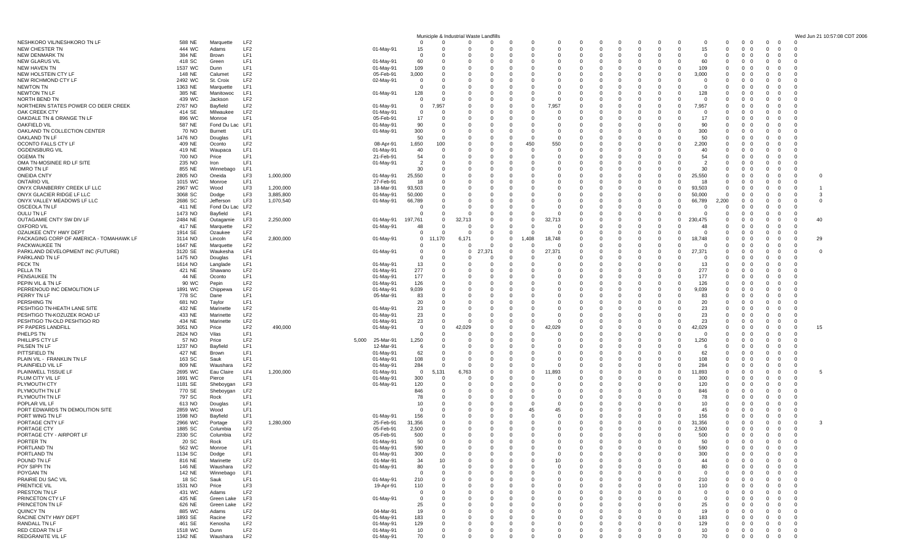Municipile & Industrial Waste Landfills

| Name | No. | Reg. | County | Type | Capacity | | Date | | | | | | | | | | | | | | | | Total | | | | | | | |
|---|---|---|---|---|---|---|---|---|---|---|---|---|---|---|---|---|---|---|---|---|---|---|---|---|---|---|---|---|---|---|
| NESHKORO VIL/NESHKORO TN LF | 588 | NE | Marquette | LF2 | | | | 0 | 0 | 0 | 0 | 0 | 0 | 0 | 0 | 0 | 0 | 0 | 0 | 0 | 0 | 0 | 0 | 0 | 0 | 0 | 0 | 0 | 0 | |
| NEW CHESTER TN | 444 | WC | Adams | LF2 | | | 01-May-91 | 15 | 0 | 0 | 0 | 0 | 0 | 0 | 0 | 0 | 0 | 0 | 0 | 0 | 0 | 0 | 15 | 0 | 0 | 0 | 0 | 0 | 0 | |
| NEW DENMARK TN | 384 | NE | Brown | LF1 | | | | 0 | 0 | 0 | 0 | 0 | 0 | 0 | 0 | 0 | 0 | 0 | 0 | 0 | 0 | 0 | 0 | 0 | 0 | 0 | 0 | 0 | 0 | |
| NEW GLARUS VIL | 418 | SC | Green | LF1 | | | 01-May-91 | 60 | 0 | 0 | 0 | 0 | 0 | 0 | 0 | 0 | 0 | 0 | 0 | 0 | 0 | 0 | 60 | 0 | 0 | 0 | 0 | 0 | 0 | |
| NEW HAVEN TN | 1537 | WC | Dunn | LF1 | | | 01-May-91 | 109 | 0 | 0 | 0 | 0 | 0 | 0 | 0 | 0 | 0 | 0 | 0 | 0 | 0 | 0 | 109 | 0 | 0 | 0 | 0 | 0 | 0 | |
| NEW HOLSTEIN CTY LF | 148 | NE | Calumet | LF2 | | | 05-Feb-91 | 3,000 | 0 | 0 | 0 | 0 | 0 | 0 | 0 | 0 | 0 | 0 | 0 | 0 | 0 | 0 | 3,000 | 0 | 0 | 0 | 0 | 0 | 0 | |
| NEW RICHMOND CTY LF | 2492 | WC | St. Croix | LF2 | | | 02-May-91 | 0 | 0 | 0 | 0 | 0 | 0 | 0 | 0 | 0 | 0 | 0 | 0 | 0 | 0 | 0 | 0 | 0 | 0 | 0 | 0 | 0 | 0 | |
| NEWTON TN | 1363 | NE | Marquette | LF1 | | | | 0 | 0 | 0 | 0 | 0 | 0 | 0 | 0 | 0 | 0 | 0 | 0 | 0 | 0 | 0 | 0 | 0 | 0 | 0 | 0 | 0 | 0 | |
| NEWTON TN LF | 385 | NE | Manitowoc | LF1 | | | 01-May-91 | 128 | 0 | 0 | 0 | 0 | 0 | 0 | 0 | 0 | 0 | 0 | 0 | 0 | 0 | 0 | 128 | 0 | 0 | 0 | 0 | 0 | 0 | |
| NORTH BEND TN | 439 | WC | Jackson | LF2 | | | | 0 | 0 | 0 | 0 | 0 | 0 | 0 | 0 | 0 | 0 | 0 | 0 | 0 | 0 | 0 | 0 | 0 | 0 | 0 | 0 | 0 | 0 | |
| NORTHERN STATES POWER CO DEER CREEK | 2767 | NO | Bayfield | LF2 | | | 01-May-91 | 0 | 7,957 | 0 | 0 | 0 | 0 | 7,957 | 0 | 0 | 0 | 0 | 0 | 0 | 0 | 0 | 7,957 | 0 | 0 | 0 | 0 | 0 | 0 | |
| OAK CREEK CTY | 414 | SE | Milwaukee | LF2 | | | 01-May-91 | 0 | 0 | 0 | 0 | 0 | 0 | 0 | 0 | 0 | 0 | 0 | 0 | 0 | 0 | 0 | 0 | 0 | 0 | 0 | 0 | 0 | 0 | |
| OAKDALE TN & ORANGE TN LF | 896 | WC | Monroe | LF1 | | | 05-Feb-91 | 17 | 0 | 0 | 0 | 0 | 0 | 0 | 0 | 0 | 0 | 0 | 0 | 0 | 0 | 0 | 17 | 0 | 0 | 0 | 0 | 0 | 0 | |
| OAKFIELD VIL | 587 | NE | Fond Du Lac | LF1 | | | 01-May-91 | 90 | 0 | 0 | 0 | 0 | 0 | 0 | 0 | 0 | 0 | 0 | 0 | 0 | 0 | 0 | 90 | 0 | 0 | 0 | 0 | 0 | 0 | |
| OAKLAND TN COLLECTION CENTER | 70 | NO | Burnett | LF1 | | | 01-May-91 | 300 | 0 | 0 | 0 | 0 | 0 | 0 | 0 | 0 | 0 | 0 | 0 | 0 | 0 | 0 | 300 | 0 | 0 | 0 | 0 | 0 | 0 | |
| OAKLAND TN LF | 1476 | NO | Douglas | LF1 | | | | 50 | 0 | 0 | 0 | 0 | 0 | 0 | 0 | 0 | 0 | 0 | 0 | 0 | 0 | 0 | 50 | 0 | 0 | 0 | 0 | 0 | 0 | |
| OCONTO FALLS CTY LF | 409 | NE | Oconto | LF2 | | | 08-Apr-91 | 1,650 | 100 | 0 | 0 | 0 | 450 | 550 | 0 | 0 | 0 | 0 | 0 | 0 | 0 | 0 | 2,200 | 0 | 0 | 0 | 0 | 0 | 0 | |
| OGDENSBURG VIL | 419 | NE | Waupaca | LF1 | | | 01-May-91 | 40 | 0 | 0 | 0 | 0 | 0 | 0 | 0 | 0 | 0 | 0 | 0 | 0 | 0 | 0 | 40 | 0 | 0 | 0 | 0 | 0 | 0 | |
| OGEMA TN | 700 | NO | Price | LF1 | | | 21-Feb-91 | 54 | 0 | 0 | 0 | 0 | 0 | 0 | 0 | 0 | 0 | 0 | 0 | 0 | 0 | 0 | 54 | 0 | 0 | 0 | 0 | 0 | 0 | |
| OMA TN-MOSINEE RD LF SITE | 235 | NO | Iron | LF1 | | | 01-May-91 | 2 | 0 | 0 | 0 | 0 | 0 | 0 | 0 | 0 | 0 | 0 | 0 | 0 | 0 | 0 | 2 | 0 | 0 | 0 | 0 | 0 | 0 | |
| OMRO TN LF | 855 | NE | Winnebago | LF1 | | | | 30 | 0 | 0 | 0 | 0 | 0 | 0 | 0 | 0 | 0 | 0 | 0 | 0 | 0 | 0 | 30 | 0 | 0 | 0 | 0 | 0 | 0 | |
| ONEIDA CNTY | 2805 | NO | Oneida | LF3 | 1,000,000 | | 01-May-91 | 25,550 | 0 | 0 | 0 | 0 | 0 | 0 | 0 | 0 | 0 | 0 | 0 | 0 | 0 | 0 | 25,550 | 0 | 0 | 0 | 0 | 0 | 0 | 0 |
| ONTARIO VIL | 1015 | WC | Monroe | LF1 | | | 27-Feb-91 | 18 | 0 | 0 | 0 | 0 | 0 | 0 | 0 | 0 | 0 | 0 | 0 | 0 | 0 | 0 | 18 | 0 | 0 | 0 | 0 | 0 | 0 | |
| ONYX CRANBERRY CREEK LF LLC | 2967 | WC | Wood | LF3 | 1,200,000 | | 18-Mar-91 | 93,503 | 0 | 0 | 0 | 0 | 0 | 0 | 0 | 0 | 0 | 0 | 0 | 0 | 0 | 0 | 93,503 | 0 | 0 | 0 | 0 | 0 | 0 | 1 |
| ONYX GLACIER RIDGE LF LLC | 3068 | SC | Dodge | LF3 | 3,885,800 | | 01-May-91 | 50,000 | 0 | 0 | 0 | 0 | 0 | 0 | 0 | 0 | 0 | 0 | 0 | 0 | 0 | 0 | 50,000 | 0 | 0 | 0 | 0 | 0 | 0 | 3 |
| ONYX VALLEY MEADOWS LF LLC | 2686 | SC | Jefferson | LF3 | 1,070,540 | | 01-May-91 | 66,789 | 0 | 0 | 0 | 0 | 0 | 0 | 0 | 0 | 0 | 0 | 0 | 0 | 0 | 0 | 66,789 | 2,200 | 0 | 0 | 0 | 0 | 0 | 0 |
| OSCEOLA TN LF | 411 | NE | Fond Du Lac | LF2 | | | | 0 | 0 | 0 | 0 | 0 | 0 | 0 | 0 | 0 | 0 | 0 | 0 | 0 | 0 | 0 | 0 | 0 | 0 | 0 | 0 | 0 | 0 | |
| OULU TN LF | 1473 | NO | Bayfield | LF1 | | | | 0 | 0 | 0 | 0 | 0 | 0 | 0 | 0 | 0 | 0 | 0 | 0 | 0 | 0 | 0 | 0 | 0 | 0 | 0 | 0 | 0 | 0 | |
| OUTAGAMIE CNTY SW DIV LF | 2484 | NE | Outagamie | LF3 | 2,250,000 | | 01-May-91 | 197,761 | 0 | 32,713 | 0 | 0 | 0 | 32,713 | 0 | 0 | 0 | 0 | 0 | 0 | 0 | 0 | 230,475 | 0 | 0 | 0 | 0 | 0 | 0 | 40 |
| OXFORD VIL | 417 | NE | Marquette | LF2 | | | 01-May-91 | 48 | 0 | 0 | 0 | 0 | 0 | 0 | 0 | 0 | 0 | 0 | 0 | 0 | 0 | 0 | 48 | 0 | 0 | 0 | 0 | 0 | 0 | |
| OZAUKEE CNTY HWY DEPT | 1914 | SE | Ozaukee | LF2 | | | | 0 | 0 | 0 | 0 | 0 | 0 | 0 | 0 | 0 | 0 | 0 | 0 | 0 | 0 | 0 | 0 | 0 | 0 | 0 | 0 | 0 | 0 | |
| PACKAGING CORP OF AMERICA - TOMAHAWK LF | 3114 | NO | Lincoln | LF4 | 2,800,000 | | 01-May-91 | 0 | 11,170 | 6,171 | 0 | 0 | 1,408 | 18,748 | 0 | 0 | 0 | 0 | 0 | 0 | 0 | 0 | 18,748 | 0 | 0 | 0 | 0 | 0 | 0 | 29 |
| PACKWAUKEE TN | 1647 | NE | Marquette | LF2 | | | | 0 | 0 | 0 | 0 | 0 | 0 | 0 | 0 | 0 | 0 | 0 | 0 | 0 | 0 | 0 | 0 | 0 | 0 | 0 | 0 | 0 | 0 | |
| PARKLAND DEVELOPMENT INC (FUTURE) | 3120 | SE | Waukesha | LF4 | | | 01-May-91 | 0 | 0 | 0 | 27,371 | 0 | 0 | 27,371 | 0 | 0 | 0 | 0 | 0 | 0 | 0 | 0 | 27,371 | 0 | 0 | 0 | 0 | 0 | 0 | 0 |
| PARKLAND TN LF | 1475 | NO | Douglas | LF1 | | | | 0 | 0 | 0 | 0 | 0 | 0 | 0 | 0 | 0 | 0 | 0 | 0 | 0 | 0 | 0 | 0 | 0 | 0 | 0 | 0 | 0 | 0 | |
| PECK TN | 1614 | NO | Langlade | LF1 | | | 01-May-91 | 13 | 0 | 0 | 0 | 0 | 0 | 0 | 0 | 0 | 0 | 0 | 0 | 0 | 0 | 0 | 13 | 0 | 0 | 0 | 0 | 0 | 0 | |
| PELLA TN | 421 | NE | Shawano | LF2 | | | 01-May-91 | 277 | 0 | 0 | 0 | 0 | 0 | 0 | 0 | 0 | 0 | 0 | 0 | 0 | 0 | 0 | 277 | 0 | 0 | 0 | 0 | 0 | 0 | |
| PENSAUKEE TN | 44 | NE | Oconto | LF1 | | | 01-May-91 | 177 | 0 | 0 | 0 | 0 | 0 | 0 | 0 | 0 | 0 | 0 | 0 | 0 | 0 | 0 | 177 | 0 | 0 | 0 | 0 | 0 | 0 | |
| PEPIN VIL & TN LF | 90 | WC | Pepin | LF2 | | | 01-May-91 | 126 | 0 | 0 | 0 | 0 | 0 | 0 | 0 | 0 | 0 | 0 | 0 | 0 | 0 | 0 | 126 | 0 | 0 | 0 | 0 | 0 | 0 | |
| PERRENOUD INC DEMOLITION LF | 1891 | WC | Chippewa | LF2 | | | 01-May-91 | 9,039 | 0 | 0 | 0 | 0 | 0 | 0 | 0 | 0 | 0 | 0 | 0 | 0 | 0 | 0 | 9,039 | 0 | 0 | 0 | 0 | 0 | 0 | |
| PERRY TN LF | 778 | SC | Dane | LF1 | | | 05-Mar-91 | 83 | 0 | 0 | 0 | 0 | 0 | 0 | 0 | 0 | 0 | 0 | 0 | 0 | 0 | 0 | 83 | 0 | 0 | 0 | 0 | 0 | 0 | |
| PERSHING TN | 681 | NO | Taylor | LF1 | | | | 20 | 0 | 0 | 0 | 0 | 0 | 0 | 0 | 0 | 0 | 0 | 0 | 0 | 0 | 0 | 20 | 0 | 0 | 0 | 0 | 0 | 0 | |
| PESHTIGO TN-HEATH LANE SITE | 432 | NE | Marinette | LF2 | | | 01-May-91 | 23 | 0 | 0 | 0 | 0 | 0 | 0 | 0 | 0 | 0 | 0 | 0 | 0 | 0 | 0 | 23 | 0 | 0 | 0 | 0 | 0 | 0 | |
| PESHTIGO TN-KOZUZEK ROAD LF | 433 | NE | Marinette | LF2 | | | 01-May-91 | 23 | 0 | 0 | 0 | 0 | 0 | 0 | 0 | 0 | 0 | 0 | 0 | 0 | 0 | 0 | 23 | 0 | 0 | 0 | 0 | 0 | 0 | |
| PESHTIGO TN-OLD PESHTIGO RD | 434 | NE | Marinette | LF2 | | | 01-May-91 | 23 | 0 | 0 | 0 | 0 | 0 | 0 | 0 | 0 | 0 | 0 | 0 | 0 | 0 | 0 | 23 | 0 | 0 | 0 | 0 | 0 | 0 | |
| PF PAPERS LANDFILL | 3051 | NO | Price | LF2 | 490,000 | | 01-May-91 | 0 | 0 | 42,029 | 0 | 0 | 0 | 42,029 | 0 | 0 | 0 | 0 | 0 | 0 | 0 | 0 | 42,029 | 0 | 0 | 0 | 0 | 0 | 0 | 15 |
| PHELPS TN | 2624 | NO | Vilas | LF1 | | | | 0 | 0 | 0 | 0 | 0 | 0 | 0 | 0 | 0 | 0 | 0 | 0 | 0 | 0 | 0 | 0 | 0 | 0 | 0 | 0 | 0 | 0 | |
| PHILLIPS CTY LF | 57 | NO | Price | LF2 | | 5,000 | 25-Mar-91 | 1,250 | 0 | 0 | 0 | 0 | 0 | 0 | 0 | 0 | 0 | 0 | 0 | 0 | 0 | 0 | 1,250 | 0 | 0 | 0 | 0 | 0 | 0 | |
| PILSEN TN LF | 1237 | NO | Bayfield | LF1 | | | 12-Mar-91 | 6 | 0 | 0 | 0 | 0 | 0 | 0 | 0 | 0 | 0 | 0 | 0 | 0 | 0 | 0 | 6 | 0 | 0 | 0 | 0 | 0 | 0 | |
| PITTSFIELD TN | 427 | NE | Brown | LF1 | | | 01-May-91 | 62 | 0 | 0 | 0 | 0 | 0 | 0 | 0 | 0 | 0 | 0 | 0 | 0 | 0 | 0 | 62 | 0 | 0 | 0 | 0 | 0 | 0 | |
| PLAIN VIL - FRANKLIN TN LF | 163 | SC | Sauk | LF1 | | | 01-May-91 | 108 | 0 | 0 | 0 | 0 | 0 | 0 | 0 | 0 | 0 | 0 | 0 | 0 | 0 | 0 | 108 | 0 | 0 | 0 | 0 | 0 | 0 | |
| PLAINFIELD VIL LF | 809 | NE | Waushara | LF2 | | | 01-May-91 | 284 | 0 | 0 | 0 | 0 | 0 | 0 | 0 | 0 | 0 | 0 | 0 | 0 | 0 | 0 | 284 | 0 | 0 | 0 | 0 | 0 | 0 | |
| PLAINWELL TISSUE LF | 2695 | WC | Eau Claire | LF4 | 1,200,000 | | 01-May-91 | 0 | 5,131 | 6,763 | 0 | 0 | 0 | 11,893 | 0 | 0 | 0 | 0 | 0 | 0 | 0 | 0 | 11,893 | 0 | 0 | 0 | 0 | 0 | 0 | 5 |
| PLUM CITY VIL LF | 1691 | WC | Pierce | LF1 | | | 01-May-91 | 300 | 0 | 0 | 0 | 0 | 0 | 0 | 0 | 0 | 0 | 0 | 0 | 0 | 0 | 0 | 300 | 0 | 0 | 0 | 0 | 0 | 0 | |
| PLYMOUTH CTY | 1181 | SE | Sheboygan | LF3 | | | 01-May-91 | 120 | 0 | 0 | 0 | 0 | 0 | 0 | 0 | 0 | 0 | 0 | 0 | 0 | 0 | 0 | 120 | 0 | 0 | 0 | 0 | 0 | 0 | |
| PLYMOUTH TN LF | 770 | SE | Sheboygan | LF2 | | | | 846 | 0 | 0 | 0 | 0 | 0 | 0 | 0 | 0 | 0 | 0 | 0 | 0 | 0 | 0 | 846 | 0 | 0 | 0 | 0 | 0 | 0 | |
| PLYMOUTH TN LF | 797 | SC | Rock | LF1 | | | | 78 | 0 | 0 | 0 | 0 | 0 | 0 | 0 | 0 | 0 | 0 | 0 | 0 | 0 | 0 | 78 | 0 | 0 | 0 | 0 | 0 | 0 | |
| POPLAR VIL LF | 613 | NO | Douglas | LF1 | | | | 10 | 0 | 0 | 0 | 0 | 0 | 0 | 0 | 0 | 0 | 0 | 0 | 0 | 0 | 0 | 10 | 0 | 0 | 0 | 0 | 0 | 0 | |
| PORT EDWARDS TN DEMOLITION SITE | 2859 | WC | Wood | LF1 | | | | 0 | 0 | 0 | 0 | 0 | 45 | 45 | 0 | 0 | 0 | 0 | 0 | 0 | 0 | 0 | 45 | 0 | 0 | 0 | 0 | 0 | 0 | |
| PORT WING TN LF | 1598 | NO | Bayfield | LF1 | | | 01-May-91 | 156 | 0 | 0 | 0 | 0 | 0 | 0 | 0 | 0 | 0 | 0 | 0 | 0 | 0 | 0 | 156 | 0 | 0 | 0 | 0 | 0 | 0 | |
| PORTAGE CNTY LF | 2966 | WC | Portage | LF3 | 1,280,000 | | 25-Feb-91 | 31,356 | 0 | 0 | 0 | 0 | 0 | 0 | 0 | 0 | 0 | 0 | 0 | 0 | 0 | 0 | 31,356 | 0 | 0 | 0 | 0 | 0 | 0 | 3 |
| PORTAGE CTY | 1885 | SC | Columbia | LF2 | | | 05-Feb-91 | 2,500 | 0 | 0 | 0 | 0 | 0 | 0 | 0 | 0 | 0 | 0 | 0 | 0 | 0 | 0 | 2,500 | 0 | 0 | 0 | 0 | 0 | 0 | |
| PORTAGE CTY - AIRPORT LF | 2330 | SC | Columbia | LF2 | | | 05-Feb-91 | 500 | 0 | 0 | 0 | 0 | 0 | 0 | 0 | 0 | 0 | 0 | 0 | 0 | 0 | 0 | 500 | 0 | 0 | 0 | 0 | 0 | 0 | |
| PORTER TN | 20 | SC | Rock | LF1 | | | 01-May-91 | 50 | 0 | 0 | 0 | 0 | 0 | 0 | 0 | 0 | 0 | 0 | 0 | 0 | 0 | 0 | 50 | 0 | 0 | 0 | 0 | 0 | 0 | |
| PORTLAND TN | 562 | WC | Monroe | LF1 | | | 01-May-91 | 590 | 0 | 0 | 0 | 0 | 0 | 0 | 0 | 0 | 0 | 0 | 0 | 0 | 0 | 0 | 590 | 0 | 0 | 0 | 0 | 0 | 0 | |
| PORTLAND TN | 1134 | SC | Dodge | LF1 | | | 01-May-91 | 300 | 0 | 0 | 0 | 0 | 0 | 0 | 0 | 0 | 0 | 0 | 0 | 0 | 0 | 0 | 300 | 0 | 0 | 0 | 0 | 0 | 0 | |
| POUND TN LF | 816 | NE | Marinette | LF2 | | | 01-Mar-91 | 34 | 10 | 0 | 0 | 0 | 0 | 10 | 0 | 0 | 0 | 0 | 0 | 0 | 0 | 0 | 44 | 0 | 0 | 0 | 0 | 0 | 0 | |
| POY SIPPI TN | 146 | NE | Waushara | LF2 | | | 01-May-91 | 80 | 0 | 0 | 0 | 0 | 0 | 0 | 0 | 0 | 0 | 0 | 0 | 0 | 0 | 0 | 80 | 0 | 0 | 0 | 0 | 0 | 0 | |
| POYGAN TN | 142 | NE | Winnebago | LF1 | | | | 0 | 0 | 0 | 0 | 0 | 0 | 0 | 0 | 0 | 0 | 0 | 0 | 0 | 0 | 0 | 0 | 0 | 0 | 0 | 0 | 0 | 0 | |
| PRAIRIE DU SAC VIL | 18 | SC | Sauk | LF1 | | | 01-May-91 | 210 | 0 | 0 | 0 | 0 | 0 | 0 | 0 | 0 | 0 | 0 | 0 | 0 | 0 | 0 | 210 | 0 | 0 | 0 | 0 | 0 | 0 | |
| PRENTICE VIL | 1531 | NO | Price | LF3 | | | 19-Apr-91 | 110 | 0 | 0 | 0 | 0 | 0 | 0 | 0 | 0 | 0 | 0 | 0 | 0 | 0 | 0 | 110 | 0 | 0 | 0 | 0 | 0 | 0 | |
| PRESTON TN LF | 431 | WC | Adams | LF2 | | | | 0 | 0 | 0 | 0 | 0 | 0 | 0 | 0 | 0 | 0 | 0 | 0 | 0 | 0 | 0 | 0 | 0 | 0 | 0 | 0 | 0 | 0 | |
| PRINCETON CTY LF | 435 | NE | Green Lake | LF3 | | | 01-May-91 | 0 | 0 | 0 | 0 | 0 | 0 | 0 | 0 | 0 | 0 | 0 | 0 | 0 | 0 | 0 | 0 | 0 | 0 | 0 | 0 | 0 | 0 | |
| PRINCETON TN LF | 626 | NE | Green Lake | LF2 | | | | 25 | 0 | 0 | 0 | 0 | 0 | 0 | 0 | 0 | 0 | 0 | 0 | 0 | 0 | 0 | 25 | 0 | 0 | 0 | 0 | 0 | 0 | |
| QUINCY TN | 885 | WC | Adams | LF2 | | | 04-Mar-91 | 19 | 0 | 0 | 0 | 0 | 0 | 0 | 0 | 0 | 0 | 0 | 0 | 0 | 0 | 0 | 19 | 0 | 0 | 0 | 0 | 0 | 0 | |
| RACINE CNTY HWY DEPT | 1893 | SE | Racine | LF2 | | | 01-May-91 | 183 | 0 | 0 | 0 | 0 | 0 | 0 | 0 | 0 | 0 | 0 | 0 | 0 | 0 | 0 | 183 | 0 | 0 | 0 | 0 | 0 | 0 | |
| RANDALL TN LF | 461 | SE | Kenosha | LF2 | | | 01-May-91 | 129 | 0 | 0 | 0 | 0 | 0 | 0 | 0 | 0 | 0 | 0 | 0 | 0 | 0 | 0 | 129 | 0 | 0 | 0 | 0 | 0 | 0 | |
| RED CEDAR TN LF | 1518 | WC | Dunn | LF2 | | | 01-May-91 | 10 | 0 | 0 | 0 | 0 | 0 | 0 | 0 | 0 | 0 | 0 | 0 | 0 | 0 | 0 | 10 | 0 | 0 | 0 | 0 | 0 | 0 | |
| REDGRANITE VIL LF | 1342 | NE | Waushara | LF2 | | | 01-May-91 | 70 | 0 | 0 | 0 | 0 | 0 | 0 | 0 | 0 | 0 | 0 | 0 | 0 | 0 | 0 | 70 | 0 | 0 | 0 | 0 | 0 | 0 | |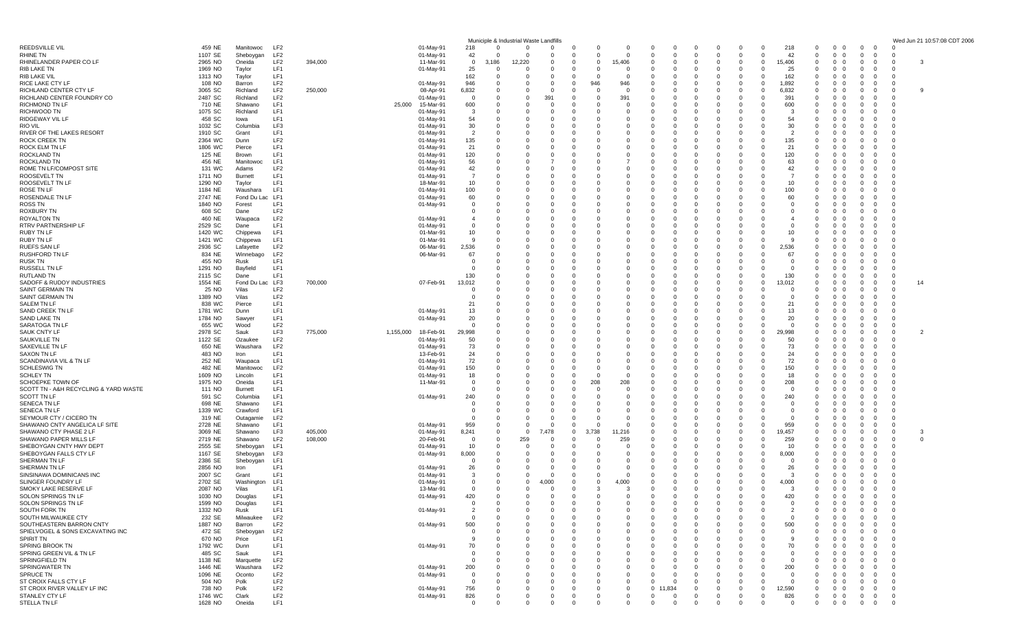Municiple & Industrial Waste Landfills

Wed Jun 21 10:57:08 CDT 2006

| | | | | | | | | | | | | | | | | | | | | | | | | | | | | |
|---|---|---|---|---|---|---|---|---|---|---|---|---|---|---|---|---|---|---|---|---|---|---|---|---|---|---|---|---|
| REEDSVILLE VIL | 459 NE | Manitowoc | LF2 | | | 01-May-91 | 218 | 0 | 0 | 0 | 0 | 0 | 0 | 0 | 0 | 0 | 0 | 0 | 0 | 0 | 0 | 218 | 0 | 0 | 0 | 0 | 0 | 0 | |
| RHINE TN | 1107 SE | Sheboygan | LF2 | | | 01-May-91 | 42 | 0 | 0 | 0 | 0 | 0 | 0 | 0 | 0 | 0 | 0 | 0 | 0 | 0 | 0 | 42 | 0 | 0 | 0 | 0 | 0 | 0 | |
| RHINELANDER PAPER CO LF | 2965 NO | Oneida | LF2 | 394,000 | | 11-Mar-91 | 0 | 3,186 | 12,220 | 0 | 0 | 0 | 15,406 | 0 | 0 | 0 | 0 | 0 | 0 | 0 | 0 | 15,406 | 0 | 0 | 0 | 0 | 0 | 0 | 3 |
| RIB LAKE TN | 1969 NO | Taylor | LF1 | | | 01-May-91 | 25 | 0 | 0 | 0 | 0 | 0 | 0 | 0 | 0 | 0 | 0 | 0 | 0 | 0 | 0 | 25 | 0 | 0 | 0 | 0 | 0 | 0 | |
| RIB LAKE VIL | 1313 NO | Taylor | LF1 | | | | 162 | 0 | 0 | 0 | 0 | 0 | 0 | 0 | 0 | 0 | 0 | 0 | 0 | 0 | 0 | 162 | 0 | 0 | 0 | 0 | 0 | 0 | |
| RICE LAKE CTY LF | 108 NO | Barron | LF2 | | | 01-May-91 | 946 | 0 | 0 | 0 | 0 | 946 | 946 | 0 | 0 | 0 | 0 | 0 | 0 | 0 | 0 | 1,892 | 0 | 0 | 0 | 0 | 0 | 0 | |
| RICHLAND CENTER CTY LF | 3065 SC | Richland | LF2 | 250,000 | | 08-Apr-91 | 6,832 | 0 | 0 | 0 | 0 | 0 | 0 | 0 | 0 | 0 | 0 | 0 | 0 | 0 | 0 | 6,832 | 0 | 0 | 0 | 0 | 0 | 0 | 9 |
| RICHLAND CENTER FOUNDRY CO | 2487 SC | Richland | LF2 | | | 01-May-91 | 0 | 0 | 0 | 391 | 0 | 0 | 391 | 0 | 0 | 0 | 0 | 0 | 0 | 0 | 0 | 391 | 0 | 0 | 0 | 0 | 0 | 0 | |
| RICHMOND TN LF | 710 NE | Shawano | LF1 | | 25,000 | 15-Mar-91 | 600 | 0 | 0 | 0 | 0 | 0 | 0 | 0 | 0 | 0 | 0 | 0 | 0 | 0 | 0 | 600 | 0 | 0 | 0 | 0 | 0 | 0 | |
| RICHWOOD TN | 1075 SC | Richland | LF1 | | | 01-May-91 | 3 | 0 | 0 | 0 | 0 | 0 | 0 | 0 | 0 | 0 | 0 | 0 | 0 | 0 | 0 | 3 | 0 | 0 | 0 | 0 | 0 | 0 | |
| RIDGEWAY VIL LF | 458 SC | Iowa | LF1 | | | 01-May-91 | 54 | 0 | 0 | 0 | 0 | 0 | 0 | 0 | 0 | 0 | 0 | 0 | 0 | 0 | 0 | 54 | 0 | 0 | 0 | 0 | 0 | 0 | |
| RIO VIL | 1032 SC | Columbia | LF3 | | | 01-May-91 | 30 | 0 | 0 | 0 | 0 | 0 | 0 | 0 | 0 | 0 | 0 | 0 | 0 | 0 | 0 | 30 | 0 | 0 | 0 | 0 | 0 | 0 | |
| RIVER OF THE LAKES RESORT | 1910 SC | Grant | LF1 | | | 01-May-91 | 2 | 0 | 0 | 0 | 0 | 0 | 0 | 0 | 0 | 0 | 0 | 0 | 0 | 0 | 0 | 2 | 0 | 0 | 0 | 0 | 0 | 0 | |
| ROCK CREEK TN | 2364 WC | Dunn | LF2 | | | 01-May-91 | 135 | 0 | 0 | 0 | 0 | 0 | 0 | 0 | 0 | 0 | 0 | 0 | 0 | 0 | 0 | 135 | 0 | 0 | 0 | 0 | 0 | 0 | |
| ROCK ELM TN LF | 1806 WC | Pierce | LF1 | | | 01-May-91 | 21 | 0 | 0 | 0 | 0 | 0 | 0 | 0 | 0 | 0 | 0 | 0 | 0 | 0 | 0 | 21 | 0 | 0 | 0 | 0 | 0 | 0 | |
| ROCKLAND TN | 125 NE | Brown | LF1 | | | 01-May-91 | 120 | 0 | 0 | 0 | 0 | 0 | 0 | 0 | 0 | 0 | 0 | 0 | 0 | 0 | 0 | 120 | 0 | 0 | 0 | 0 | 0 | 0 | |
| ROCKLAND TN | 456 NE | Manitowoc | LF1 | | | 01-May-91 | 56 | 0 | 0 | 7 | 0 | 0 | 7 | 0 | 0 | 0 | 0 | 0 | 0 | 0 | 0 | 63 | 0 | 0 | 0 | 0 | 0 | 0 | |
| ROME TN LF/COMPOST SITE | 131 WC | Adams | LF2 | | | 01-May-91 | 42 | 0 | 0 | 0 | 0 | 0 | 0 | 0 | 0 | 0 | 0 | 0 | 0 | 0 | 0 | 42 | 0 | 0 | 0 | 0 | 0 | 0 | |
| ROOSEVELT TN | 1711 NO | Burnett | LF1 | | | 01-May-91 | 7 | 0 | 0 | 0 | 0 | 0 | 0 | 0 | 0 | 0 | 0 | 0 | 0 | 0 | 0 | 7 | 0 | 0 | 0 | 0 | 0 | 0 | |
| ROOSEVELT TN LF | 1290 NO | Taylor | LF1 | | | 18-Mar-91 | 10 | 0 | 0 | 0 | 0 | 0 | 0 | 0 | 0 | 0 | 0 | 0 | 0 | 0 | 0 | 10 | 0 | 0 | 0 | 0 | 0 | 0 | |
| ROSE TN LF | 1184 NE | Waushara | LF1 | | | 01-May-91 | 100 | 0 | 0 | 0 | 0 | 0 | 0 | 0 | 0 | 0 | 0 | 0 | 0 | 0 | 0 | 100 | 0 | 0 | 0 | 0 | 0 | 0 | |
| ROSENDALE TN LF | 2747 NE | Fond Du Lac | LF1 | | | 01-May-91 | 60 | 0 | 0 | 0 | 0 | 0 | 0 | 0 | 0 | 0 | 0 | 0 | 0 | 0 | 0 | 60 | 0 | 0 | 0 | 0 | 0 | 0 | |
| ROSS TN | 1840 NO | Forest | LF1 | | | 01-May-91 | 0 | 0 | 0 | 0 | 0 | 0 | 0 | 0 | 0 | 0 | 0 | 0 | 0 | 0 | 0 | 0 | 0 | 0 | 0 | 0 | 0 | 0 | |
| ROXBURY TN | 608 SC | Dane | LF2 | | | | 0 | 0 | 0 | 0 | 0 | 0 | 0 | 0 | 0 | 0 | 0 | 0 | 0 | 0 | 0 | 0 | 0 | 0 | 0 | 0 | 0 | 0 | |
| ROYALTON TN | 460 NE | Waupaca | LF2 | | | 01-May-91 | 4 | 0 | 0 | 0 | 0 | 0 | 0 | 0 | 0 | 0 | 0 | 0 | 0 | 0 | 0 | 4 | 0 | 0 | 0 | 0 | 0 | 0 | |
| RTRV PARTNERSHIP LF | 2529 SC | Dane | LF1 | | | 01-May-91 | 0 | 0 | 0 | 0 | 0 | 0 | 0 | 0 | 0 | 0 | 0 | 0 | 0 | 0 | 0 | 0 | 0 | 0 | 0 | 0 | 0 | 0 | |
| RUBY TN LF | 1420 WC | Chippewa | LF1 | | | 01-Mar-91 | 10 | 0 | 0 | 0 | 0 | 0 | 0 | 0 | 0 | 0 | 0 | 0 | 0 | 0 | 0 | 10 | 0 | 0 | 0 | 0 | 0 | 0 | |
| RUBY TN LF | 1421 WC | Chippewa | LF1 | | | 01-Mar-91 | 9 | 0 | 0 | 0 | 0 | 0 | 0 | 0 | 0 | 0 | 0 | 0 | 0 | 0 | 0 | 9 | 0 | 0 | 0 | 0 | 0 | 0 | |
| RUEFS SAN LF | 2936 SC | Lafayette | LF2 | | | 06-Mar-91 | 2,536 | 0 | 0 | 0 | 0 | 0 | 0 | 0 | 0 | 0 | 0 | 0 | 0 | 0 | 0 | 2,536 | 0 | 0 | 0 | 0 | 0 | 0 | |
| RUSHFORD TN LF | 834 NE | Winnebago | LF2 | | | 06-Mar-91 | 67 | 0 | 0 | 0 | 0 | 0 | 0 | 0 | 0 | 0 | 0 | 0 | 0 | 0 | 0 | 67 | 0 | 0 | 0 | 0 | 0 | 0 | |
| RUSK TN | 455 NO | Rusk | LF1 | | | | 0 | 0 | 0 | 0 | 0 | 0 | 0 | 0 | 0 | 0 | 0 | 0 | 0 | 0 | 0 | 0 | 0 | 0 | 0 | 0 | 0 | 0 | |
| RUSSELL TN LF | 1291 NO | Bayfield | LF1 | | | | 0 | 0 | 0 | 0 | 0 | 0 | 0 | 0 | 0 | 0 | 0 | 0 | 0 | 0 | 0 | 0 | 0 | 0 | 0 | 0 | 0 | 0 | |
| RUTLAND TN | 2115 SC | Dane | LF1 | | | | 130 | 0 | 0 | 0 | 0 | 0 | 0 | 0 | 0 | 0 | 0 | 0 | 0 | 0 | 0 | 130 | 0 | 0 | 0 | 0 | 0 | 0 | |
| SADOFF & RUDOY INDUSTRIES | 1554 NE | Fond Du Lac | LF3 | 700,000 | | 07-Feb-91 | 13,012 | 0 | 0 | 0 | 0 | 0 | 0 | 0 | 0 | 0 | 0 | 0 | 0 | 0 | 0 | 13,012 | 0 | 0 | 0 | 0 | 0 | 0 | 14 |
| SAINT GERMAIN TN | 25 NO | Vilas | LF2 | | | | 0 | 0 | 0 | 0 | 0 | 0 | 0 | 0 | 0 | 0 | 0 | 0 | 0 | 0 | 0 | 0 | 0 | 0 | 0 | 0 | 0 | 0 | |
| SAINT GERMAIN TN | 1389 NO | Vilas | LF2 | | | | 0 | 0 | 0 | 0 | 0 | 0 | 0 | 0 | 0 | 0 | 0 | 0 | 0 | 0 | 0 | 0 | 0 | 0 | 0 | 0 | 0 | 0 | |
| SALEM TN LF | 838 WC | Pierce | LF1 | | | | 21 | 0 | 0 | 0 | 0 | 0 | 0 | 0 | 0 | 0 | 0 | 0 | 0 | 0 | 0 | 21 | 0 | 0 | 0 | 0 | 0 | 0 | |
| SAND CREEK TN LF | 1781 WC | Dunn | LF1 | | | 01-May-91 | 13 | 0 | 0 | 0 | 0 | 0 | 0 | 0 | 0 | 0 | 0 | 0 | 0 | 0 | 0 | 13 | 0 | 0 | 0 | 0 | 0 | 0 | |
| SAND LAKE TN | 1784 NO | Sawyer | LF1 | | | 01-May-91 | 20 | 0 | 0 | 0 | 0 | 0 | 0 | 0 | 0 | 0 | 0 | 0 | 0 | 0 | 0 | 20 | 0 | 0 | 0 | 0 | 0 | 0 | |
| SARATOGA TN LF | 655 WC | Wood | LF2 | | | | 0 | 0 | 0 | 0 | 0 | 0 | 0 | 0 | 0 | 0 | 0 | 0 | 0 | 0 | 0 | 0 | 0 | 0 | 0 | 0 | 0 | 0 | |
| SAUK CNTY LF | 2978 SC | Sauk | LF3 | 775,000 | 1,155,000 | 18-Feb-91 | 29,998 | 0 | 0 | 0 | 0 | 0 | 0 | 0 | 0 | 0 | 0 | 0 | 0 | 0 | 0 | 29,998 | 0 | 0 | 0 | 0 | 0 | 0 | 2 |
| SAUKVILLE TN | 1122 SE | Ozaukee | LF2 | | | 01-May-91 | 50 | 0 | 0 | 0 | 0 | 0 | 0 | 0 | 0 | 0 | 0 | 0 | 0 | 0 | 0 | 50 | 0 | 0 | 0 | 0 | 0 | 0 | |
| SAXEVILLE TN LF | 650 NE | Waushara | LF2 | | | 01-May-91 | 73 | 0 | 0 | 0 | 0 | 0 | 0 | 0 | 0 | 0 | 0 | 0 | 0 | 0 | 0 | 73 | 0 | 0 | 0 | 0 | 0 | 0 | |
| SAXON TN LF | 483 NO | Iron | LF1 | | | 13-Feb-91 | 24 | 0 | 0 | 0 | 0 | 0 | 0 | 0 | 0 | 0 | 0 | 0 | 0 | 0 | 0 | 24 | 0 | 0 | 0 | 0 | 0 | 0 | |
| SCANDINAVIA VIL & TN LF | 252 NE | Waupaca | LF1 | | | 01-May-91 | 72 | 0 | 0 | 0 | 0 | 0 | 0 | 0 | 0 | 0 | 0 | 0 | 0 | 0 | 0 | 72 | 0 | 0 | 0 | 0 | 0 | 0 | |
| SCHLESWIG TN | 482 NE | Manitowoc | LF2 | | | 01-May-91 | 150 | 0 | 0 | 0 | 0 | 0 | 0 | 0 | 0 | 0 | 0 | 0 | 0 | 0 | 0 | 150 | 0 | 0 | 0 | 0 | 0 | 0 | |
| SCHLEY TN | 1609 NO | Lincoln | LF1 | | | 01-May-91 | 18 | 0 | 0 | 0 | 0 | 0 | 0 | 0 | 0 | 0 | 0 | 0 | 0 | 0 | 0 | 18 | 0 | 0 | 0 | 0 | 0 | 0 | |
| SCHOEPKE TOWN OF | 1975 NO | Oneida | LF1 | | | 11-Mar-91 | 0 | 0 | 0 | 0 | 0 | 208 | 208 | 0 | 0 | 0 | 0 | 0 | 0 | 0 | 0 | 208 | 0 | 0 | 0 | 0 | 0 | 0 | |
| SCOTT TN - A&H RECYCLING & YARD WASTE | 111 NO | Burnett | LF1 | | | | 0 | 0 | 0 | 0 | 0 | 0 | 0 | 0 | 0 | 0 | 0 | 0 | 0 | 0 | 0 | 0 | 0 | 0 | 0 | 0 | 0 | 0 | |
| SCOTT TN LF | 591 SC | Columbia | LF1 | | | 01-May-91 | 240 | 0 | 0 | 0 | 0 | 0 | 0 | 0 | 0 | 0 | 0 | 0 | 0 | 0 | 0 | 240 | 0 | 0 | 0 | 0 | 0 | 0 | |
| SENECA TN LF | 698 NE | Shawano | LF1 | | | | 0 | 0 | 0 | 0 | 0 | 0 | 0 | 0 | 0 | 0 | 0 | 0 | 0 | 0 | 0 | 0 | 0 | 0 | 0 | 0 | 0 | 0 | |
| SENECA TN LF | 1339 WC | Crawford | LF1 | | | | 0 | 0 | 0 | 0 | 0 | 0 | 0 | 0 | 0 | 0 | 0 | 0 | 0 | 0 | 0 | 0 | 0 | 0 | 0 | 0 | 0 | 0 | |
| SEYMOUR CTY / CICERO TN | 319 NE | Outagamie | LF2 | | | | 0 | 0 | 0 | 0 | 0 | 0 | 0 | 0 | 0 | 0 | 0 | 0 | 0 | 0 | 0 | 0 | 0 | 0 | 0 | 0 | 0 | 0 | |
| SHAWANO CNTY ANGELICA LF SITE | 2728 NE | Shawano | LF1 | | | 01-May-91 | 959 | 0 | 0 | 0 | 0 | 0 | 0 | 0 | 0 | 0 | 0 | 0 | 0 | 0 | 0 | 959 | 0 | 0 | 0 | 0 | 0 | 0 | |
| SHAWANO CTY PHASE 2 LF | 3069 NE | Shawano | LF3 | 405,000 | | 01-May-91 | 8,241 | 0 | 0 | 7,478 | 0 | 3,738 | 11,216 | 0 | 0 | 0 | 0 | 0 | 0 | 0 | 0 | 19,457 | 0 | 0 | 0 | 0 | 0 | 0 | 3 |
| SHAWANO PAPER MILLS LF | 2719 NE | Shawano | LF2 | 108,000 | | 20-Feb-91 | 0 | 0 | 259 | 0 | 0 | 0 | 259 | 0 | 0 | 0 | 0 | 0 | 0 | 0 | 0 | 259 | 0 | 0 | 0 | 0 | 0 | 0 | 0 |
| SHEBOYGAN CNTY HWY DEPT | 2555 SE | Sheboygan | LF1 | | | 01-May-91 | 10 | 0 | 0 | 0 | 0 | 0 | 0 | 0 | 0 | 0 | 0 | 0 | 0 | 0 | 0 | 10 | 0 | 0 | 0 | 0 | 0 | 0 | |
| SHEBOYGAN FALLS CTY LF | 1167 SE | Sheboygan | LF3 | | | 01-May-91 | 8,000 | 0 | 0 | 0 | 0 | 0 | 0 | 0 | 0 | 0 | 0 | 0 | 0 | 0 | 0 | 8,000 | 0 | 0 | 0 | 0 | 0 | 0 | |
| SHERMAN TN LF | 2386 SE | Sheboygan | LF1 | | | | 0 | 0 | 0 | 0 | 0 | 0 | 0 | 0 | 0 | 0 | 0 | 0 | 0 | 0 | 0 | 0 | 0 | 0 | 0 | 0 | 0 | 0 | |
| SHERMAN TN LF | 2856 NO | Iron | LF1 | | | 01-May-91 | 26 | 0 | 0 | 0 | 0 | 0 | 0 | 0 | 0 | 0 | 0 | 0 | 0 | 0 | 0 | 26 | 0 | 0 | 0 | 0 | 0 | 0 | |
| SINSINAWA DOMINICANS INC | 2007 SC | Grant | LF1 | | | 01-May-91 | 3 | 0 | 0 | 0 | 0 | 0 | 0 | 0 | 0 | 0 | 0 | 0 | 0 | 0 | 0 | 3 | 0 | 0 | 0 | 0 | 0 | 0 | |
| SLINGER FOUNDRY LF | 2702 SE | Washington | LF1 | | | 01-May-91 | 0 | 0 | 0 | 4,000 | 0 | 0 | 4,000 | 0 | 0 | 0 | 0 | 0 | 0 | 0 | 0 | 4,000 | 0 | 0 | 0 | 0 | 0 | 0 | |
| SMOKY LAKE RESERVE LF | 2087 NO | Vilas | LF1 | | | 13-Mar-91 | 0 | 0 | 0 | 0 | 0 | 3 | 3 | 0 | 0 | 0 | 0 | 0 | 0 | 0 | 0 | 3 | 0 | 0 | 0 | 0 | 0 | 0 | |
| SOLON SPRINGS TN LF | 1030 NO | Douglas | LF1 | | | 01-May-91 | 420 | 0 | 0 | 0 | 0 | 0 | 0 | 0 | 0 | 0 | 0 | 0 | 0 | 0 | 0 | 420 | 0 | 0 | 0 | 0 | 0 | 0 | |
| SOLON SPRINGS TN LF | 1599 NO | Douglas | LF1 | | | | 0 | 0 | 0 | 0 | 0 | 0 | 0 | 0 | 0 | 0 | 0 | 0 | 0 | 0 | 0 | 0 | 0 | 0 | 0 | 0 | 0 | 0 | |
| SOUTH FORK TN | 1332 NO | Rusk | LF1 | | | 01-May-91 | 2 | 0 | 0 | 0 | 0 | 0 | 0 | 0 | 0 | 0 | 0 | 0 | 0 | 0 | 0 | 2 | 0 | 0 | 0 | 0 | 0 | 0 | |
| SOUTH MILWAUKEE CTY | 232 SE | Milwaukee | LF2 | | | | 0 | 0 | 0 | 0 | 0 | 0 | 0 | 0 | 0 | 0 | 0 | 0 | 0 | 0 | 0 | 0 | 0 | 0 | 0 | 0 | 0 | 0 | |
| SOUTHEASTERN BARRON CNTY | 1887 NO | Barron | LF2 | | | 01-May-91 | 500 | 0 | 0 | 0 | 0 | 0 | 0 | 0 | 0 | 0 | 0 | 0 | 0 | 0 | 0 | 500 | 0 | 0 | 0 | 0 | 0 | 0 | |
| SPIELVOGEL & SONS EXCAVATING INC | 472 SE | Sheboygan | LF2 | | | | 0 | 0 | 0 | 0 | 0 | 0 | 0 | 0 | 0 | 0 | 0 | 0 | 0 | 0 | 0 | 0 | 0 | 0 | 0 | 0 | 0 | 0 | |
| SPIRIT TN | 670 NO | Price | LF1 | | | | 9 | 0 | 0 | 0 | 0 | 0 | 0 | 0 | 0 | 0 | 0 | 0 | 0 | 0 | 0 | 9 | 0 | 0 | 0 | 0 | 0 | 0 | |
| SPRING BROOK TN | 1792 WC | Dunn | LF1 | | | 01-May-91 | 70 | 0 | 0 | 0 | 0 | 0 | 0 | 0 | 0 | 0 | 0 | 0 | 0 | 0 | 0 | 70 | 0 | 0 | 0 | 0 | 0 | 0 | |
| SPRING GREEN VIL & TN LF | 485 SC | Sauk | LF1 | | | | 0 | 0 | 0 | 0 | 0 | 0 | 0 | 0 | 0 | 0 | 0 | 0 | 0 | 0 | 0 | 0 | 0 | 0 | 0 | 0 | 0 | 0 | |
| SPRINGFIELD TN | 1138 NE | Marquette | LF2 | | | | 0 | 0 | 0 | 0 | 0 | 0 | 0 | 0 | 0 | 0 | 0 | 0 | 0 | 0 | 0 | 0 | 0 | 0 | 0 | 0 | 0 | 0 | |
| SPRINGWATER TN | 1446 NE | Waushara | LF2 | | | 01-May-91 | 200 | 0 | 0 | 0 | 0 | 0 | 0 | 0 | 0 | 0 | 0 | 0 | 0 | 0 | 0 | 200 | 0 | 0 | 0 | 0 | 0 | 0 | |
| SPRUCE TN | 1096 NE | Oconto | LF2 | | | 01-May-91 | 0 | 0 | 0 | 0 | 0 | 0 | 0 | 0 | 0 | 0 | 0 | 0 | 0 | 0 | 0 | 0 | 0 | 0 | 0 | 0 | 0 | 0 | |
| ST CROIX FALLS CTY LF | 504 NO | Polk | LF2 | | | | 0 | 0 | 0 | 0 | 0 | 0 | 0 | 0 | 0 | 0 | 0 | 0 | 0 | 0 | 0 | 0 | 0 | 0 | 0 | 0 | 0 | 0 | |
| ST CROIX RIVER VALLEY LF INC | 738 NO | Polk | LF2 | | | 01-May-91 | 756 | 0 | 0 | 0 | 0 | 0 | 0 | 0 | 11,834 | 0 | 0 | 0 | 0 | 0 | 0 | 12,590 | 0 | 0 | 0 | 0 | 0 | 0 | |
| STANLEY CTY LF | 1746 WC | Clark | LF2 | | | 01-May-91 | 826 | 0 | 0 | 0 | 0 | 0 | 0 | 0 | 0 | 0 | 0 | 0 | 0 | 0 | 0 | 826 | 0 | 0 | 0 | 0 | 0 | 0 | |
| STELLA TN LF | 1628 NO | Oneida | LF1 | | | | 0 | 0 | 0 | 0 | 0 | 0 | 0 | 0 | 0 | 0 | 0 | 0 | 0 | 0 | 0 | 0 | 0 | 0 | 0 | 0 | 0 | 0 | |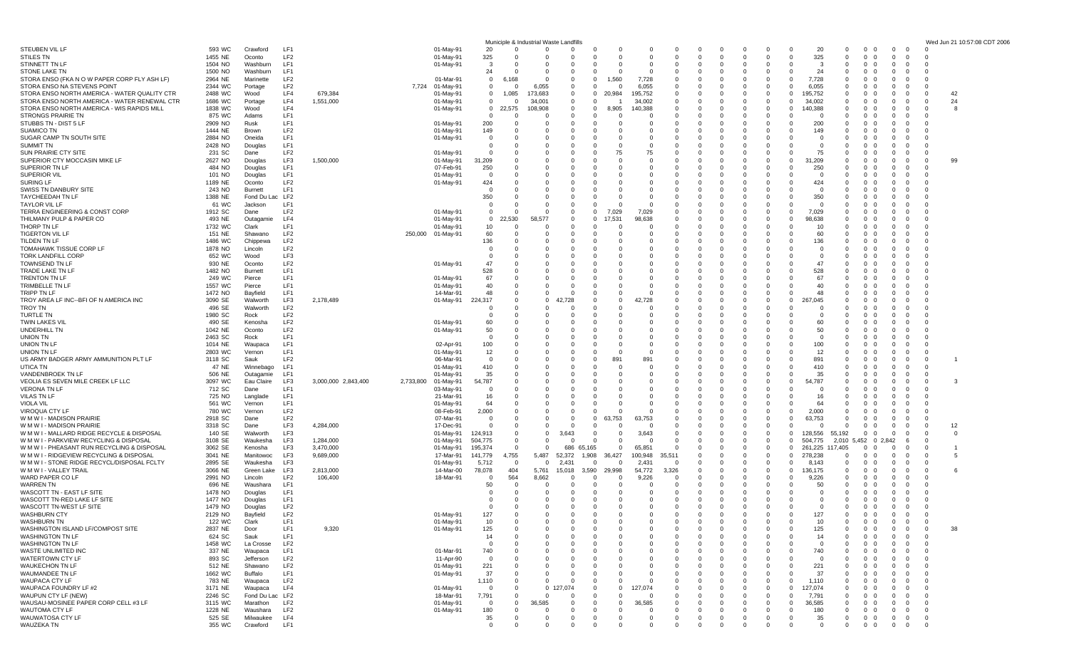| | | | | | | | | | | | | | | | | | | | | | | | | | | | | | | | |
|---|---|---|---|---|---|---|---|---|---|---|---|---|---|---|---|---|---|---|---|---|---|---|---|---|---|---|---|---|---|---|---|
| STEUBEN VIL LF | 593 | WC | Crawford | LF1 | | | | 01-May-91 | 20 | 0 | 0 | 0 | 0 | 0 | 0 | 0 | 0 | 0 | 0 | 0 | 0 | 0 | 0 | 20 | 0 | 0 | 0 | 0 | 0 | 0 | |
| STILES TN | 1455 | NE | Oconto | LF2 | | | | 01-May-91 | 325 | 0 | 0 | 0 | 0 | 0 | 0 | 0 | 0 | 0 | 0 | 0 | 0 | 0 | 0 | 325 | 0 | 0 | 0 | 0 | 0 | 0 | |
| STINNETT TN LF | 1504 | NO | Washburn | LF1 | | | | 01-May-91 | 3 | 0 | 0 | 0 | 0 | 0 | 0 | 0 | 0 | 0 | 0 | 0 | 0 | 0 | 0 | 3 | 0 | 0 | 0 | 0 | 0 | 0 | |
| STONE LAKE TN | 1500 | NO | Washburn | LF1 | | | | | 24 | 0 | 0 | 0 | 0 | 0 | 0 | 0 | 0 | 0 | 0 | 0 | 0 | 0 | 0 | 24 | 0 | 0 | 0 | 0 | 0 | 0 | |
| STORA ENSO (FKA N O W PAPER CORP FLY ASH LF) | 2964 | NE | Marinette | LF2 | | | | 01-Mar-91 | 0 | 6,168 | 0 | 0 | 0 | 1,560 | 7,728 | 0 | 0 | 0 | 0 | 0 | 0 | 0 | 0 | 7,728 | 0 | 0 | 0 | 0 | 0 | 0 | |
| STORA ENSO NA STEVENS POINT | 2344 | WC | Portage | LF2 | | | 7,724 | 01-May-91 | 0 | 0 | 6,055 | 0 | 0 | 0 | 6,055 | 0 | 0 | 0 | 0 | 0 | 0 | 0 | 0 | 6,055 | 0 | 0 | 0 | 0 | 0 | 0 | |
| STORA ENSO NORTH AMERICA - WATER QUALITY CTR | 2488 | WC | Wood | LF4 | 679,384 | | | 01-May-91 | 0 | 1,085 | 173,683 | 0 | 0 | 20,984 | 195,752 | 0 | 0 | 0 | 0 | 0 | 0 | 0 | 0 | 195,752 | 0 | 0 | 0 | 0 | 0 | 0 | 42 |
| STORA ENSO NORTH AMERICA - WATER RENEWAL CTR | 1686 | WC | Portage | LF4 | 1,551,000 | | | 01-May-91 | 0 | 0 | 34,001 | 0 | 0 | 1 | 34,002 | 0 | 0 | 0 | 0 | 0 | 0 | 0 | 0 | 34,002 | 0 | 0 | 0 | 0 | 0 | 0 | 24 |
| STORA ENSO NORTH AMERICA - WIS RAPIDS MILL | 1838 | WC | Wood | LF4 | | | | 01-May-91 | 0 | 22,575 | 108,908 | 0 | 0 | 8,905 | 140,388 | 0 | 0 | 0 | 0 | 0 | 0 | 0 | 0 | 140,388 | 0 | 0 | 0 | 0 | 0 | 0 | 8 |
| STRONGS PRAIRIE TN | 875 | WC | Adams | LF1 | | | | | 0 | 0 | 0 | 0 | 0 | 0 | 0 | 0 | 0 | 0 | 0 | 0 | 0 | 0 | 0 | 0 | 0 | 0 | 0 | 0 | 0 | 0 | |
| STUBBS TN - DIST 5 LF | 2909 | NO | Rusk | LF1 | | | | 01-May-91 | 200 | 0 | 0 | 0 | 0 | 0 | 0 | 0 | 0 | 0 | 0 | 0 | 0 | 0 | 0 | 200 | 0 | 0 | 0 | 0 | 0 | 0 | |
| SUAMICO TN | 1444 | NE | Brown | LF2 | | | | 01-May-91 | 149 | 0 | 0 | 0 | 0 | 0 | 0 | 0 | 0 | 0 | 0 | 0 | 0 | 0 | 0 | 149 | 0 | 0 | 0 | 0 | 0 | 0 | |
| SUGAR CAMP TN SOUTH SITE | 2884 | NO | Oneida | LF1 | | | | 01-May-91 | 0 | 0 | 0 | 0 | 0 | 0 | 0 | 0 | 0 | 0 | 0 | 0 | 0 | 0 | 0 | 0 | 0 | 0 | 0 | 0 | 0 | 0 | |
| SUMMIT TN | 2428 | NO | Douglas | LF1 | | | | | 0 | 0 | 0 | 0 | 0 | 0 | 0 | 0 | 0 | 0 | 0 | 0 | 0 | 0 | 0 | 0 | 0 | 0 | 0 | 0 | 0 | 0 | |
| SUN PRAIRIE CTY SITE | 231 | SC | Dane | LF2 | | | | 01-May-91 | 0 | 0 | 0 | 0 | 0 | 75 | 75 | 0 | 0 | 0 | 0 | 0 | 0 | 0 | 0 | 75 | 0 | 0 | 0 | 0 | 0 | 0 | |
| SUPERIOR CTY MOCCASIN MIKE LF | 2627 | NO | Douglas | LF3 | 1,500,000 | | | 01-May-91 | 31,209 | 0 | 0 | 0 | 0 | 0 | 0 | 0 | 0 | 0 | 0 | 0 | 0 | 0 | 0 | 31,209 | 0 | 0 | 0 | 0 | 0 | 0 | 99 |
| SUPERIOR TN LF | 484 | NO | Douglas | LF1 | | | | 07-Feb-91 | 250 | 0 | 0 | 0 | 0 | 0 | 0 | 0 | 0 | 0 | 0 | 0 | 0 | 0 | 0 | 250 | 0 | 0 | 0 | 0 | 0 | 0 | |
| SUPERIOR VIL | 101 | NO | Douglas | LF1 | | | | 01-May-91 | 0 | 0 | 0 | 0 | 0 | 0 | 0 | 0 | 0 | 0 | 0 | 0 | 0 | 0 | 0 | 0 | 0 | 0 | 0 | 0 | 0 | 0 | |
| SURING LF | 1189 | NE | Oconto | LF2 | | | | 01-May-91 | 424 | 0 | 0 | 0 | 0 | 0 | 0 | 0 | 0 | 0 | 0 | 0 | 0 | 0 | 0 | 424 | 0 | 0 | 0 | 0 | 0 | 0 | |
| SWISS TN DANBURY SITE | 243 | NO | Burnett | LF1 | | | | | 0 | 0 | 0 | 0 | 0 | 0 | 0 | 0 | 0 | 0 | 0 | 0 | 0 | 0 | 0 | 0 | 0 | 0 | 0 | 0 | 0 | 0 | |
| TAYCHEEDAH TN LF | 1388 | NE | Fond Du Lac | LF2 | | | | | 350 | 0 | 0 | 0 | 0 | 0 | 0 | 0 | 0 | 0 | 0 | 0 | 0 | 0 | 0 | 350 | 0 | 0 | 0 | 0 | 0 | 0 | |
| TAYLOR VIL LF | 61 | WC | Jackson | LF1 | | | | | 0 | 0 | 0 | 0 | 0 | 0 | 0 | 0 | 0 | 0 | 0 | 0 | 0 | 0 | 0 | 0 | 0 | 0 | 0 | 0 | 0 | 0 | |
| TERRA ENGINEERING & CONST CORP | 1912 | SC | Dane | LF2 | | | | 01-May-91 | 0 | 0 | 0 | 0 | 0 | 7,029 | 7,029 | 0 | 0 | 0 | 0 | 0 | 0 | 0 | 0 | 7,029 | 0 | 0 | 0 | 0 | 0 | 0 | |
| THILMANY PULP & PAPER CO | 493 | NE | Outagamie | LF4 | | | | 01-May-91 | 0 | 22,530 | 58,577 | 0 | 0 | 17,531 | 98,638 | 0 | 0 | 0 | 0 | 0 | 0 | 0 | 0 | 98,638 | 0 | 0 | 0 | 0 | 0 | 0 | |
| THORP TN LF | 1732 | WC | Clark | LF1 | | | | 01-May-91 | 10 | 0 | 0 | 0 | 0 | 0 | 0 | 0 | 0 | 0 | 0 | 0 | 0 | 0 | 0 | 10 | 0 | 0 | 0 | 0 | 0 | 0 | |
| TIGERTON VIL LF | 151 | NE | Shawano | LF2 | | | 250,000 | 01-May-91 | 60 | 0 | 0 | 0 | 0 | 0 | 0 | 0 | 0 | 0 | 0 | 0 | 0 | 0 | 0 | 60 | 0 | 0 | 0 | 0 | 0 | 0 | |
| TILDEN TN LF | 1486 | WC | Chippewa | LF2 | | | | | 136 | 0 | 0 | 0 | 0 | 0 | 0 | 0 | 0 | 0 | 0 | 0 | 0 | 0 | 0 | 136 | 0 | 0 | 0 | 0 | 0 | 0 | |
| TOMAHAWK TISSUE CORP LF | 1878 | NO | Lincoln | LF2 | | | | | 0 | 0 | 0 | 0 | 0 | 0 | 0 | 0 | 0 | 0 | 0 | 0 | 0 | 0 | 0 | 0 | 0 | 0 | 0 | 0 | 0 | 0 | |
| TORK LANDFILL CORP | 652 | WC | Wood | LF3 | | | | | 0 | 0 | 0 | 0 | 0 | 0 | 0 | 0 | 0 | 0 | 0 | 0 | 0 | 0 | 0 | 0 | 0 | 0 | 0 | 0 | 0 | 0 | |
| TOWNSEND TN LF | 930 | NE | Oconto | LF2 | | | | 01-May-91 | 47 | 0 | 0 | 0 | 0 | 0 | 0 | 0 | 0 | 0 | 0 | 0 | 0 | 0 | 0 | 47 | 0 | 0 | 0 | 0 | 0 | 0 | |
| TRADE LAKE TN LF | 1482 | NO | Burnett | LF1 | | | | | 528 | 0 | 0 | 0 | 0 | 0 | 0 | 0 | 0 | 0 | 0 | 0 | 0 | 0 | 0 | 528 | 0 | 0 | 0 | 0 | 0 | 0 | |
| TRENTON TN LF | 249 | WC | Pierce | LF1 | | | | 01-May-91 | 67 | 0 | 0 | 0 | 0 | 0 | 0 | 0 | 0 | 0 | 0 | 0 | 0 | 0 | 0 | 67 | 0 | 0 | 0 | 0 | 0 | 0 | |
| TRIMBELLE TN LF | 1557 | WC | Pierce | LF1 | | | | 01-May-91 | 40 | 0 | 0 | 0 | 0 | 0 | 0 | 0 | 0 | 0 | 0 | 0 | 0 | 0 | 0 | 40 | 0 | 0 | 0 | 0 | 0 | 0 | |
| TRIPP TN LF | 1472 | NO | Bayfield | LF1 | | | | 14-Mar-91 | 48 | 0 | 0 | 0 | 0 | 0 | 0 | 0 | 0 | 0 | 0 | 0 | 0 | 0 | 0 | 48 | 0 | 0 | 0 | 0 | 0 | 0 | |
| TROY AREA LF INC--BFI OF N AMERICA INC | 3090 | SE | Walworth | LF3 | 2,178,489 | | | 01-May-91 | 224,317 | 0 | 0 | 42,728 | 0 | 0 | 42,728 | 0 | 0 | 0 | 0 | 0 | 0 | 0 | 0 | 267,045 | 0 | 0 | 0 | 0 | 0 | 0 | |
| TROY TN | 496 | SE | Walworth | LF2 | | | | | 0 | 0 | 0 | 0 | 0 | 0 | 0 | 0 | 0 | 0 | 0 | 0 | 0 | 0 | 0 | 0 | 0 | 0 | 0 | 0 | 0 | 0 | |
| TURTLE TN | 1980 | SC | Rock | LF2 | | | | | 0 | 0 | 0 | 0 | 0 | 0 | 0 | 0 | 0 | 0 | 0 | 0 | 0 | 0 | 0 | 0 | 0 | 0 | 0 | 0 | 0 | 0 | |
| TWIN LAKES VIL | 490 | SE | Kenosha | LF2 | | | | 01-May-91 | 60 | 0 | 0 | 0 | 0 | 0 | 0 | 0 | 0 | 0 | 0 | 0 | 0 | 0 | 0 | 60 | 0 | 0 | 0 | 0 | 0 | 0 | |
| UNDERHILL TN | 1042 | NE | Oconto | LF2 | | | | 01-May-91 | 50 | 0 | 0 | 0 | 0 | 0 | 0 | 0 | 0 | 0 | 0 | 0 | 0 | 0 | 0 | 50 | 0 | 0 | 0 | 0 | 0 | 0 | |
| UNION TN | 2463 | SC | Rock | LF1 | | | | | 0 | 0 | 0 | 0 | 0 | 0 | 0 | 0 | 0 | 0 | 0 | 0 | 0 | 0 | 0 | 0 | 0 | 0 | 0 | 0 | 0 | 0 | |
| UNION TN LF | 1014 | NE | Waupaca | LF1 | | | | 02-Apr-91 | 100 | 0 | 0 | 0 | 0 | 0 | 0 | 0 | 0 | 0 | 0 | 0 | 0 | 0 | 0 | 100 | 0 | 0 | 0 | 0 | 0 | 0 | |
| UNION TN LF | 2803 | WC | Vernon | LF1 | | | | 01-May-91 | 12 | 0 | 0 | 0 | 0 | 0 | 0 | 0 | 0 | 0 | 0 | 0 | 0 | 0 | 0 | 12 | 0 | 0 | 0 | 0 | 0 | 0 | |
| US ARMY BADGER ARMY AMMUNITION PLT LF | 3118 | SC | Sauk | LF2 | | | | 06-Mar-91 | 0 | 0 | 0 | 0 | 0 | 891 | 891 | 0 | 0 | 0 | 0 | 0 | 0 | 0 | 0 | 891 | 0 | 0 | 0 | 0 | 0 | 0 | 1 |
| UTICA TN | 47 | NE | Winnebago | LF1 | | | | 01-May-91 | 410 | 0 | 0 | 0 | 0 | 0 | 0 | 0 | 0 | 0 | 0 | 0 | 0 | 0 | 0 | 410 | 0 | 0 | 0 | 0 | 0 | 0 | |
| VANDENBROEK TN LF | 506 | NE | Outagamie | LF1 | | | | 01-May-91 | 35 | 0 | 0 | 0 | 0 | 0 | 0 | 0 | 0 | 0 | 0 | 0 | 0 | 0 | 0 | 35 | 0 | 0 | 0 | 0 | 0 | 0 | |
| VEOLIA ES SEVEN MILE CREEK LF LLC | 3097 | WC | Eau Claire | LF3 | 3,000,000 | 2,843,400 | 2,733,800 | 01-May-91 | 54,787 | 0 | 0 | 0 | 0 | 0 | 0 | 0 | 0 | 0 | 0 | 0 | 0 | 0 | 0 | 54,787 | 0 | 0 | 0 | 0 | 0 | 0 | 3 |
| VERONA TN LF | 712 | SC | Dane | LF1 | | | | 03-May-91 | 0 | 0 | 0 | 0 | 0 | 0 | 0 | 0 | 0 | 0 | 0 | 0 | 0 | 0 | 0 | 0 | 0 | 0 | 0 | 0 | 0 | 0 | |
| VILAS TN LF | 725 | NO | Langlade | LF1 | | | | 21-Mar-91 | 16 | 0 | 0 | 0 | 0 | 0 | 0 | 0 | 0 | 0 | 0 | 0 | 0 | 0 | 0 | 16 | 0 | 0 | 0 | 0 | 0 | 0 | |
| VIOLA VIL | 561 | WC | Vernon | LF1 | | | | 01-May-91 | 64 | 0 | 0 | 0 | 0 | 0 | 0 | 0 | 0 | 0 | 0 | 0 | 0 | 0 | 0 | 64 | 0 | 0 | 0 | 0 | 0 | 0 | |
| VIROQUA CTY LF | 780 | WC | Vernon | LF2 | | | | 08-Feb-91 | 2,000 | 0 | 0 | 0 | 0 | 0 | 0 | 0 | 0 | 0 | 0 | 0 | 0 | 0 | 0 | 2,000 | 0 | 0 | 0 | 0 | 0 | 0 | |
| W M W I - MADISON PRAIRIE | 2918 | SC | Dane | LF2 | | | | 07-Mar-91 | 0 | 0 | 0 | 0 | 0 | 63,753 | 63,753 | 0 | 0 | 0 | 0 | 0 | 0 | 0 | 0 | 63,753 | 0 | 0 | 0 | 0 | 0 | 0 | |
| W M W I - MADISON PRAIRIE | 3318 | SC | Dane | LF3 | 4,284,000 | | | 17-Dec-91 | 0 | 0 | 0 | 0 | 0 | 0 | 0 | 0 | 0 | 0 | 0 | 0 | 0 | 0 | 0 | 0 | 0 | 0 | 0 | 0 | 0 | 0 | 12 |
| W M W I - MALLARD RIDGE RECYCLE & DISPOSAL | 140 | SE | Walworth | LF3 | | | | 01-May-91 | 124,913 | 0 | 0 | 3,643 | 0 | 0 | 3,643 | 0 | 0 | 0 | 0 | 0 | 0 | 0 | 0 | 128,556 | 55,192 | 0 | 0 | 0 | 0 | 0 | 0 |
| W M W I - PARKVIEW RECYCLING & DISPOSAL | 3108 | SE | Waukesha | LF3 | 1,284,000 | | | 01-May-91 | 504,775 | 0 | 0 | 0 | 0 | 0 | 0 | 0 | 0 | 0 | 0 | 0 | 0 | 0 | 0 | 504,775 | 2,010 | 5,452 | 0 | 2,842 | 6 | 0 | |
| W M W I - PHEASANT RUN RECYCLING & DISPOSAL | 3062 | SE | Kenosha | LF3 | 3,470,000 | | | 01-May-91 | 195,374 | 0 | 0 | 686 | 65,165 | 0 | 65,851 | 0 | 0 | 0 | 0 | 0 | 0 | 0 | 0 | 261,225 | 117,405 | 0 | 0 | 0 | 0 | 0 | 1 |
| W M W I - RIDGEVIEW RECYCLING & DISPOSAL | 3041 | NE | Manitowoc | LF3 | 9,689,000 | | | 17-Mar-91 | 141,779 | 4,755 | 5,487 | 52,372 | 1,908 | 36,427 | 100,948 | 35,511 | 0 | 0 | 0 | 0 | 0 | 0 | 0 | 278,238 | 0 | 0 | 0 | 0 | 0 | 0 | 5 |
| W M W I - STONE RIDGE RECYCL/DISPOSAL FCLTY | 2895 | SE | Waukesha | LF3 | | | | 01-May-91 | 5,712 | 0 | 0 | 2,431 | 0 | 0 | 2,431 | 0 | 0 | 0 | 0 | 0 | 0 | 0 | 0 | 8,143 | 0 | 0 | 0 | 0 | 0 | 0 | |
| W M W I - VALLEY TRAIL | 3066 | NE | Green Lake | LF3 | 2,813,000 | | | 14-Mar-00 | 78,078 | 404 | 5,761 | 15,018 | 3,590 | 29,998 | 54,772 | 3,326 | 0 | 0 | 0 | 0 | 0 | 0 | 0 | 136,175 | 0 | 0 | 0 | 0 | 0 | 0 | 6 |
| WARD PAPER CO LF | 2991 | NO | Lincoln | LF2 | 106,400 | | | 18-Mar-91 | 0 | 564 | 8,662 | 0 | 0 | 0 | 9,226 | 0 | 0 | 0 | 0 | 0 | 0 | 0 | 0 | 9,226 | 0 | 0 | 0 | 0 | 0 | 0 | |
| WARREN TN | 696 | NE | Waushara | LF1 | | | | | 50 | 0 | 0 | 0 | 0 | 0 | 0 | 0 | 0 | 0 | 0 | 0 | 0 | 0 | 0 | 50 | 0 | 0 | 0 | 0 | 0 | 0 | |
| WASCOTT TN - EAST LF SITE | 1478 | NO | Douglas | LF1 | | | | | 0 | 0 | 0 | 0 | 0 | 0 | 0 | 0 | 0 | 0 | 0 | 0 | 0 | 0 | 0 | 0 | 0 | 0 | 0 | 0 | 0 | 0 | |
| WASCOTT TN-RED LAKE LF SITE | 1477 | NO | Douglas | LF1 | | | | | 0 | 0 | 0 | 0 | 0 | 0 | 0 | 0 | 0 | 0 | 0 | 0 | 0 | 0 | 0 | 0 | 0 | 0 | 0 | 0 | 0 | 0 | |
| WASCOTT TN-WEST LF SITE | 1479 | NO | Douglas | LF2 | | | | | 0 | 0 | 0 | 0 | 0 | 0 | 0 | 0 | 0 | 0 | 0 | 0 | 0 | 0 | 0 | 0 | 0 | 0 | 0 | 0 | 0 | 0 | |
| WASHBURN CTY | 2129 | NO | Bayfield | LF2 | | | | 01-May-91 | 127 | 0 | 0 | 0 | 0 | 0 | 0 | 0 | 0 | 0 | 0 | 0 | 0 | 0 | 0 | 127 | 0 | 0 | 0 | 0 | 0 | 0 | |
| WASHBURN TN | 122 | WC | Clark | LF1 | | | | 01-May-91 | 10 | 0 | 0 | 0 | 0 | 0 | 0 | 0 | 0 | 0 | 0 | 0 | 0 | 0 | 0 | 10 | 0 | 0 | 0 | 0 | 0 | 0 | |
| WASHINGTON ISLAND LF/COMPOST SITE | 2837 | NE | Door | LF1 | 9,320 | | | 01-May-91 | 125 | 0 | 0 | 0 | 0 | 0 | 0 | 0 | 0 | 0 | 0 | 0 | 0 | 0 | 0 | 125 | 0 | 0 | 0 | 0 | 0 | 0 | 38 |
| WASHINGTON TN LF | 624 | SC | Sauk | LF1 | | | | | 14 | 0 | 0 | 0 | 0 | 0 | 0 | 0 | 0 | 0 | 0 | 0 | 0 | 0 | 0 | 14 | 0 | 0 | 0 | 0 | 0 | 0 | |
| WASHINGTON TN LF | 1458 | WC | La Crosse | LF2 | | | | | 0 | 0 | 0 | 0 | 0 | 0 | 0 | 0 | 0 | 0 | 0 | 0 | 0 | 0 | 0 | 0 | 0 | 0 | 0 | 0 | 0 | 0 | |
| WASTE UNLIMITED INC | 337 | NE | Waupaca | LF1 | | | | 01-Mar-91 | 740 | 0 | 0 | 0 | 0 | 0 | 0 | 0 | 0 | 0 | 0 | 0 | 0 | 0 | 0 | 740 | 0 | 0 | 0 | 0 | 0 | 0 | |
| WATERTOWN CTY LF | 893 | SC | Jefferson | LF2 | | | | 11-Apr-90 | 0 | 0 | 0 | 0 | 0 | 0 | 0 | 0 | 0 | 0 | 0 | 0 | 0 | 0 | 0 | 0 | 0 | 0 | 0 | 0 | 0 | 0 | |
| WAUKECHON TN LF | 512 | NE | Shawano | LF2 | | | | 01-May-91 | 221 | 0 | 0 | 0 | 0 | 0 | 0 | 0 | 0 | 0 | 0 | 0 | 0 | 0 | 0 | 221 | 0 | 0 | 0 | 0 | 0 | 0 | |
| WAUMANDEE TN LF | 1662 | WC | Buffalo | LF1 | | | | 01-May-91 | 37 | 0 | 0 | 0 | 0 | 0 | 0 | 0 | 0 | 0 | 0 | 0 | 0 | 0 | 0 | 37 | 0 | 0 | 0 | 0 | 0 | 0 | |
| WAUPACA CTY LF | 783 | NE | Waupaca | LF2 | | | | | 1,110 | 0 | 0 | 0 | 0 | 0 | 0 | 0 | 0 | 0 | 0 | 0 | 0 | 0 | 0 | 1,110 | 0 | 0 | 0 | 0 | 0 | 0 | |
| WAUPACA FOUNDRY LF #2 | 3171 | NE | Waupaca | LF4 | | | | 01-May-91 | 0 | 0 | 0 | 127,074 | 0 | 0 | 127,074 | 0 | 0 | 0 | 0 | 0 | 0 | 0 | 0 | 127,074 | 0 | 0 | 0 | 0 | 0 | 0 | |
| WAUPUN CTY LF (NEW) | 2246 | SC | Fond Du Lac | LF2 | | | | 18-Mar-91 | 7,791 | 0 | 0 | 0 | 0 | 0 | 0 | 0 | 0 | 0 | 0 | 0 | 0 | 0 | 0 | 7,791 | 0 | 0 | 0 | 0 | 0 | 0 | |
| WAUSAU-MOSINEE PAPER CORP CELL #3 LF | 3115 | WC | Marathon | LF2 | | | | 01-May-91 | 0 | 0 | 36,585 | 0 | 0 | 0 | 36,585 | 0 | 0 | 0 | 0 | 0 | 0 | 0 | 0 | 36,585 | 0 | 0 | 0 | 0 | 0 | 0 | |
| WAUTOMA CTY LF | 1228 | NE | Waushara | LF2 | | | | 01-May-91 | 180 | 0 | 0 | 0 | 0 | 0 | 0 | 0 | 0 | 0 | 0 | 0 | 0 | 0 | 0 | 180 | 0 | 0 | 0 | 0 | 0 | 0 | |
| WAUWATOSA CTY LF | 525 | SE | Milwaukee | LF4 | | | | | 35 | 0 | 0 | 0 | 0 | 0 | 0 | 0 | 0 | 0 | 0 | 0 | 0 | 0 | 0 | 35 | 0 | 0 | 0 | 0 | 0 | 0 | |
| WAUZEKA TN | 355 | WC | Crawford | LF1 | | | | | 0 | 0 | 0 | 0 | 0 | 0 | 0 | 0 | 0 | 0 | 0 | 0 | 0 | 0 | 0 | 0 | 0 | 0 | 0 | 0 | 0 | 0 | |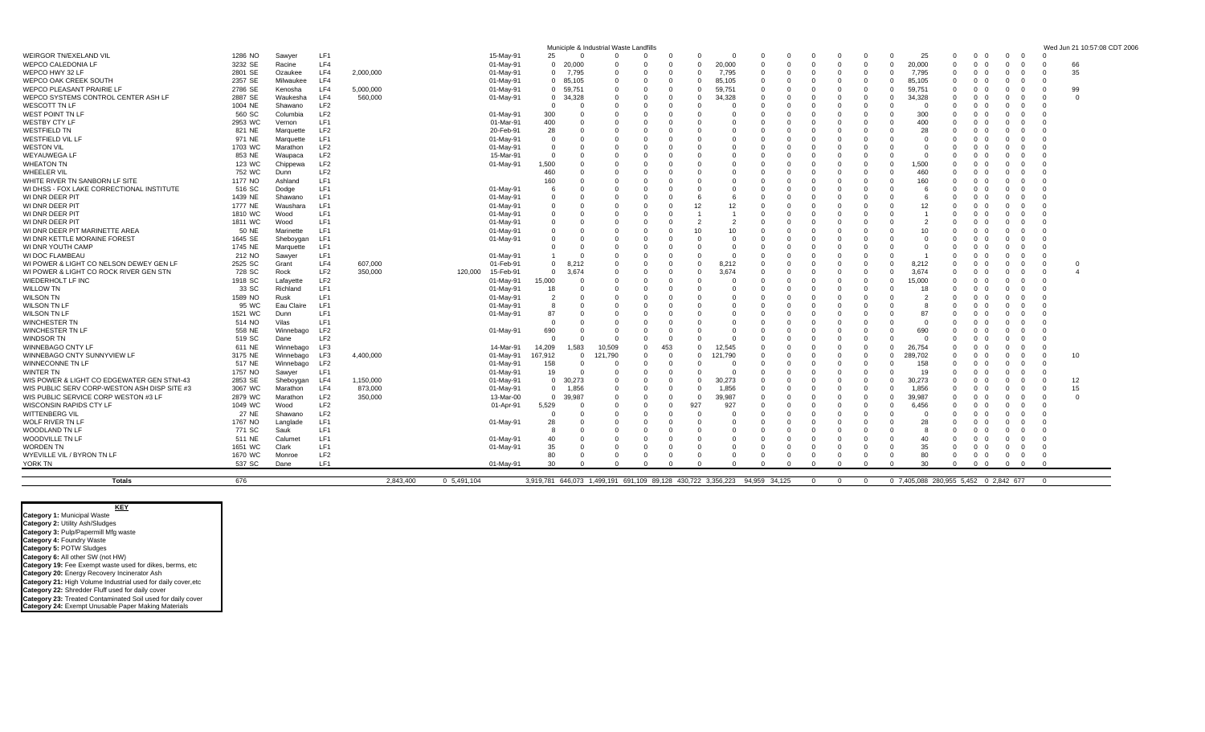Wed Jun 21 10:57:08 CDT 2006

Municiple & Industrial Waste Landfills

| | | | | | | | | | | | | | | | | | | | | | | | | | | | | | | | |
|---|---|---|---|---|---|---|---|---|---|---|---|---|---|---|---|---|---|---|---|---|---|---|---|---|---|---|---|---|---|---|---|
| WEIGROR TN/EXELAND VIL | 1286 | NO | Sawyer | LF1 | | | | | 15-May-91 | 25 | 0 | 0 | 0 | 0 | 0 | 0 | 0 | 0 | 0 | 0 | 0 | 0 | 0 | 25 | 0 | 0 | 0 | 0 | 0 | 0 | |
| WEPCO CALEDONIA LF | 3232 | SE | Racine | LF4 | | | | | 01-May-91 | 0 | 20,000 | 0 | 0 | 0 | 0 | 20,000 | 0 | 0 | 0 | 0 | 0 | 0 | 0 | 20,000 | 0 | 0 | 0 | 0 | 0 | 0 | 66 |
| WEPCO HWY 32 LF | 2801 | SE | Ozaukee | LF4 | 2,000,000 | | | | 01-May-91 | 0 | 7,795 | 0 | 0 | 0 | 0 | 7,795 | 0 | 0 | 0 | 0 | 0 | 0 | 0 | 7,795 | 0 | 0 | 0 | 0 | 0 | 0 | 35 |
| WEPCO OAK CREEK SOUTH | 2357 | SE | Milwaukee | LF4 | | | | | 01-May-91 | 0 | 85,105 | 0 | 0 | 0 | 0 | 85,105 | 0 | 0 | 0 | 0 | 0 | 0 | 0 | 85,105 | 0 | 0 | 0 | 0 | 0 | 0 | |
| WEPCO PLEASANT PRAIRIE LF | 2786 | SE | Kenosha | LF4 | 5,000,000 | | | | 01-May-91 | 0 | 59,751 | 0 | 0 | 0 | 0 | 59,751 | 0 | 0 | 0 | 0 | 0 | 0 | 0 | 59,751 | 0 | 0 | 0 | 0 | 0 | 0 | 99 |
| WEPCO SYSTEMS CONTROL CENTER ASH LF | 2887 | SE | Waukesha | LF4 | 560,000 | | | | 01-May-91 | 0 | 34,328 | 0 | 0 | 0 | 0 | 34,328 | 0 | 0 | 0 | 0 | 0 | 0 | 0 | 34,328 | 0 | 0 | 0 | 0 | 0 | 0 | 0 |
| WESCOTT TN LF | 1004 | NE | Shawano | LF2 | | | | | | 0 | 0 | 0 | 0 | 0 | 0 | 0 | 0 | 0 | 0 | 0 | 0 | 0 | 0 | 0 | 0 | 0 | 0 | 0 | 0 | 0 | |
| WEST POINT TN LF | 560 | SC | Columbia | LF2 | | | | | 01-May-91 | 300 | 0 | 0 | 0 | 0 | 0 | 0 | 0 | 0 | 0 | 0 | 0 | 0 | 0 | 300 | 0 | 0 | 0 | 0 | 0 | 0 | |
| WESTBY CTY LF | 2953 | WC | Vernon | LF1 | | | | | 01-Mar-91 | 400 | 0 | 0 | 0 | 0 | 0 | 0 | 0 | 0 | 0 | 0 | 0 | 0 | 0 | 400 | 0 | 0 | 0 | 0 | 0 | 0 | |
| WESTFIELD TN | 821 | NE | Marquette | LF2 | | | | | 20-Feb-91 | 28 | 0 | 0 | 0 | 0 | 0 | 0 | 0 | 0 | 0 | 0 | 0 | 0 | 0 | 28 | 0 | 0 | 0 | 0 | 0 | 0 | |
| WESTFIELD VIL LF | 971 | NE | Marquette | LF1 | | | | | 01-May-91 | 0 | 0 | 0 | 0 | 0 | 0 | 0 | 0 | 0 | 0 | 0 | 0 | 0 | 0 | 0 | 0 | 0 | 0 | 0 | 0 | 0 | |
| WESTON VIL | 1703 | WC | Marathon | LF2 | | | | | 01-May-91 | 0 | 0 | 0 | 0 | 0 | 0 | 0 | 0 | 0 | 0 | 0 | 0 | 0 | 0 | 0 | 0 | 0 | 0 | 0 | 0 | 0 | |
| WEYAUWEGA LF | 853 | NE | Waupaca | LF2 | | | | | 15-Mar-91 | 0 | 0 | 0 | 0 | 0 | 0 | 0 | 0 | 0 | 0 | 0 | 0 | 0 | 0 | 0 | 0 | 0 | 0 | 0 | 0 | 0 | |
| WHEATON TN | 123 | WC | Chippewa | LF2 | | | | | 01-May-91 | 1,500 | 0 | 0 | 0 | 0 | 0 | 0 | 0 | 0 | 0 | 0 | 0 | 0 | 0 | 1,500 | 0 | 0 | 0 | 0 | 0 | 0 | |
| WHEELER VIL | 752 | WC | Dunn | LF2 | | | | | | 460 | 0 | 0 | 0 | 0 | 0 | 0 | 0 | 0 | 0 | 0 | 0 | 0 | 0 | 460 | 0 | 0 | 0 | 0 | 0 | 0 | |
| WHITE RIVER TN SANBORN LF SITE | 1177 | NO | Ashland | LF1 | | | | | | 160 | 0 | 0 | 0 | 0 | 0 | 0 | 0 | 0 | 0 | 0 | 0 | 0 | 0 | 160 | 0 | 0 | 0 | 0 | 0 | 0 | |
| WI DHSS - FOX LAKE CORRECTIONAL INSTITUTE | 516 | SC | Dodge | LF1 | | | | | 01-May-91 | 6 | 0 | 0 | 0 | 0 | 0 | 0 | 0 | 0 | 0 | 0 | 0 | 0 | 0 | 6 | 0 | 0 | 0 | 0 | 0 | 0 | |
| WI DNR DEER PIT | 1439 | NE | Shawano | LF1 | | | | | 01-May-91 | 0 | 0 | 0 | 0 | 0 | 6 | 6 | 0 | 0 | 0 | 0 | 0 | 0 | 0 | 6 | 0 | 0 | 0 | 0 | 0 | 0 | |
| WI DNR DEER PIT | 1777 | NE | Waushara | LF1 | | | | | 01-May-91 | 0 | 0 | 0 | 0 | 0 | 12 | 12 | 0 | 0 | 0 | 0 | 0 | 0 | 0 | 12 | 0 | 0 | 0 | 0 | 0 | 0 | |
| WI DNR DEER PIT | 1810 | WC | Wood | LF1 | | | | | 01-May-91 | 0 | 0 | 0 | 0 | 0 | 1 | 1 | 0 | 0 | 0 | 0 | 0 | 0 | 0 | 1 | 0 | 0 | 0 | 0 | 0 | 0 | |
| WI DNR DEER PIT | 1811 | WC | Wood | LF1 | | | | | 01-May-91 | 0 | 0 | 0 | 0 | 0 | 2 | 2 | 0 | 0 | 0 | 0 | 0 | 0 | 0 | 2 | 0 | 0 | 0 | 0 | 0 | 0 | |
| WI DNR DEER PIT MARINETTE AREA | 50 | NE | Marinette | LF1 | | | | | 01-May-91 | 0 | 0 | 0 | 0 | 0 | 10 | 10 | 0 | 0 | 0 | 0 | 0 | 0 | 0 | 10 | 0 | 0 | 0 | 0 | 0 | 0 | |
| WI DNR KETTLE MORAINE FOREST | 1645 | SE | Sheboygan | LF1 | | | | | 01-May-91 | 0 | 0 | 0 | 0 | 0 | 0 | 0 | 0 | 0 | 0 | 0 | 0 | 0 | 0 | 0 | 0 | 0 | 0 | 0 | 0 | 0 | |
| WI DNR YOUTH CAMP | 1745 | NE | Marquette | LF1 | | | | | | 0 | 0 | 0 | 0 | 0 | 0 | 0 | 0 | 0 | 0 | 0 | 0 | 0 | 0 | 0 | 0 | 0 | 0 | 0 | 0 | 0 | |
| WI DOC FLAMBEAU | 212 | NO | Sawyer | LF1 | | | | | 01-May-91 | 1 | 0 | 0 | 0 | 0 | 0 | 0 | 0 | 0 | 0 | 0 | 0 | 0 | 0 | 1 | 0 | 0 | 0 | 0 | 0 | 0 | |
| WI POWER & LIGHT CO NELSON DEWEY GEN LF | 2525 | SC | Grant | LF4 | 607,000 | | | | 01-Feb-91 | 0 | 8,212 | 0 | 0 | 0 | 0 | 8,212 | 0 | 0 | 0 | 0 | 0 | 0 | 0 | 8,212 | 0 | 0 | 0 | 0 | 0 | 0 | 0 |
| WI POWER & LIGHT CO ROCK RIVER GEN STN | 728 | SC | Rock | LF2 | 350,000 | | | 120,000 | 15-Feb-91 | 0 | 3,674 | 0 | 0 | 0 | 0 | 3,674 | 0 | 0 | 0 | 0 | 0 | 0 | 0 | 3,674 | 0 | 0 | 0 | 0 | 0 | 0 | 4 |
| WIEDERHOLT LF INC | 1918 | SC | Lafayette | LF2 | | | | | 01-May-91 | 15,000 | 0 | 0 | 0 | 0 | 0 | 0 | 0 | 0 | 0 | 0 | 0 | 0 | 0 | 15,000 | 0 | 0 | 0 | 0 | 0 | 0 | |
| WILLOW TN | 33 | SC | Richland | LF1 | | | | | 01-May-91 | 18 | 0 | 0 | 0 | 0 | 0 | 0 | 0 | 0 | 0 | 0 | 0 | 0 | 0 | 18 | 0 | 0 | 0 | 0 | 0 | 0 | |
| WILSON TN | 1589 | NO | Rusk | LF1 | | | | | 01-May-91 | 2 | 0 | 0 | 0 | 0 | 0 | 0 | 0 | 0 | 0 | 0 | 0 | 0 | 0 | 2 | 0 | 0 | 0 | 0 | 0 | 0 | |
| WILSON TN LF | 95 | WC | Eau Claire | LF1 | | | | | 01-May-91 | 8 | 0 | 0 | 0 | 0 | 0 | 0 | 0 | 0 | 0 | 0 | 0 | 0 | 0 | 8 | 0 | 0 | 0 | 0 | 0 | 0 | |
| WILSON TN LF | 1521 | WC | Dunn | LF1 | | | | | 01-May-91 | 87 | 0 | 0 | 0 | 0 | 0 | 0 | 0 | 0 | 0 | 0 | 0 | 0 | 0 | 87 | 0 | 0 | 0 | 0 | 0 | 0 | |
| WINCHESTER TN | 514 | NO | Vilas | LF1 | | | | | | 0 | 0 | 0 | 0 | 0 | 0 | 0 | 0 | 0 | 0 | 0 | 0 | 0 | 0 | 0 | 0 | 0 | 0 | 0 | 0 | 0 | |
| WINCHESTER TN LF | 558 | NE | Winnebago | LF2 | | | | | 01-May-91 | 690 | 0 | 0 | 0 | 0 | 0 | 0 | 0 | 0 | 0 | 0 | 0 | 0 | 0 | 690 | 0 | 0 | 0 | 0 | 0 | 0 | |
| WINDSOR TN | 519 | SC | Dane | LF2 | | | | | | 0 | 0 | 0 | 0 | 0 | 0 | 0 | 0 | 0 | 0 | 0 | 0 | 0 | 0 | 0 | 0 | 0 | 0 | 0 | 0 | 0 | |
| WINNEBAGO CNTY LF | 611 | NE | Winnebago | LF3 | | | | | 14-Mar-91 | 14,209 | 1,583 | 10,509 | 0 | 453 | 0 | 12,545 | 0 | 0 | 0 | 0 | 0 | 0 | 0 | 26,754 | 0 | 0 | 0 | 0 | 0 | 0 | |
| WINNEBAGO CNTY SUNNYVIEW LF | 3175 | NE | Winnebago | LF3 | 4,400,000 | | | | 01-May-91 | 167,912 | 0 | 121,790 | 0 | 0 | 0 | 121,790 | 0 | 0 | 0 | 0 | 0 | 0 | 0 | 289,702 | 0 | 0 | 0 | 0 | 0 | 0 | 10 |
| WINNECONNE TN LF | 517 | NE | Winnebago | LF2 | | | | | 01-May-91 | 158 | 0 | 0 | 0 | 0 | 0 | 0 | 0 | 0 | 0 | 0 | 0 | 0 | 0 | 158 | 0 | 0 | 0 | 0 | 0 | 0 | |
| WINTER TN | 1757 | NO | Sawyer | LF1 | | | | | 01-May-91 | 19 | 0 | 0 | 0 | 0 | 0 | 0 | 0 | 0 | 0 | 0 | 0 | 0 | 0 | 19 | 0 | 0 | 0 | 0 | 0 | 0 | |
| WIS POWER & LIGHT CO EDGEWATER GEN STN/I-43 | 2853 | SE | Sheboygan | LF4 | 1,150,000 | | | | 01-May-91 | 0 | 30,273 | 0 | 0 | 0 | 0 | 30,273 | 0 | 0 | 0 | 0 | 0 | 0 | 0 | 30,273 | 0 | 0 | 0 | 0 | 0 | 0 | 12 |
| WIS PUBLIC SERV CORP-WESTON ASH DISP SITE #3 | 3067 | WC | Marathon | LF4 | 873,000 | | | | 01-May-91 | 0 | 1,856 | 0 | 0 | 0 | 0 | 1,856 | 0 | 0 | 0 | 0 | 0 | 0 | 0 | 1,856 | 0 | 0 | 0 | 0 | 0 | 0 | 15 |
| WIS PUBLIC SERVICE CORP WESTON #3 LF | 2879 | WC | Marathon | LF2 | 350,000 | | | | 13-Mar-00 | 0 | 39,987 | 0 | 0 | 0 | 0 | 39,987 | 0 | 0 | 0 | 0 | 0 | 0 | 0 | 39,987 | 0 | 0 | 0 | 0 | 0 | 0 | 0 |
| WISCONSIN RAPIDS CTY LF | 1049 | WC | Wood | LF2 | | | | | 01-Apr-91 | 5,529 | 0 | 0 | 0 | 0 | 927 | 927 | 0 | 0 | 0 | 0 | 0 | 0 | 0 | 6,456 | 0 | 0 | 0 | 0 | 0 | 0 | |
| WITTENBERG VIL | 27 | NE | Shawano | LF2 | | | | | | 0 | 0 | 0 | 0 | 0 | 0 | 0 | 0 | 0 | 0 | 0 | 0 | 0 | 0 | 0 | 0 | 0 | 0 | 0 | 0 | 0 | |
| WOLF RIVER TN LF | 1767 | NO | Langlade | LF1 | | | | | 01-May-91 | 28 | 0 | 0 | 0 | 0 | 0 | 0 | 0 | 0 | 0 | 0 | 0 | 0 | 0 | 28 | 0 | 0 | 0 | 0 | 0 | 0 | |
| WOODLAND TN LF | 771 | SC | Sauk | LF1 | | | | | | 8 | 0 | 0 | 0 | 0 | 0 | 0 | 0 | 0 | 0 | 0 | 0 | 0 | 0 | 8 | 0 | 0 | 0 | 0 | 0 | 0 | |
| WOODVILLE TN LF | 511 | NE | Calumet | LF1 | | | | | 01-May-91 | 40 | 0 | 0 | 0 | 0 | 0 | 0 | 0 | 0 | 0 | 0 | 0 | 0 | 0 | 40 | 0 | 0 | 0 | 0 | 0 | 0 | |
| WORDEN TN | 1651 | WC | Clark | LF1 | | | | | 01-May-91 | 35 | 0 | 0 | 0 | 0 | 0 | 0 | 0 | 0 | 0 | 0 | 0 | 0 | 0 | 35 | 0 | 0 | 0 | 0 | 0 | 0 | |
| WYEVILLE VIL / BYRON TN LF | 1670 | WC | Monroe | LF2 | | | | | | 80 | 0 | 0 | 0 | 0 | 0 | 0 | 0 | 0 | 0 | 0 | 0 | 0 | 0 | 80 | 0 | 0 | 0 | 0 | 0 | 0 | |
| YORK TN | 537 | SC | Dane | LF1 | | | | | 01-May-91 | 30 | 0 | 0 | 0 | 0 | 0 | 0 | 0 | 0 | 0 | 0 | 0 | 0 | 0 | 30 | 0 | 0 | 0 | 0 | 0 | 0 | |
| **Totals** | 676 | | | | | 2,843,400 | 0 | 5,491,104 | | 3,919,781 | 646,073 | 1,499,191 | 691,109 | 89,128 | 430,722 | 3,356,223 | 94,959 | 34,125 | | 0 | 0 | 0 | 0 | 7,405,088 | 280,955 | 5,452 | 0 | 2,842 | 677 | 0 | |

**KEY**

**Category 1:** Municipal Waste
**Category 2:** Utility Ash/Sludges
**Category 3:** Pulp/Papermill Mfg waste
**Category 4:** Foundry Waste
**Category 5:** POTW Sludges
**Category 6:** All other SW (not HW)
**Category 19:** Fee Exempt waste used for dikes, berms, etc
**Category 20:** Energy Recovery Incinerator Ash
**Category 21:** High Volume Industrial used for daily cover,etc
**Category 22:** Shredder Fluff used for daily cover
**Category 23:** Treated Contaminated Soil used for daily cover
**Category 24:** Exempt Unusable Paper Making Materials